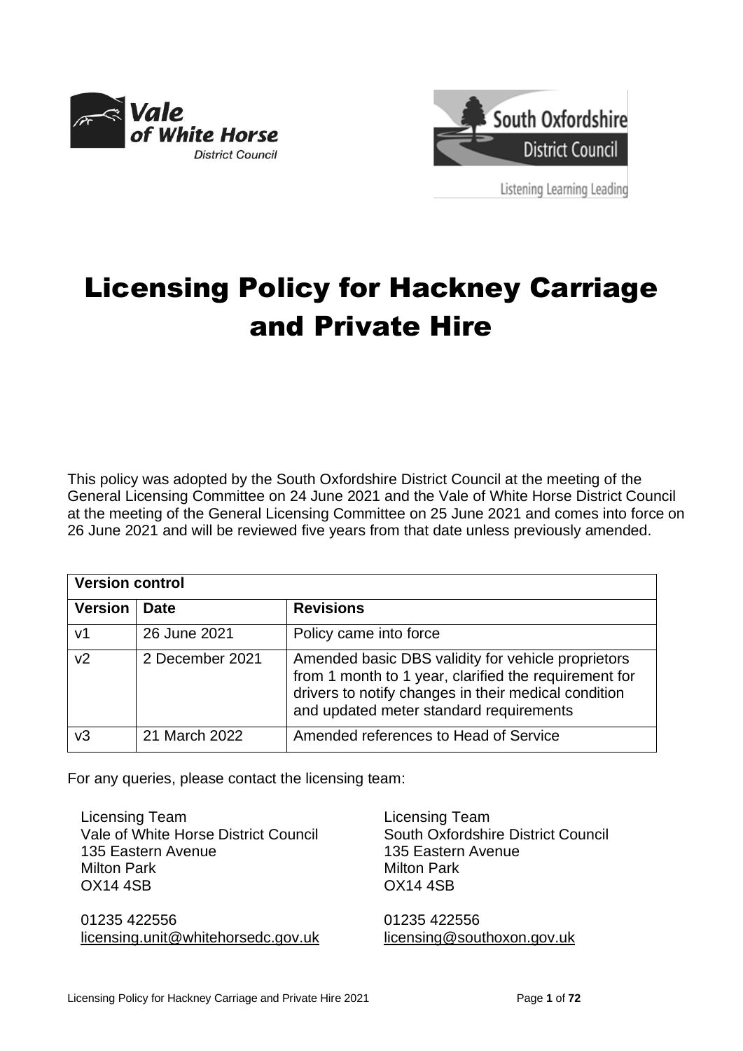# Licensing Policy for Hackney Carriage and Private Hire

This policy was adopted by the South Oxfordshire District Council at the meeting of the General Licensing Committee on 24 June 2021 and the Vale of White Horse District Council at the meeting of the General Licensing Committee on 25 June 2021 and comes into force on 26 June 2021 and will be reviewed five years from that date unless previously amended.

| Version control | | |
|---|---|---|
| **Version** | **Date** | **Revisions** |
| v1 | 26 June 2021 | Policy came into force |
| v2 | 2 December 2021 | Amended basic DBS validity for vehicle proprietors from 1 month to 1 year, clarified the requirement for drivers to notify changes in their medical condition and updated meter standard requirements |
| v3 | 21 March 2022 | Amended references to Head of Service |

For any queries, please contact the licensing team:

Licensing Team
Vale of White Horse District Council
135 Eastern Avenue
Milton Park
OX14 4SB

01235 422556
licensing.unit@whitehorsedc.gov.uk

Licensing Team
South Oxfordshire District Council
135 Eastern Avenue
Milton Park
OX14 4SB

01235 422556
licensing@southoxon.gov.uk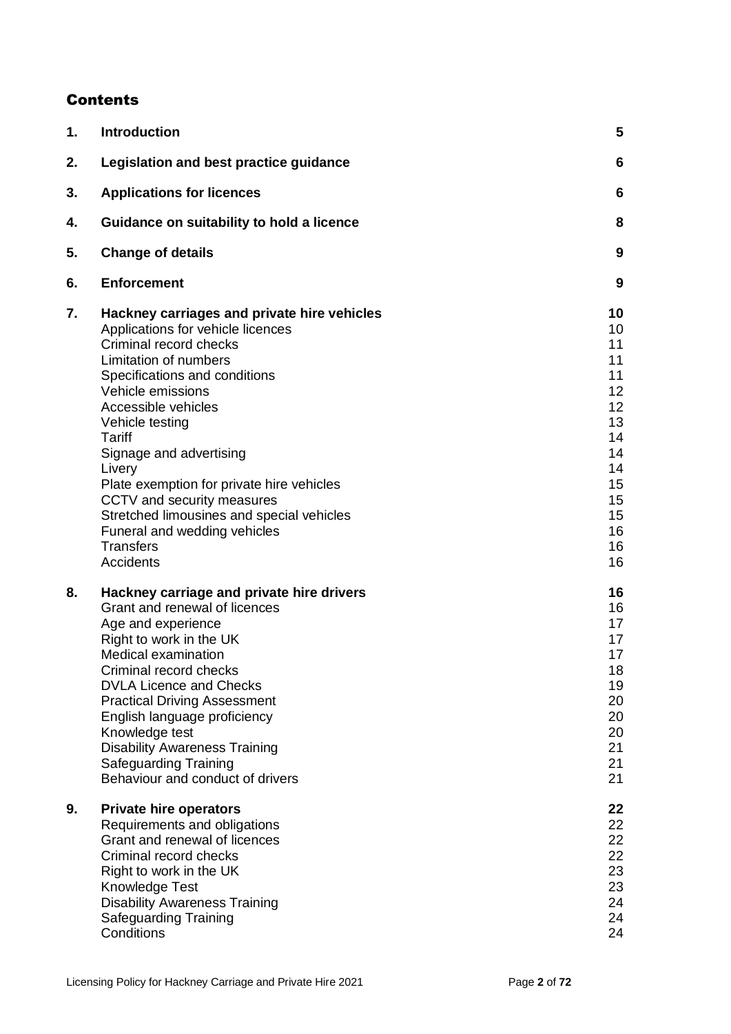## Contents

| | | |
|---|---|---|
| **1.** | **Introduction** | **5** |
| **2.** | **Legislation and best practice guidance** | **6** |
| **3.** | **Applications for licences** | **6** |
| **4.** | **Guidance on suitability to hold a licence** | **8** |
| **5.** | **Change of details** | **9** |
| **6.** | **Enforcement** | **9** |
| **7.** | **Hackney carriages and private hire vehicles** | **10** |
| | Applications for vehicle licences | 10 |
| | Criminal record checks | 11 |
| | Limitation of numbers | 11 |
| | Specifications and conditions | 11 |
| | Vehicle emissions | 12 |
| | Accessible vehicles | 12 |
| | Vehicle testing | 13 |
| | Tariff | 14 |
| | Signage and advertising | 14 |
| | Livery | 14 |
| | Plate exemption for private hire vehicles | 15 |
| | CCTV and security measures | 15 |
| | Stretched limousines and special vehicles | 15 |
| | Funeral and wedding vehicles | 16 |
| | Transfers | 16 |
| | Accidents | 16 |
| **8.** | **Hackney carriage and private hire drivers** | **16** |
| | Grant and renewal of licences | 16 |
| | Age and experience | 17 |
| | Right to work in the UK | 17 |
| | Medical examination | 17 |
| | Criminal record checks | 18 |
| | DVLA Licence and Checks | 19 |
| | Practical Driving Assessment | 20 |
| | English language proficiency | 20 |
| | Knowledge test | 20 |
| | Disability Awareness Training | 21 |
| | Safeguarding Training | 21 |
| | Behaviour and conduct of drivers | 21 |
| **9.** | **Private hire operators** | **22** |
| | Requirements and obligations | 22 |
| | Grant and renewal of licences | 22 |
| | Criminal record checks | 22 |
| | Right to work in the UK | 23 |
| | Knowledge Test | 23 |
| | Disability Awareness Training | 24 |
| | Safeguarding Training | 24 |
| | Conditions | 24 |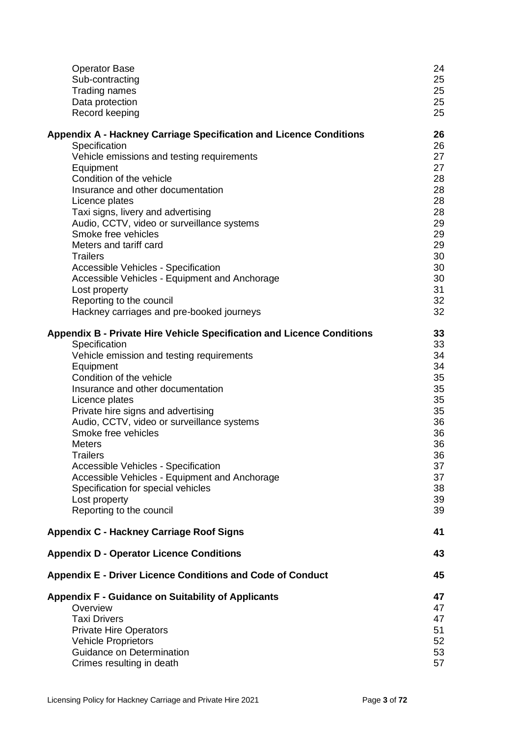| | |
|---|---|
| Operator Base | 24 |
| Sub-contracting | 25 |
| Trading names | 25 |
| Data protection | 25 |
| Record keeping | 25 |
| **Appendix A - Hackney Carriage Specification and Licence Conditions** | **26** |
| Specification | 26 |
| Vehicle emissions and testing requirements | 27 |
| Equipment | 27 |
| Condition of the vehicle | 28 |
| Insurance and other documentation | 28 |
| Licence plates | 28 |
| Taxi signs, livery and advertising | 28 |
| Audio, CCTV, video or surveillance systems | 29 |
| Smoke free vehicles | 29 |
| Meters and tariff card | 29 |
| Trailers | 30 |
| Accessible Vehicles - Specification | 30 |
| Accessible Vehicles - Equipment and Anchorage | 30 |
| Lost property | 31 |
| Reporting to the council | 32 |
| Hackney carriages and pre-booked journeys | 32 |
| **Appendix B - Private Hire Vehicle Specification and Licence Conditions** | **33** |
| Specification | 33 |
| Vehicle emission and testing requirements | 34 |
| Equipment | 34 |
| Condition of the vehicle | 35 |
| Insurance and other documentation | 35 |
| Licence plates | 35 |
| Private hire signs and advertising | 35 |
| Audio, CCTV, video or surveillance systems | 36 |
| Smoke free vehicles | 36 |
| Meters | 36 |
| Trailers | 36 |
| Accessible Vehicles - Specification | 37 |
| Accessible Vehicles - Equipment and Anchorage | 37 |
| Specification for special vehicles | 38 |
| Lost property | 39 |
| Reporting to the council | 39 |
| **Appendix C - Hackney Carriage Roof Signs** | **41** |
| **Appendix D - Operator Licence Conditions** | **43** |
| **Appendix E - Driver Licence Conditions and Code of Conduct** | **45** |
| **Appendix F - Guidance on Suitability of Applicants** | **47** |
| Overview | 47 |
| Taxi Drivers | 47 |
| Private Hire Operators | 51 |
| Vehicle Proprietors | 52 |
| Guidance on Determination | 53 |
| Crimes resulting in death | 57 |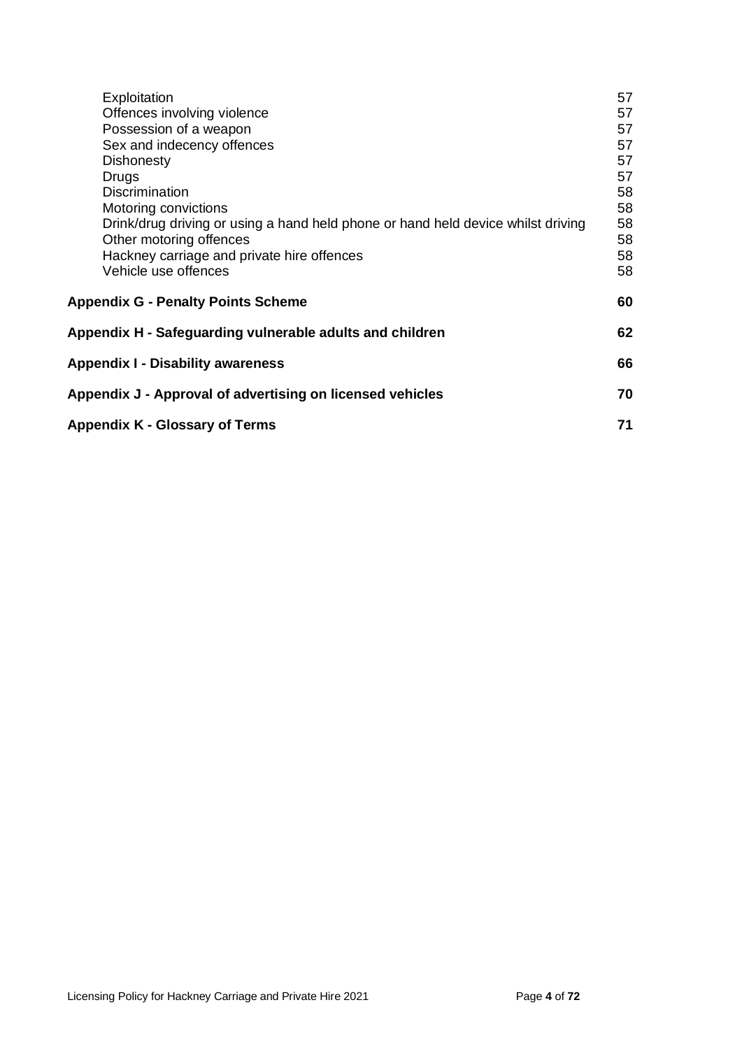| | |
|---|---|
| Exploitation | 57 |
| Offences involving violence | 57 |
| Possession of a weapon | 57 |
| Sex and indecency offences | 57 |
| Dishonesty | 57 |
| Drugs | 57 |
| Discrimination | 58 |
| Motoring convictions | 58 |
| Drink/drug driving or using a hand held phone or hand held device whilst driving | 58 |
| Other motoring offences | 58 |
| Hackney carriage and private hire offences | 58 |
| Vehicle use offences | 58 |
| **Appendix G - Penalty Points Scheme** | **60** |
| **Appendix H - Safeguarding vulnerable adults and children** | **62** |
| **Appendix I - Disability awareness** | **66** |
| **Appendix J - Approval of advertising on licensed vehicles** | **70** |
| **Appendix K - Glossary of Terms** | **71** |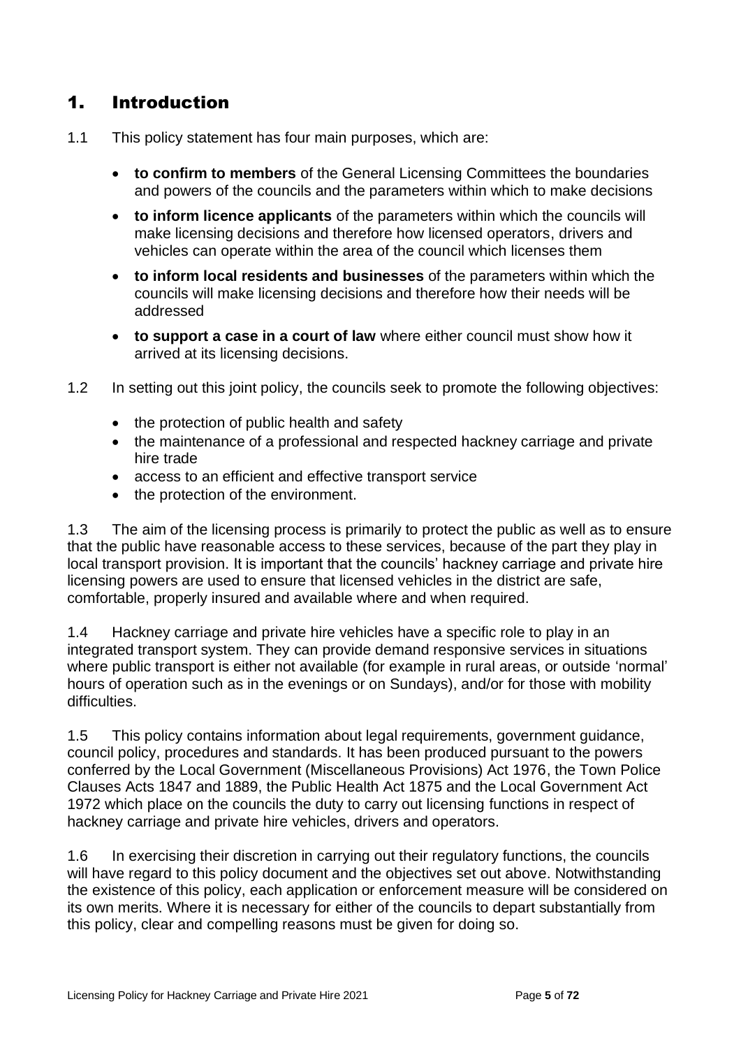# 1. Introduction

1.1 This policy statement has four main purposes, which are:

- **to confirm to members** of the General Licensing Committees the boundaries and powers of the councils and the parameters within which to make decisions
- **to inform licence applicants** of the parameters within which the councils will make licensing decisions and therefore how licensed operators, drivers and vehicles can operate within the area of the council which licenses them
- **to inform local residents and businesses** of the parameters within which the councils will make licensing decisions and therefore how their needs will be addressed
- **to support a case in a court of law** where either council must show how it arrived at its licensing decisions.

1.2 In setting out this joint policy, the councils seek to promote the following objectives:

- the protection of public health and safety
- the maintenance of a professional and respected hackney carriage and private hire trade
- access to an efficient and effective transport service
- the protection of the environment.

1.3 The aim of the licensing process is primarily to protect the public as well as to ensure that the public have reasonable access to these services, because of the part they play in local transport provision. It is important that the councils' hackney carriage and private hire licensing powers are used to ensure that licensed vehicles in the district are safe, comfortable, properly insured and available where and when required.

1.4 Hackney carriage and private hire vehicles have a specific role to play in an integrated transport system. They can provide demand responsive services in situations where public transport is either not available (for example in rural areas, or outside 'normal' hours of operation such as in the evenings or on Sundays), and/or for those with mobility difficulties.

1.5 This policy contains information about legal requirements, government guidance, council policy, procedures and standards. It has been produced pursuant to the powers conferred by the Local Government (Miscellaneous Provisions) Act 1976, the Town Police Clauses Acts 1847 and 1889, the Public Health Act 1875 and the Local Government Act 1972 which place on the councils the duty to carry out licensing functions in respect of hackney carriage and private hire vehicles, drivers and operators.

1.6 In exercising their discretion in carrying out their regulatory functions, the councils will have regard to this policy document and the objectives set out above. Notwithstanding the existence of this policy, each application or enforcement measure will be considered on its own merits. Where it is necessary for either of the councils to depart substantially from this policy, clear and compelling reasons must be given for doing so.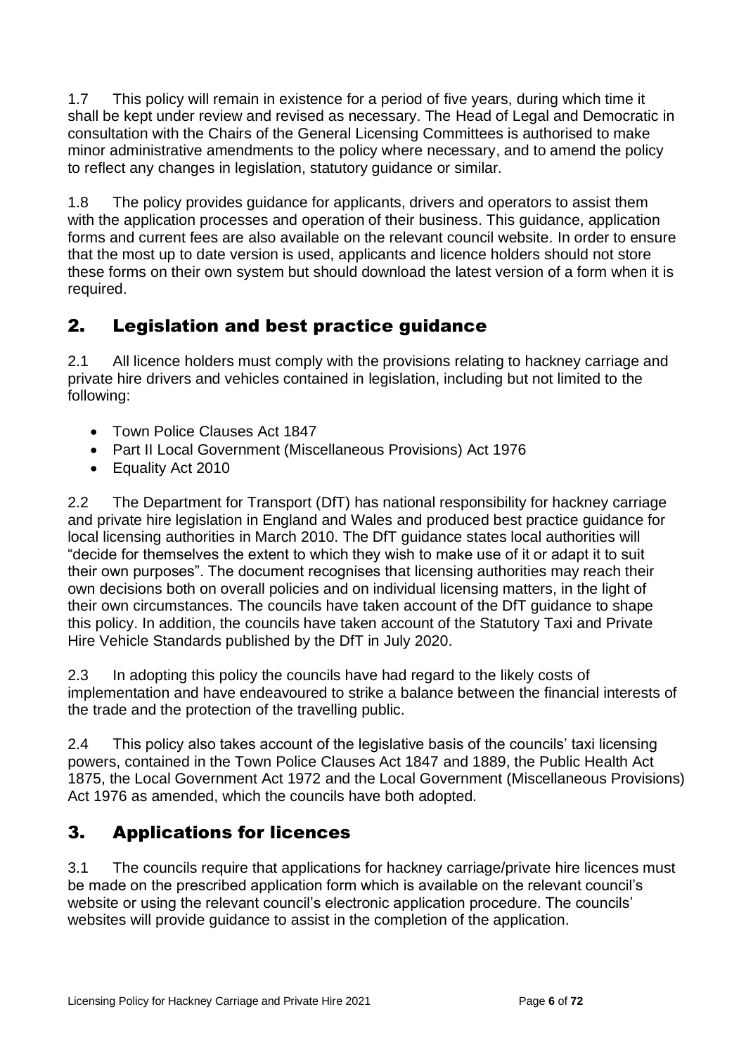1.7 This policy will remain in existence for a period of five years, during which time it shall be kept under review and revised as necessary. The Head of Legal and Democratic in consultation with the Chairs of the General Licensing Committees is authorised to make minor administrative amendments to the policy where necessary, and to amend the policy to reflect any changes in legislation, statutory guidance or similar.

1.8 The policy provides guidance for applicants, drivers and operators to assist them with the application processes and operation of their business. This guidance, application forms and current fees are also available on the relevant council website. In order to ensure that the most up to date version is used, applicants and licence holders should not store these forms on their own system but should download the latest version of a form when it is required.

## 2. Legislation and best practice guidance

2.1 All licence holders must comply with the provisions relating to hackney carriage and private hire drivers and vehicles contained in legislation, including but not limited to the following:

- Town Police Clauses Act 1847
- Part II Local Government (Miscellaneous Provisions) Act 1976
- Equality Act 2010

2.2 The Department for Transport (DfT) has national responsibility for hackney carriage and private hire legislation in England and Wales and produced best practice guidance for local licensing authorities in March 2010. The DfT guidance states local authorities will "decide for themselves the extent to which they wish to make use of it or adapt it to suit their own purposes". The document recognises that licensing authorities may reach their own decisions both on overall policies and on individual licensing matters, in the light of their own circumstances. The councils have taken account of the DfT guidance to shape this policy. In addition, the councils have taken account of the Statutory Taxi and Private Hire Vehicle Standards published by the DfT in July 2020.

2.3 In adopting this policy the councils have had regard to the likely costs of implementation and have endeavoured to strike a balance between the financial interests of the trade and the protection of the travelling public.

2.4 This policy also takes account of the legislative basis of the councils' taxi licensing powers, contained in the Town Police Clauses Act 1847 and 1889, the Public Health Act 1875, the Local Government Act 1972 and the Local Government (Miscellaneous Provisions) Act 1976 as amended, which the councils have both adopted.

## 3. Applications for licences

3.1 The councils require that applications for hackney carriage/private hire licences must be made on the prescribed application form which is available on the relevant council's website or using the relevant council's electronic application procedure. The councils' websites will provide guidance to assist in the completion of the application.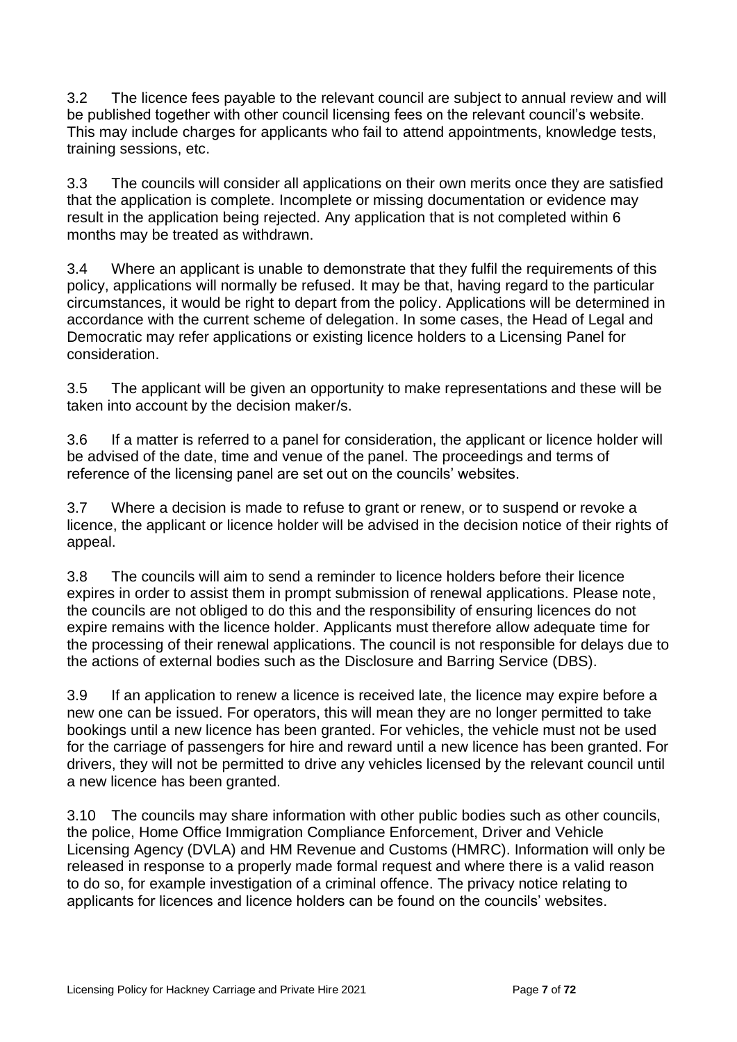3.2 The licence fees payable to the relevant council are subject to annual review and will be published together with other council licensing fees on the relevant council's website. This may include charges for applicants who fail to attend appointments, knowledge tests, training sessions, etc.

3.3 The councils will consider all applications on their own merits once they are satisfied that the application is complete. Incomplete or missing documentation or evidence may result in the application being rejected. Any application that is not completed within 6 months may be treated as withdrawn.

3.4 Where an applicant is unable to demonstrate that they fulfil the requirements of this policy, applications will normally be refused. It may be that, having regard to the particular circumstances, it would be right to depart from the policy. Applications will be determined in accordance with the current scheme of delegation. In some cases, the Head of Legal and Democratic may refer applications or existing licence holders to a Licensing Panel for consideration.

3.5 The applicant will be given an opportunity to make representations and these will be taken into account by the decision maker/s.

3.6 If a matter is referred to a panel for consideration, the applicant or licence holder will be advised of the date, time and venue of the panel. The proceedings and terms of reference of the licensing panel are set out on the councils' websites.

3.7 Where a decision is made to refuse to grant or renew, or to suspend or revoke a licence, the applicant or licence holder will be advised in the decision notice of their rights of appeal.

3.8 The councils will aim to send a reminder to licence holders before their licence expires in order to assist them in prompt submission of renewal applications. Please note, the councils are not obliged to do this and the responsibility of ensuring licences do not expire remains with the licence holder. Applicants must therefore allow adequate time for the processing of their renewal applications. The council is not responsible for delays due to the actions of external bodies such as the Disclosure and Barring Service (DBS).

3.9 If an application to renew a licence is received late, the licence may expire before a new one can be issued. For operators, this will mean they are no longer permitted to take bookings until a new licence has been granted. For vehicles, the vehicle must not be used for the carriage of passengers for hire and reward until a new licence has been granted. For drivers, they will not be permitted to drive any vehicles licensed by the relevant council until a new licence has been granted.

3.10 The councils may share information with other public bodies such as other councils, the police, Home Office Immigration Compliance Enforcement, Driver and Vehicle Licensing Agency (DVLA) and HM Revenue and Customs (HMRC). Information will only be released in response to a properly made formal request and where there is a valid reason to do so, for example investigation of a criminal offence. The privacy notice relating to applicants for licences and licence holders can be found on the councils' websites.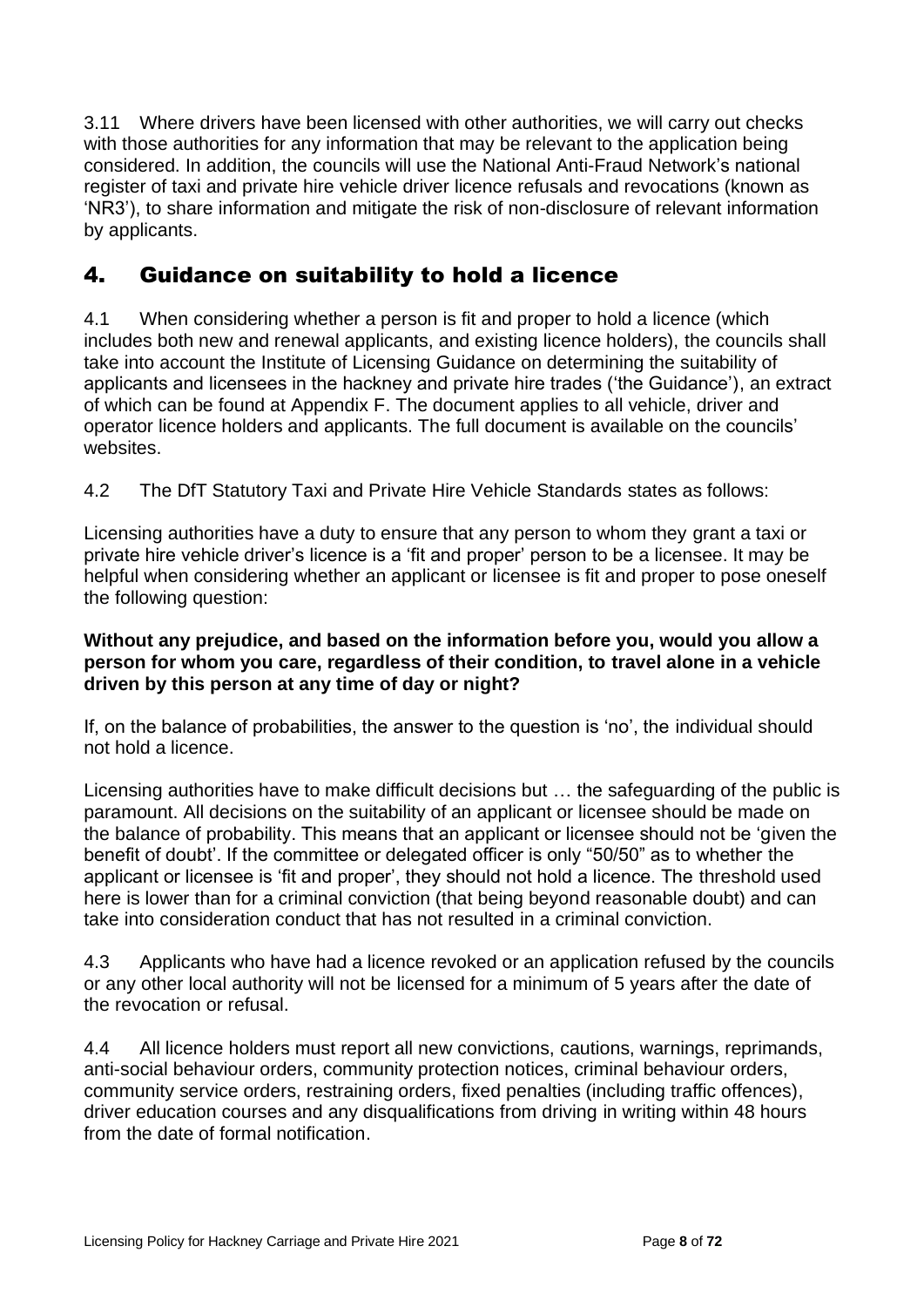3.11 Where drivers have been licensed with other authorities, we will carry out checks with those authorities for any information that may be relevant to the application being considered. In addition, the councils will use the National Anti-Fraud Network's national register of taxi and private hire vehicle driver licence refusals and revocations (known as 'NR3'), to share information and mitigate the risk of non-disclosure of relevant information by applicants.

## 4. Guidance on suitability to hold a licence

4.1 When considering whether a person is fit and proper to hold a licence (which includes both new and renewal applicants, and existing licence holders), the councils shall take into account the Institute of Licensing Guidance on determining the suitability of applicants and licensees in the hackney and private hire trades ('the Guidance'), an extract of which can be found at Appendix F. The document applies to all vehicle, driver and operator licence holders and applicants. The full document is available on the councils' websites.

4.2 The DfT Statutory Taxi and Private Hire Vehicle Standards states as follows:

Licensing authorities have a duty to ensure that any person to whom they grant a taxi or private hire vehicle driver's licence is a 'fit and proper' person to be a licensee. It may be helpful when considering whether an applicant or licensee is fit and proper to pose oneself the following question:

**Without any prejudice, and based on the information before you, would you allow a person for whom you care, regardless of their condition, to travel alone in a vehicle driven by this person at any time of day or night?**

If, on the balance of probabilities, the answer to the question is 'no', the individual should not hold a licence.

Licensing authorities have to make difficult decisions but … the safeguarding of the public is paramount. All decisions on the suitability of an applicant or licensee should be made on the balance of probability. This means that an applicant or licensee should not be 'given the benefit of doubt'. If the committee or delegated officer is only "50/50" as to whether the applicant or licensee is 'fit and proper', they should not hold a licence. The threshold used here is lower than for a criminal conviction (that being beyond reasonable doubt) and can take into consideration conduct that has not resulted in a criminal conviction.

4.3 Applicants who have had a licence revoked or an application refused by the councils or any other local authority will not be licensed for a minimum of 5 years after the date of the revocation or refusal.

4.4 All licence holders must report all new convictions, cautions, warnings, reprimands, anti-social behaviour orders, community protection notices, criminal behaviour orders, community service orders, restraining orders, fixed penalties (including traffic offences), driver education courses and any disqualifications from driving in writing within 48 hours from the date of formal notification.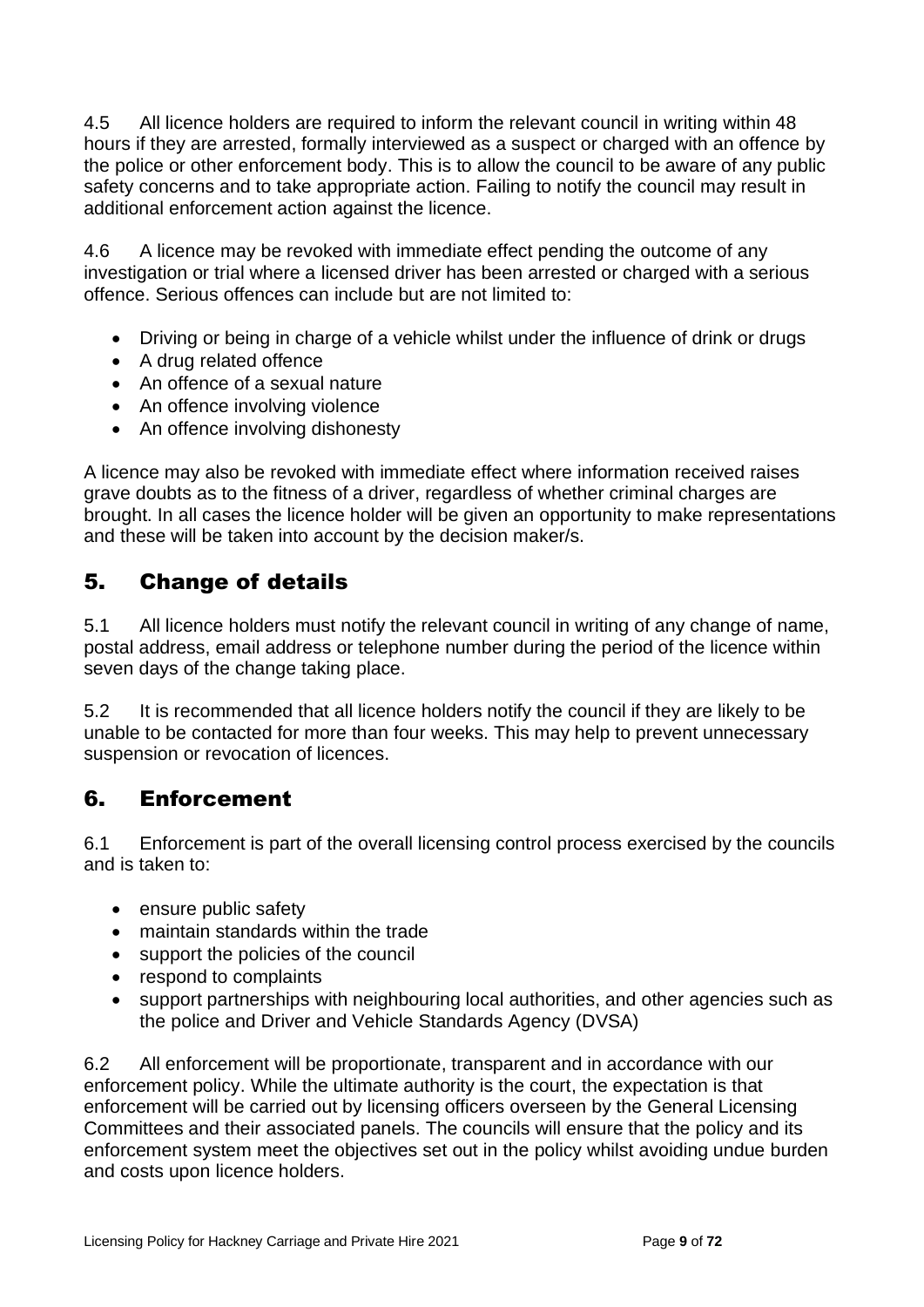4.5 All licence holders are required to inform the relevant council in writing within 48 hours if they are arrested, formally interviewed as a suspect or charged with an offence by the police or other enforcement body. This is to allow the council to be aware of any public safety concerns and to take appropriate action. Failing to notify the council may result in additional enforcement action against the licence.

4.6 A licence may be revoked with immediate effect pending the outcome of any investigation or trial where a licensed driver has been arrested or charged with a serious offence. Serious offences can include but are not limited to:

- Driving or being in charge of a vehicle whilst under the influence of drink or drugs
- A drug related offence
- An offence of a sexual nature
- An offence involving violence
- An offence involving dishonesty

A licence may also be revoked with immediate effect where information received raises grave doubts as to the fitness of a driver, regardless of whether criminal charges are brought. In all cases the licence holder will be given an opportunity to make representations and these will be taken into account by the decision maker/s.

## 5. Change of details

5.1 All licence holders must notify the relevant council in writing of any change of name, postal address, email address or telephone number during the period of the licence within seven days of the change taking place.

5.2 It is recommended that all licence holders notify the council if they are likely to be unable to be contacted for more than four weeks. This may help to prevent unnecessary suspension or revocation of licences.

## 6. Enforcement

6.1 Enforcement is part of the overall licensing control process exercised by the councils and is taken to:

- ensure public safety
- maintain standards within the trade
- support the policies of the council
- respond to complaints
- support partnerships with neighbouring local authorities, and other agencies such as the police and Driver and Vehicle Standards Agency (DVSA)

6.2 All enforcement will be proportionate, transparent and in accordance with our enforcement policy. While the ultimate authority is the court, the expectation is that enforcement will be carried out by licensing officers overseen by the General Licensing Committees and their associated panels. The councils will ensure that the policy and its enforcement system meet the objectives set out in the policy whilst avoiding undue burden and costs upon licence holders.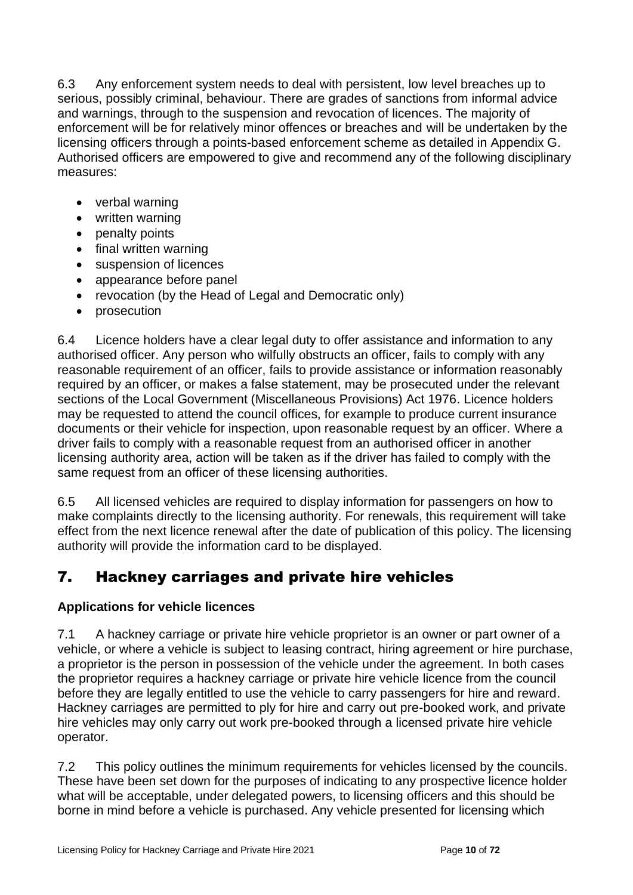6.3 Any enforcement system needs to deal with persistent, low level breaches up to serious, possibly criminal, behaviour. There are grades of sanctions from informal advice and warnings, through to the suspension and revocation of licences. The majority of enforcement will be for relatively minor offences or breaches and will be undertaken by the licensing officers through a points-based enforcement scheme as detailed in Appendix G. Authorised officers are empowered to give and recommend any of the following disciplinary measures:

- verbal warning
- written warning
- penalty points
- final written warning
- suspension of licences
- appearance before panel
- revocation (by the Head of Legal and Democratic only)
- prosecution

6.4 Licence holders have a clear legal duty to offer assistance and information to any authorised officer. Any person who wilfully obstructs an officer, fails to comply with any reasonable requirement of an officer, fails to provide assistance or information reasonably required by an officer, or makes a false statement, may be prosecuted under the relevant sections of the Local Government (Miscellaneous Provisions) Act 1976. Licence holders may be requested to attend the council offices, for example to produce current insurance documents or their vehicle for inspection, upon reasonable request by an officer. Where a driver fails to comply with a reasonable request from an authorised officer in another licensing authority area, action will be taken as if the driver has failed to comply with the same request from an officer of these licensing authorities.

6.5 All licensed vehicles are required to display information for passengers on how to make complaints directly to the licensing authority. For renewals, this requirement will take effect from the next licence renewal after the date of publication of this policy. The licensing authority will provide the information card to be displayed.

# 7. Hackney carriages and private hire vehicles

### Applications for vehicle licences

7.1 A hackney carriage or private hire vehicle proprietor is an owner or part owner of a vehicle, or where a vehicle is subject to leasing contract, hiring agreement or hire purchase, a proprietor is the person in possession of the vehicle under the agreement. In both cases the proprietor requires a hackney carriage or private hire vehicle licence from the council before they are legally entitled to use the vehicle to carry passengers for hire and reward. Hackney carriages are permitted to ply for hire and carry out pre-booked work, and private hire vehicles may only carry out work pre-booked through a licensed private hire vehicle operator.

7.2 This policy outlines the minimum requirements for vehicles licensed by the councils. These have been set down for the purposes of indicating to any prospective licence holder what will be acceptable, under delegated powers, to licensing officers and this should be borne in mind before a vehicle is purchased. Any vehicle presented for licensing which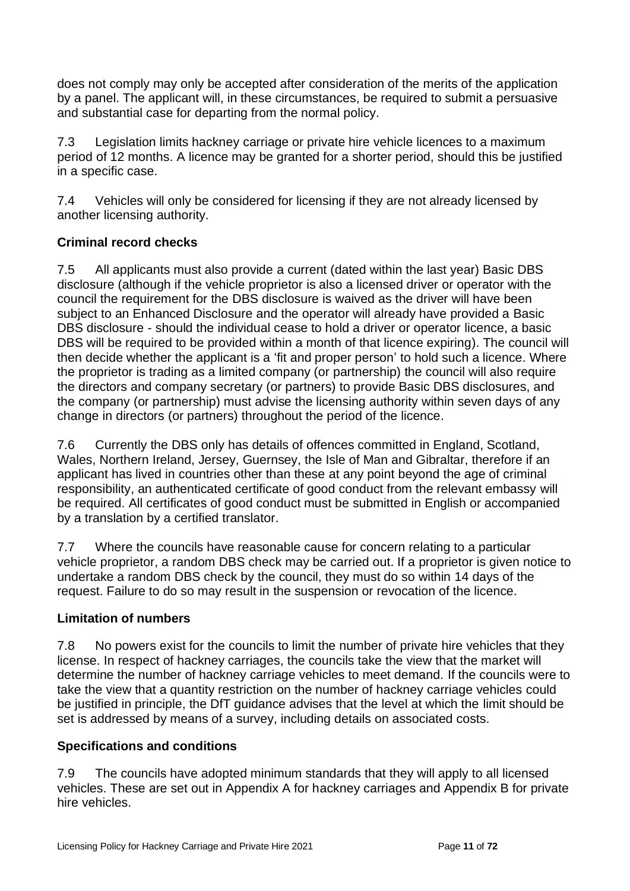does not comply may only be accepted after consideration of the merits of the application by a panel. The applicant will, in these circumstances, be required to submit a persuasive and substantial case for departing from the normal policy.

7.3 Legislation limits hackney carriage or private hire vehicle licences to a maximum period of 12 months. A licence may be granted for a shorter period, should this be justified in a specific case.

7.4 Vehicles will only be considered for licensing if they are not already licensed by another licensing authority.

**Criminal record checks**

7.5 All applicants must also provide a current (dated within the last year) Basic DBS disclosure (although if the vehicle proprietor is also a licensed driver or operator with the council the requirement for the DBS disclosure is waived as the driver will have been subject to an Enhanced Disclosure and the operator will already have provided a Basic DBS disclosure - should the individual cease to hold a driver or operator licence, a basic DBS will be required to be provided within a month of that licence expiring). The council will then decide whether the applicant is a 'fit and proper person' to hold such a licence. Where the proprietor is trading as a limited company (or partnership) the council will also require the directors and company secretary (or partners) to provide Basic DBS disclosures, and the company (or partnership) must advise the licensing authority within seven days of any change in directors (or partners) throughout the period of the licence.

7.6 Currently the DBS only has details of offences committed in England, Scotland, Wales, Northern Ireland, Jersey, Guernsey, the Isle of Man and Gibraltar, therefore if an applicant has lived in countries other than these at any point beyond the age of criminal responsibility, an authenticated certificate of good conduct from the relevant embassy will be required. All certificates of good conduct must be submitted in English or accompanied by a translation by a certified translator.

7.7 Where the councils have reasonable cause for concern relating to a particular vehicle proprietor, a random DBS check may be carried out. If a proprietor is given notice to undertake a random DBS check by the council, they must do so within 14 days of the request. Failure to do so may result in the suspension or revocation of the licence.

**Limitation of numbers**

7.8 No powers exist for the councils to limit the number of private hire vehicles that they license. In respect of hackney carriages, the councils take the view that the market will determine the number of hackney carriage vehicles to meet demand. If the councils were to take the view that a quantity restriction on the number of hackney carriage vehicles could be justified in principle, the DfT guidance advises that the level at which the limit should be set is addressed by means of a survey, including details on associated costs.

**Specifications and conditions**

7.9 The councils have adopted minimum standards that they will apply to all licensed vehicles. These are set out in Appendix A for hackney carriages and Appendix B for private hire vehicles.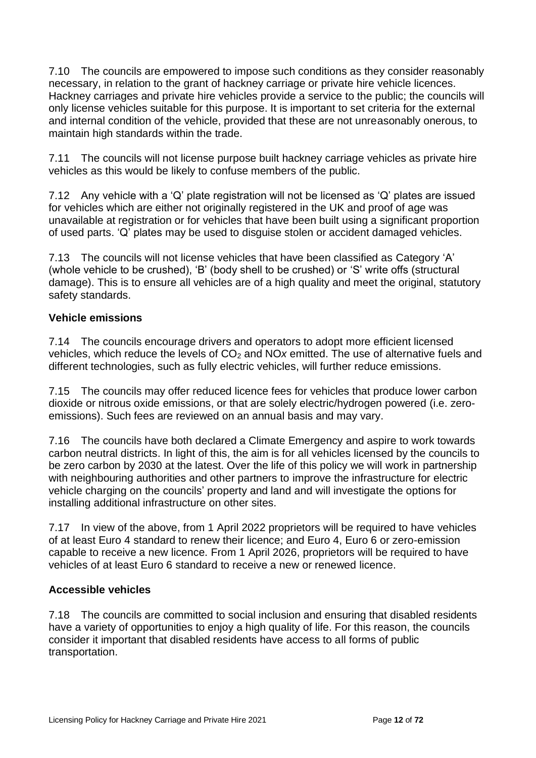7.10 The councils are empowered to impose such conditions as they consider reasonably necessary, in relation to the grant of hackney carriage or private hire vehicle licences. Hackney carriages and private hire vehicles provide a service to the public; the councils will only license vehicles suitable for this purpose. It is important to set criteria for the external and internal condition of the vehicle, provided that these are not unreasonably onerous, to maintain high standards within the trade.

7.11 The councils will not license purpose built hackney carriage vehicles as private hire vehicles as this would be likely to confuse members of the public.

7.12 Any vehicle with a 'Q' plate registration will not be licensed as 'Q' plates are issued for vehicles which are either not originally registered in the UK and proof of age was unavailable at registration or for vehicles that have been built using a significant proportion of used parts. 'Q' plates may be used to disguise stolen or accident damaged vehicles.

7.13 The councils will not license vehicles that have been classified as Category 'A' (whole vehicle to be crushed), 'B' (body shell to be crushed) or 'S' write offs (structural damage). This is to ensure all vehicles are of a high quality and meet the original, statutory safety standards.

### Vehicle emissions

7.14 The councils encourage drivers and operators to adopt more efficient licensed vehicles, which reduce the levels of $CO_2$ and NO*x* emitted. The use of alternative fuels and different technologies, such as fully electric vehicles, will further reduce emissions.

7.15 The councils may offer reduced licence fees for vehicles that produce lower carbon dioxide or nitrous oxide emissions, or that are solely electric/hydrogen powered (i.e. zero-emissions). Such fees are reviewed on an annual basis and may vary.

7.16 The councils have both declared a Climate Emergency and aspire to work towards carbon neutral districts. In light of this, the aim is for all vehicles licensed by the councils to be zero carbon by 2030 at the latest. Over the life of this policy we will work in partnership with neighbouring authorities and other partners to improve the infrastructure for electric vehicle charging on the councils' property and land and will investigate the options for installing additional infrastructure on other sites.

7.17 In view of the above, from 1 April 2022 proprietors will be required to have vehicles of at least Euro 4 standard to renew their licence; and Euro 4, Euro 6 or zero-emission capable to receive a new licence. From 1 April 2026, proprietors will be required to have vehicles of at least Euro 6 standard to receive a new or renewed licence.

### Accessible vehicles

7.18 The councils are committed to social inclusion and ensuring that disabled residents have a variety of opportunities to enjoy a high quality of life. For this reason, the councils consider it important that disabled residents have access to all forms of public transportation.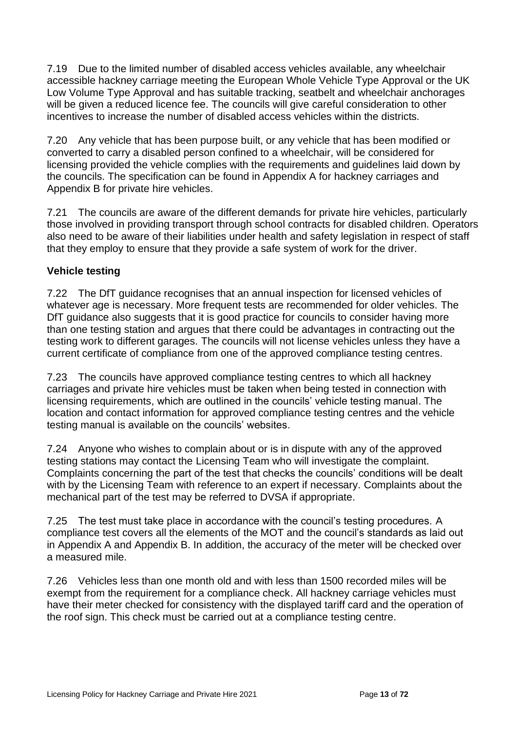7.19 Due to the limited number of disabled access vehicles available, any wheelchair accessible hackney carriage meeting the European Whole Vehicle Type Approval or the UK Low Volume Type Approval and has suitable tracking, seatbelt and wheelchair anchorages will be given a reduced licence fee. The councils will give careful consideration to other incentives to increase the number of disabled access vehicles within the districts.

7.20 Any vehicle that has been purpose built, or any vehicle that has been modified or converted to carry a disabled person confined to a wheelchair, will be considered for licensing provided the vehicle complies with the requirements and guidelines laid down by the councils. The specification can be found in Appendix A for hackney carriages and Appendix B for private hire vehicles.

7.21 The councils are aware of the different demands for private hire vehicles, particularly those involved in providing transport through school contracts for disabled children. Operators also need to be aware of their liabilities under health and safety legislation in respect of staff that they employ to ensure that they provide a safe system of work for the driver.

**Vehicle testing**

7.22 The DfT guidance recognises that an annual inspection for licensed vehicles of whatever age is necessary. More frequent tests are recommended for older vehicles. The DfT guidance also suggests that it is good practice for councils to consider having more than one testing station and argues that there could be advantages in contracting out the testing work to different garages. The councils will not license vehicles unless they have a current certificate of compliance from one of the approved compliance testing centres.

7.23 The councils have approved compliance testing centres to which all hackney carriages and private hire vehicles must be taken when being tested in connection with licensing requirements, which are outlined in the councils' vehicle testing manual. The location and contact information for approved compliance testing centres and the vehicle testing manual is available on the councils' websites.

7.24 Anyone who wishes to complain about or is in dispute with any of the approved testing stations may contact the Licensing Team who will investigate the complaint. Complaints concerning the part of the test that checks the councils' conditions will be dealt with by the Licensing Team with reference to an expert if necessary. Complaints about the mechanical part of the test may be referred to DVSA if appropriate.

7.25 The test must take place in accordance with the council's testing procedures. A compliance test covers all the elements of the MOT and the council's standards as laid out in Appendix A and Appendix B. In addition, the accuracy of the meter will be checked over a measured mile.

7.26 Vehicles less than one month old and with less than 1500 recorded miles will be exempt from the requirement for a compliance check. All hackney carriage vehicles must have their meter checked for consistency with the displayed tariff card and the operation of the roof sign. This check must be carried out at a compliance testing centre.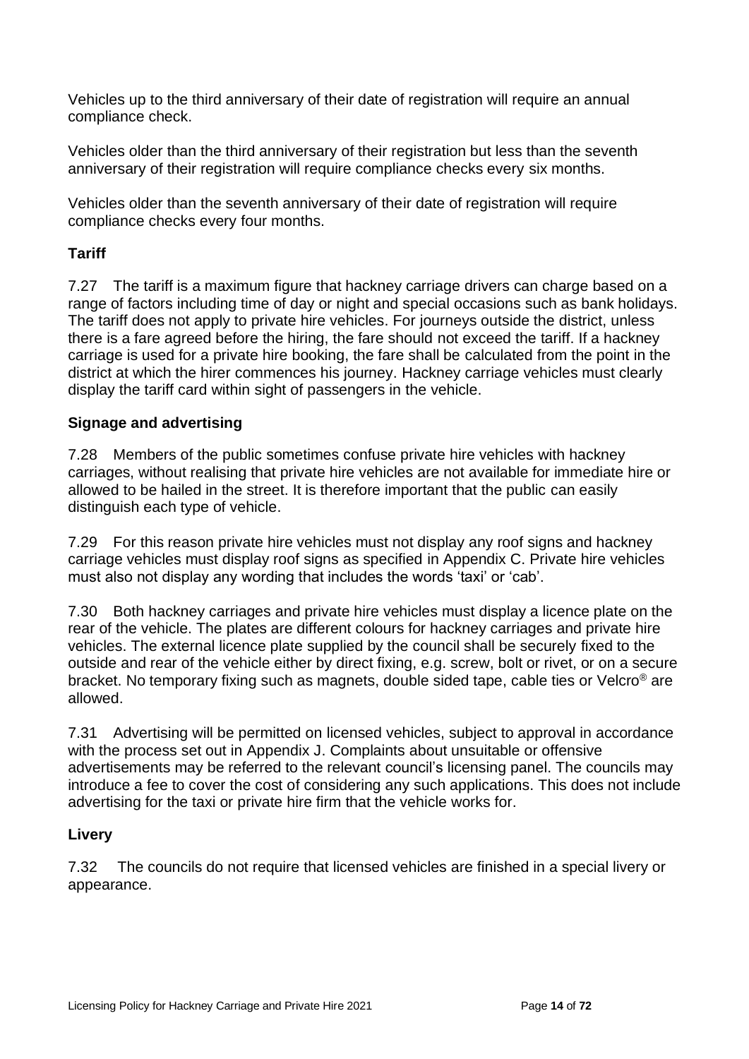Vehicles up to the third anniversary of their date of registration will require an annual compliance check.

Vehicles older than the third anniversary of their registration but less than the seventh anniversary of their registration will require compliance checks every six months.

Vehicles older than the seventh anniversary of their date of registration will require compliance checks every four months.

**Tariff**

7.27 The tariff is a maximum figure that hackney carriage drivers can charge based on a range of factors including time of day or night and special occasions such as bank holidays. The tariff does not apply to private hire vehicles. For journeys outside the district, unless there is a fare agreed before the hiring, the fare should not exceed the tariff. If a hackney carriage is used for a private hire booking, the fare shall be calculated from the point in the district at which the hirer commences his journey. Hackney carriage vehicles must clearly display the tariff card within sight of passengers in the vehicle.

**Signage and advertising**

7.28 Members of the public sometimes confuse private hire vehicles with hackney carriages, without realising that private hire vehicles are not available for immediate hire or allowed to be hailed in the street. It is therefore important that the public can easily distinguish each type of vehicle.

7.29 For this reason private hire vehicles must not display any roof signs and hackney carriage vehicles must display roof signs as specified in Appendix C. Private hire vehicles must also not display any wording that includes the words 'taxi' or 'cab'.

7.30 Both hackney carriages and private hire vehicles must display a licence plate on the rear of the vehicle. The plates are different colours for hackney carriages and private hire vehicles. The external licence plate supplied by the council shall be securely fixed to the outside and rear of the vehicle either by direct fixing, e.g. screw, bolt or rivet, or on a secure bracket. No temporary fixing such as magnets, double sided tape, cable ties or Velcro® are allowed.

7.31 Advertising will be permitted on licensed vehicles, subject to approval in accordance with the process set out in Appendix J. Complaints about unsuitable or offensive advertisements may be referred to the relevant council's licensing panel. The councils may introduce a fee to cover the cost of considering any such applications. This does not include advertising for the taxi or private hire firm that the vehicle works for.

**Livery**

7.32 The councils do not require that licensed vehicles are finished in a special livery or appearance.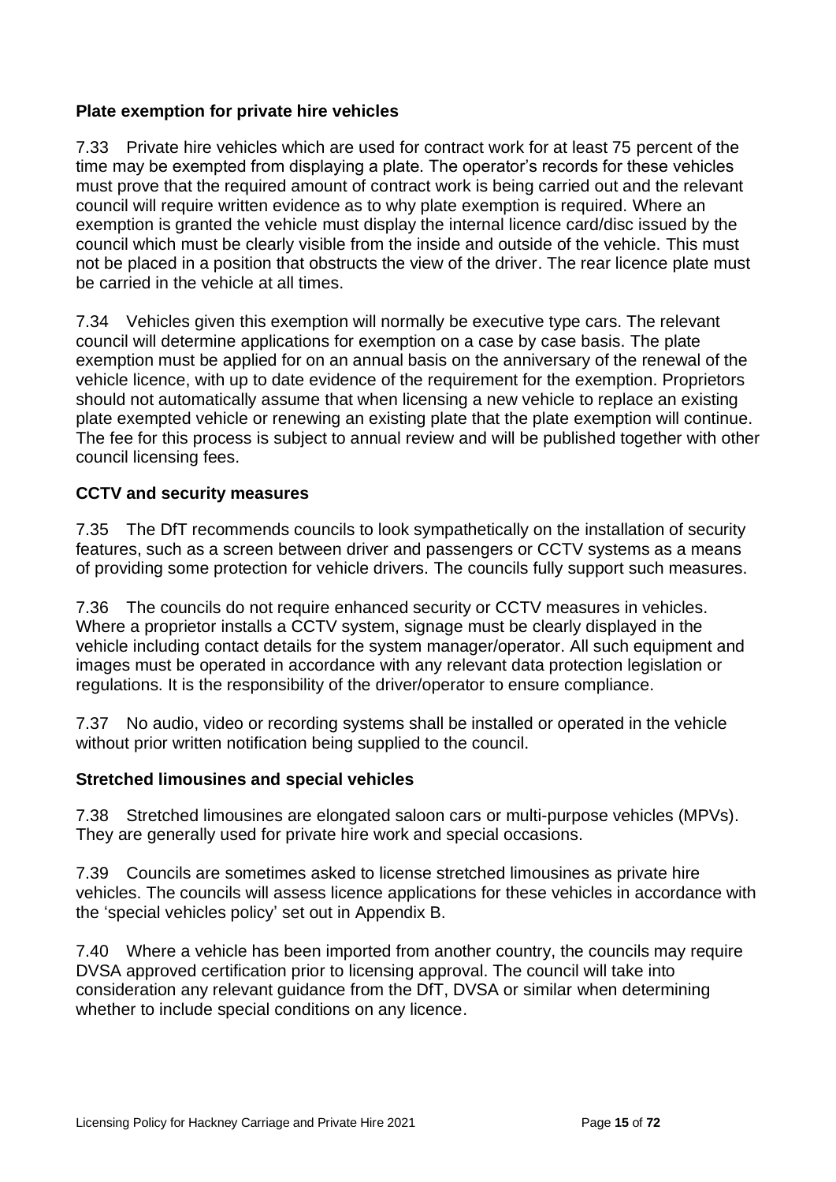## Plate exemption for private hire vehicles

7.33 Private hire vehicles which are used for contract work for at least 75 percent of the time may be exempted from displaying a plate. The operator's records for these vehicles must prove that the required amount of contract work is being carried out and the relevant council will require written evidence as to why plate exemption is required. Where an exemption is granted the vehicle must display the internal licence card/disc issued by the council which must be clearly visible from the inside and outside of the vehicle. This must not be placed in a position that obstructs the view of the driver. The rear licence plate must be carried in the vehicle at all times.

7.34 Vehicles given this exemption will normally be executive type cars. The relevant council will determine applications for exemption on a case by case basis. The plate exemption must be applied for on an annual basis on the anniversary of the renewal of the vehicle licence, with up to date evidence of the requirement for the exemption. Proprietors should not automatically assume that when licensing a new vehicle to replace an existing plate exempted vehicle or renewing an existing plate that the plate exemption will continue. The fee for this process is subject to annual review and will be published together with other council licensing fees.

## CCTV and security measures

7.35 The DfT recommends councils to look sympathetically on the installation of security features, such as a screen between driver and passengers or CCTV systems as a means of providing some protection for vehicle drivers. The councils fully support such measures.

7.36 The councils do not require enhanced security or CCTV measures in vehicles. Where a proprietor installs a CCTV system, signage must be clearly displayed in the vehicle including contact details for the system manager/operator. All such equipment and images must be operated in accordance with any relevant data protection legislation or regulations. It is the responsibility of the driver/operator to ensure compliance.

7.37 No audio, video or recording systems shall be installed or operated in the vehicle without prior written notification being supplied to the council.

## Stretched limousines and special vehicles

7.38 Stretched limousines are elongated saloon cars or multi-purpose vehicles (MPVs). They are generally used for private hire work and special occasions.

7.39 Councils are sometimes asked to license stretched limousines as private hire vehicles. The councils will assess licence applications for these vehicles in accordance with the 'special vehicles policy' set out in Appendix B.

7.40 Where a vehicle has been imported from another country, the councils may require DVSA approved certification prior to licensing approval. The council will take into consideration any relevant guidance from the DfT, DVSA or similar when determining whether to include special conditions on any licence.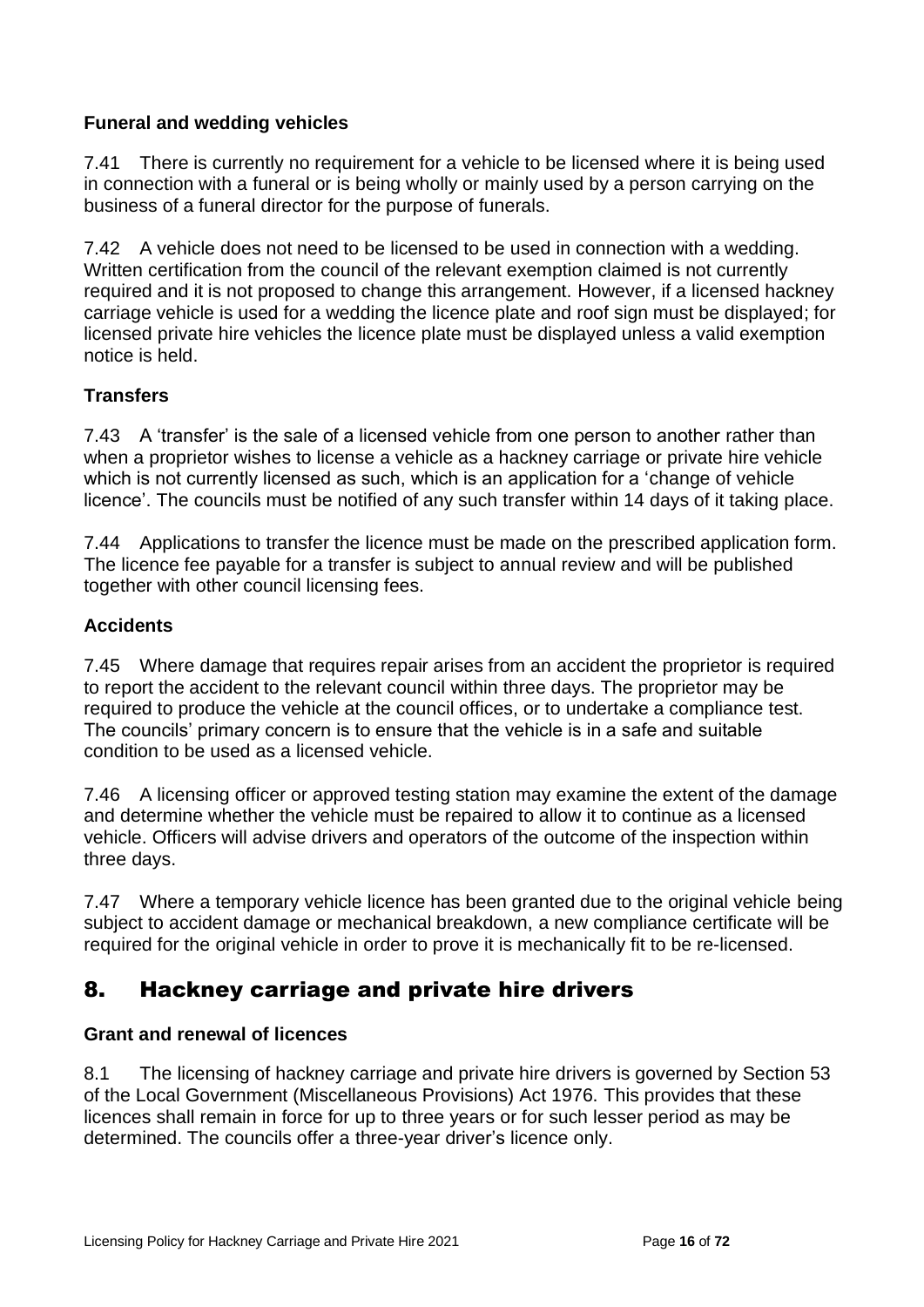### Funeral and wedding vehicles

7.41 There is currently no requirement for a vehicle to be licensed where it is being used in connection with a funeral or is being wholly or mainly used by a person carrying on the business of a funeral director for the purpose of funerals.

7.42 A vehicle does not need to be licensed to be used in connection with a wedding. Written certification from the council of the relevant exemption claimed is not currently required and it is not proposed to change this arrangement. However, if a licensed hackney carriage vehicle is used for a wedding the licence plate and roof sign must be displayed; for licensed private hire vehicles the licence plate must be displayed unless a valid exemption notice is held.

### Transfers

7.43 A 'transfer' is the sale of a licensed vehicle from one person to another rather than when a proprietor wishes to license a vehicle as a hackney carriage or private hire vehicle which is not currently licensed as such, which is an application for a 'change of vehicle licence'. The councils must be notified of any such transfer within 14 days of it taking place.

7.44 Applications to transfer the licence must be made on the prescribed application form. The licence fee payable for a transfer is subject to annual review and will be published together with other council licensing fees.

### Accidents

7.45 Where damage that requires repair arises from an accident the proprietor is required to report the accident to the relevant council within three days. The proprietor may be required to produce the vehicle at the council offices, or to undertake a compliance test. The councils' primary concern is to ensure that the vehicle is in a safe and suitable condition to be used as a licensed vehicle.

7.46 A licensing officer or approved testing station may examine the extent of the damage and determine whether the vehicle must be repaired to allow it to continue as a licensed vehicle. Officers will advise drivers and operators of the outcome of the inspection within three days.

7.47 Where a temporary vehicle licence has been granted due to the original vehicle being subject to accident damage or mechanical breakdown, a new compliance certificate will be required for the original vehicle in order to prove it is mechanically fit to be re-licensed.

## 8. Hackney carriage and private hire drivers

### Grant and renewal of licences

8.1 The licensing of hackney carriage and private hire drivers is governed by Section 53 of the Local Government (Miscellaneous Provisions) Act 1976. This provides that these licences shall remain in force for up to three years or for such lesser period as may be determined. The councils offer a three-year driver's licence only.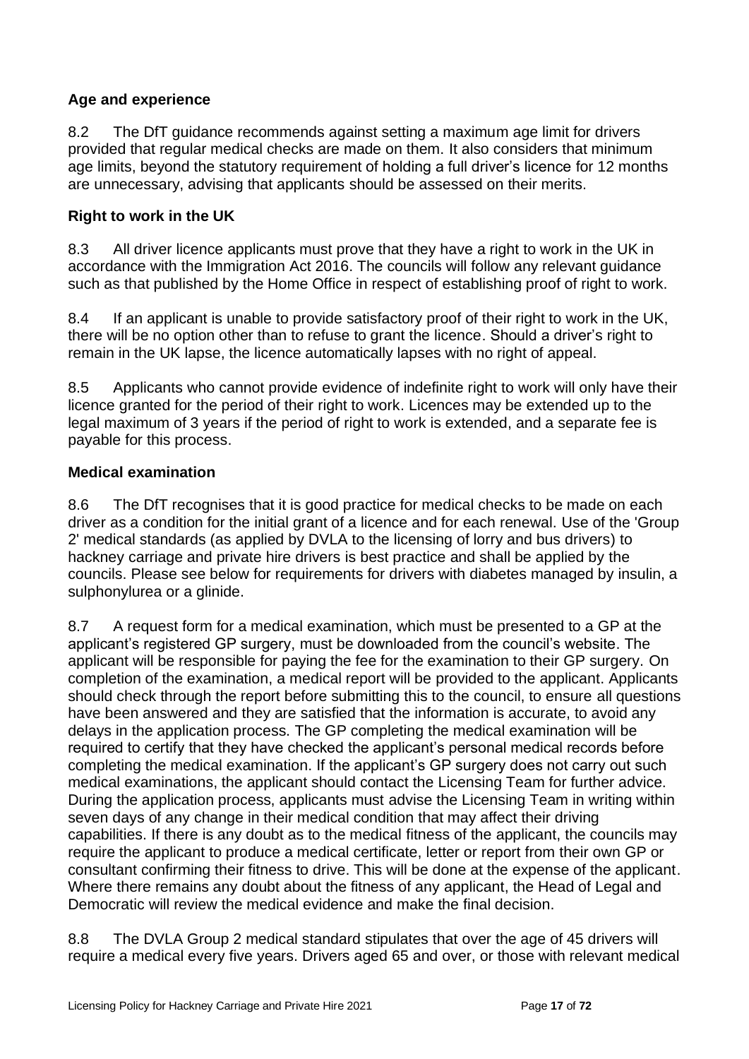### Age and experience

8.2 The DfT guidance recommends against setting a maximum age limit for drivers provided that regular medical checks are made on them. It also considers that minimum age limits, beyond the statutory requirement of holding a full driver's licence for 12 months are unnecessary, advising that applicants should be assessed on their merits.

### Right to work in the UK

8.3 All driver licence applicants must prove that they have a right to work in the UK in accordance with the Immigration Act 2016. The councils will follow any relevant guidance such as that published by the Home Office in respect of establishing proof of right to work.

8.4 If an applicant is unable to provide satisfactory proof of their right to work in the UK, there will be no option other than to refuse to grant the licence. Should a driver's right to remain in the UK lapse, the licence automatically lapses with no right of appeal.

8.5 Applicants who cannot provide evidence of indefinite right to work will only have their licence granted for the period of their right to work. Licences may be extended up to the legal maximum of 3 years if the period of right to work is extended, and a separate fee is payable for this process.

### Medical examination

8.6 The DfT recognises that it is good practice for medical checks to be made on each driver as a condition for the initial grant of a licence and for each renewal. Use of the 'Group 2' medical standards (as applied by DVLA to the licensing of lorry and bus drivers) to hackney carriage and private hire drivers is best practice and shall be applied by the councils. Please see below for requirements for drivers with diabetes managed by insulin, a sulphonylurea or a glinide.

8.7 A request form for a medical examination, which must be presented to a GP at the applicant's registered GP surgery, must be downloaded from the council's website. The applicant will be responsible for paying the fee for the examination to their GP surgery. On completion of the examination, a medical report will be provided to the applicant. Applicants should check through the report before submitting this to the council, to ensure all questions have been answered and they are satisfied that the information is accurate, to avoid any delays in the application process. The GP completing the medical examination will be required to certify that they have checked the applicant's personal medical records before completing the medical examination. If the applicant's GP surgery does not carry out such medical examinations, the applicant should contact the Licensing Team for further advice. During the application process, applicants must advise the Licensing Team in writing within seven days of any change in their medical condition that may affect their driving capabilities. If there is any doubt as to the medical fitness of the applicant, the councils may require the applicant to produce a medical certificate, letter or report from their own GP or consultant confirming their fitness to drive. This will be done at the expense of the applicant. Where there remains any doubt about the fitness of any applicant, the Head of Legal and Democratic will review the medical evidence and make the final decision.

8.8 The DVLA Group 2 medical standard stipulates that over the age of 45 drivers will require a medical every five years. Drivers aged 65 and over, or those with relevant medical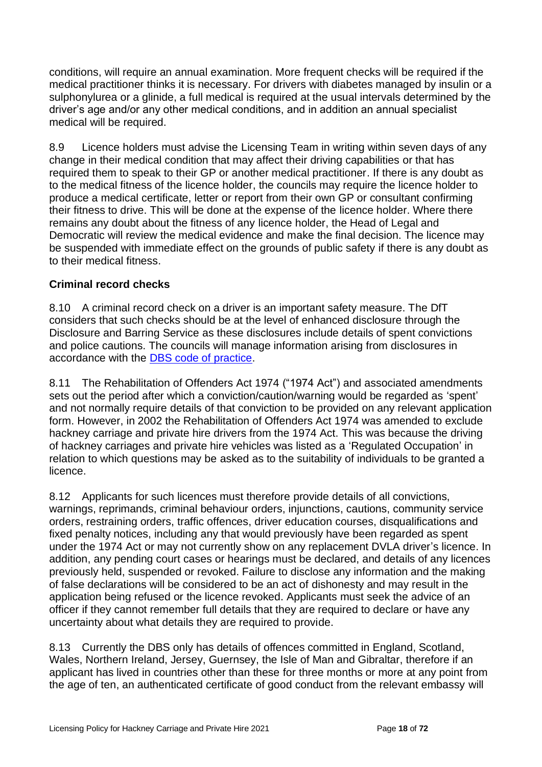conditions, will require an annual examination. More frequent checks will be required if the medical practitioner thinks it is necessary. For drivers with diabetes managed by insulin or a sulphonylurea or a glinide, a full medical is required at the usual intervals determined by the driver's age and/or any other medical conditions, and in addition an annual specialist medical will be required.

8.9 Licence holders must advise the Licensing Team in writing within seven days of any change in their medical condition that may affect their driving capabilities or that has required them to speak to their GP or another medical practitioner. If there is any doubt as to the medical fitness of the licence holder, the councils may require the licence holder to produce a medical certificate, letter or report from their own GP or consultant confirming their fitness to drive. This will be done at the expense of the licence holder. Where there remains any doubt about the fitness of any licence holder, the Head of Legal and Democratic will review the medical evidence and make the final decision. The licence may be suspended with immediate effect on the grounds of public safety if there is any doubt as to their medical fitness.

### Criminal record checks

8.10 A criminal record check on a driver is an important safety measure. The DfT considers that such checks should be at the level of enhanced disclosure through the Disclosure and Barring Service as these disclosures include details of spent convictions and police cautions. The councils will manage information arising from disclosures in accordance with the DBS code of practice.

8.11 The Rehabilitation of Offenders Act 1974 ("1974 Act") and associated amendments sets out the period after which a conviction/caution/warning would be regarded as 'spent' and not normally require details of that conviction to be provided on any relevant application form. However, in 2002 the Rehabilitation of Offenders Act 1974 was amended to exclude hackney carriage and private hire drivers from the 1974 Act. This was because the driving of hackney carriages and private hire vehicles was listed as a 'Regulated Occupation' in relation to which questions may be asked as to the suitability of individuals to be granted a licence.

8.12 Applicants for such licences must therefore provide details of all convictions, warnings, reprimands, criminal behaviour orders, injunctions, cautions, community service orders, restraining orders, traffic offences, driver education courses, disqualifications and fixed penalty notices, including any that would previously have been regarded as spent under the 1974 Act or may not currently show on any replacement DVLA driver's licence. In addition, any pending court cases or hearings must be declared, and details of any licences previously held, suspended or revoked. Failure to disclose any information and the making of false declarations will be considered to be an act of dishonesty and may result in the application being refused or the licence revoked. Applicants must seek the advice of an officer if they cannot remember full details that they are required to declare or have any uncertainty about what details they are required to provide.

8.13 Currently the DBS only has details of offences committed in England, Scotland, Wales, Northern Ireland, Jersey, Guernsey, the Isle of Man and Gibraltar, therefore if an applicant has lived in countries other than these for three months or more at any point from the age of ten, an authenticated certificate of good conduct from the relevant embassy will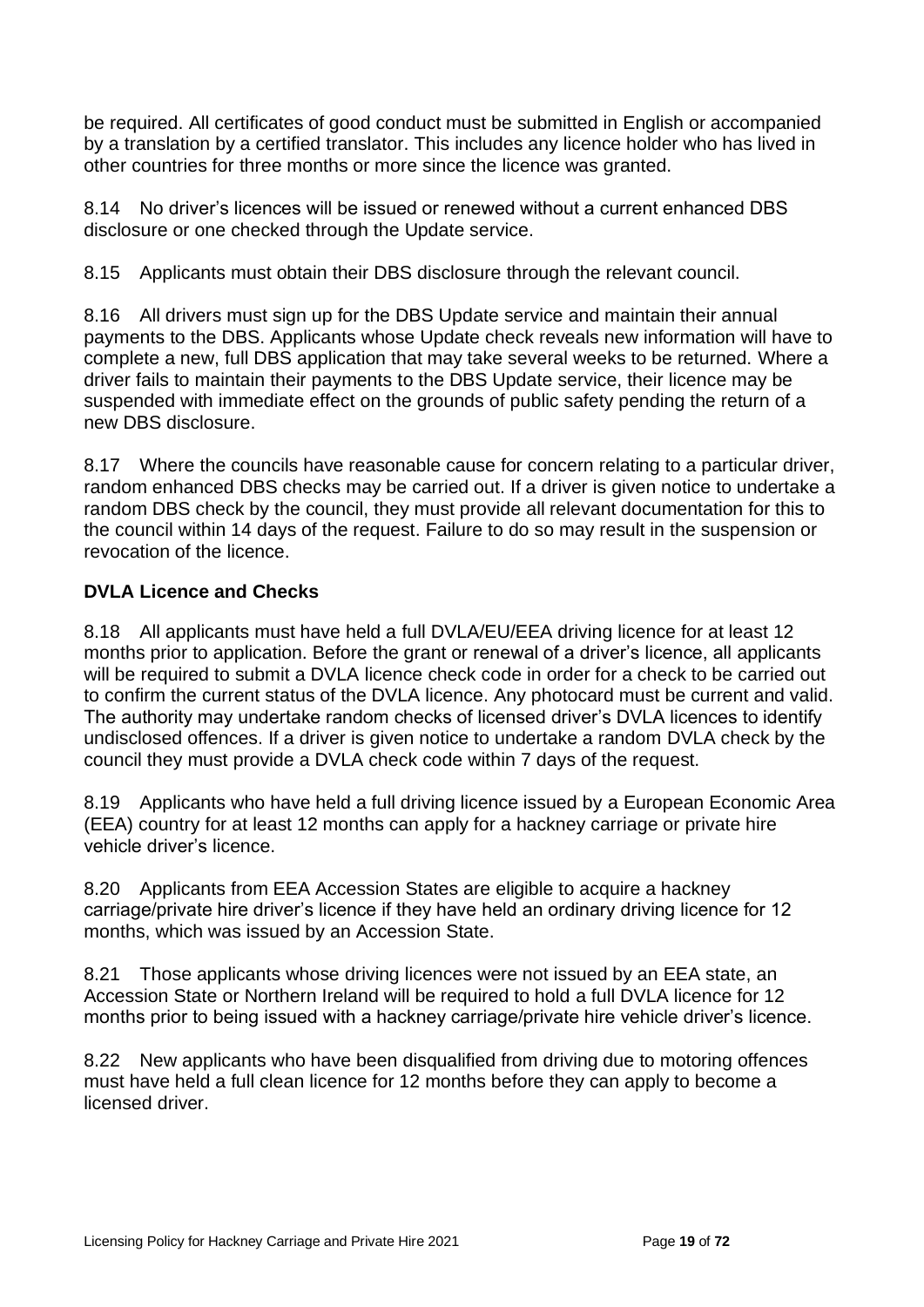be required. All certificates of good conduct must be submitted in English or accompanied by a translation by a certified translator. This includes any licence holder who has lived in other countries for three months or more since the licence was granted.

8.14 No driver's licences will be issued or renewed without a current enhanced DBS disclosure or one checked through the Update service.

8.15 Applicants must obtain their DBS disclosure through the relevant council.

8.16 All drivers must sign up for the DBS Update service and maintain their annual payments to the DBS. Applicants whose Update check reveals new information will have to complete a new, full DBS application that may take several weeks to be returned. Where a driver fails to maintain their payments to the DBS Update service, their licence may be suspended with immediate effect on the grounds of public safety pending the return of a new DBS disclosure.

8.17 Where the councils have reasonable cause for concern relating to a particular driver, random enhanced DBS checks may be carried out. If a driver is given notice to undertake a random DBS check by the council, they must provide all relevant documentation for this to the council within 14 days of the request. Failure to do so may result in the suspension or revocation of the licence.

### DVLA Licence and Checks

8.18 All applicants must have held a full DVLA/EU/EEA driving licence for at least 12 months prior to application. Before the grant or renewal of a driver's licence, all applicants will be required to submit a DVLA licence check code in order for a check to be carried out to confirm the current status of the DVLA licence. Any photocard must be current and valid. The authority may undertake random checks of licensed driver's DVLA licences to identify undisclosed offences. If a driver is given notice to undertake a random DVLA check by the council they must provide a DVLA check code within 7 days of the request.

8.19 Applicants who have held a full driving licence issued by a European Economic Area (EEA) country for at least 12 months can apply for a hackney carriage or private hire vehicle driver's licence.

8.20 Applicants from EEA Accession States are eligible to acquire a hackney carriage/private hire driver's licence if they have held an ordinary driving licence for 12 months, which was issued by an Accession State.

8.21 Those applicants whose driving licences were not issued by an EEA state, an Accession State or Northern Ireland will be required to hold a full DVLA licence for 12 months prior to being issued with a hackney carriage/private hire vehicle driver's licence.

8.22 New applicants who have been disqualified from driving due to motoring offences must have held a full clean licence for 12 months before they can apply to become a licensed driver.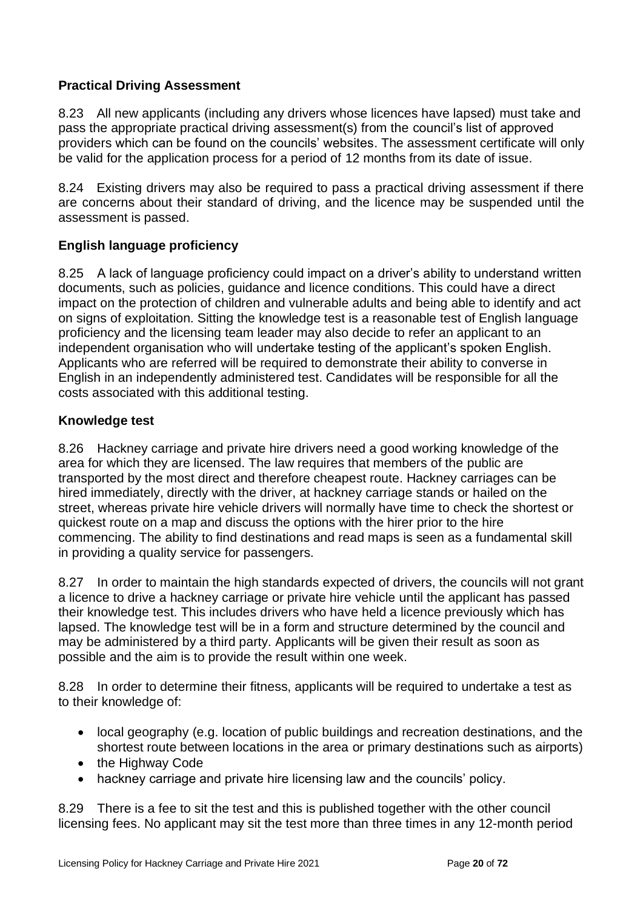### Practical Driving Assessment

8.23 All new applicants (including any drivers whose licences have lapsed) must take and pass the appropriate practical driving assessment(s) from the council's list of approved providers which can be found on the councils' websites. The assessment certificate will only be valid for the application process for a period of 12 months from its date of issue.

8.24 Existing drivers may also be required to pass a practical driving assessment if there are concerns about their standard of driving, and the licence may be suspended until the assessment is passed.

### English language proficiency

8.25 A lack of language proficiency could impact on a driver's ability to understand written documents, such as policies, guidance and licence conditions. This could have a direct impact on the protection of children and vulnerable adults and being able to identify and act on signs of exploitation. Sitting the knowledge test is a reasonable test of English language proficiency and the licensing team leader may also decide to refer an applicant to an independent organisation who will undertake testing of the applicant's spoken English. Applicants who are referred will be required to demonstrate their ability to converse in English in an independently administered test. Candidates will be responsible for all the costs associated with this additional testing.

### Knowledge test

8.26 Hackney carriage and private hire drivers need a good working knowledge of the area for which they are licensed. The law requires that members of the public are transported by the most direct and therefore cheapest route. Hackney carriages can be hired immediately, directly with the driver, at hackney carriage stands or hailed on the street, whereas private hire vehicle drivers will normally have time to check the shortest or quickest route on a map and discuss the options with the hirer prior to the hire commencing. The ability to find destinations and read maps is seen as a fundamental skill in providing a quality service for passengers.

8.27 In order to maintain the high standards expected of drivers, the councils will not grant a licence to drive a hackney carriage or private hire vehicle until the applicant has passed their knowledge test. This includes drivers who have held a licence previously which has lapsed. The knowledge test will be in a form and structure determined by the council and may be administered by a third party. Applicants will be given their result as soon as possible and the aim is to provide the result within one week.

8.28 In order to determine their fitness, applicants will be required to undertake a test as to their knowledge of:

- local geography (e.g. location of public buildings and recreation destinations, and the shortest route between locations in the area or primary destinations such as airports)
- the Highway Code
- hackney carriage and private hire licensing law and the councils' policy.

8.29 There is a fee to sit the test and this is published together with the other council licensing fees. No applicant may sit the test more than three times in any 12-month period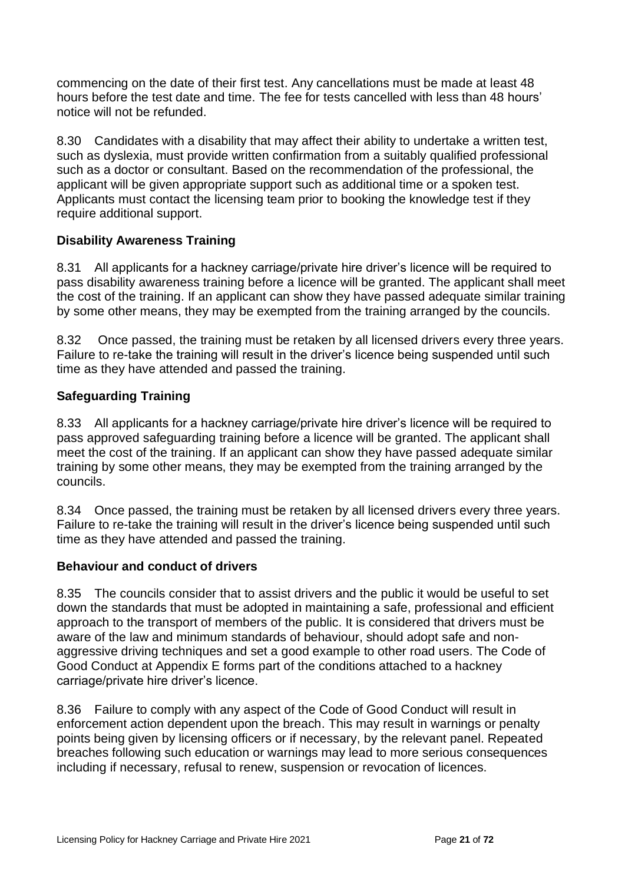commencing on the date of their first test. Any cancellations must be made at least 48 hours before the test date and time. The fee for tests cancelled with less than 48 hours' notice will not be refunded.

8.30 Candidates with a disability that may affect their ability to undertake a written test, such as dyslexia, must provide written confirmation from a suitably qualified professional such as a doctor or consultant. Based on the recommendation of the professional, the applicant will be given appropriate support such as additional time or a spoken test. Applicants must contact the licensing team prior to booking the knowledge test if they require additional support.

**Disability Awareness Training**

8.31 All applicants for a hackney carriage/private hire driver's licence will be required to pass disability awareness training before a licence will be granted. The applicant shall meet the cost of the training. If an applicant can show they have passed adequate similar training by some other means, they may be exempted from the training arranged by the councils.

8.32 Once passed, the training must be retaken by all licensed drivers every three years. Failure to re-take the training will result in the driver's licence being suspended until such time as they have attended and passed the training.

**Safeguarding Training**

8.33 All applicants for a hackney carriage/private hire driver's licence will be required to pass approved safeguarding training before a licence will be granted. The applicant shall meet the cost of the training. If an applicant can show they have passed adequate similar training by some other means, they may be exempted from the training arranged by the councils.

8.34 Once passed, the training must be retaken by all licensed drivers every three years. Failure to re-take the training will result in the driver's licence being suspended until such time as they have attended and passed the training.

**Behaviour and conduct of drivers**

8.35 The councils consider that to assist drivers and the public it would be useful to set down the standards that must be adopted in maintaining a safe, professional and efficient approach to the transport of members of the public. It is considered that drivers must be aware of the law and minimum standards of behaviour, should adopt safe and non-aggressive driving techniques and set a good example to other road users. The Code of Good Conduct at Appendix E forms part of the conditions attached to a hackney carriage/private hire driver's licence.

8.36 Failure to comply with any aspect of the Code of Good Conduct will result in enforcement action dependent upon the breach. This may result in warnings or penalty points being given by licensing officers or if necessary, by the relevant panel. Repeated breaches following such education or warnings may lead to more serious consequences including if necessary, refusal to renew, suspension or revocation of licences.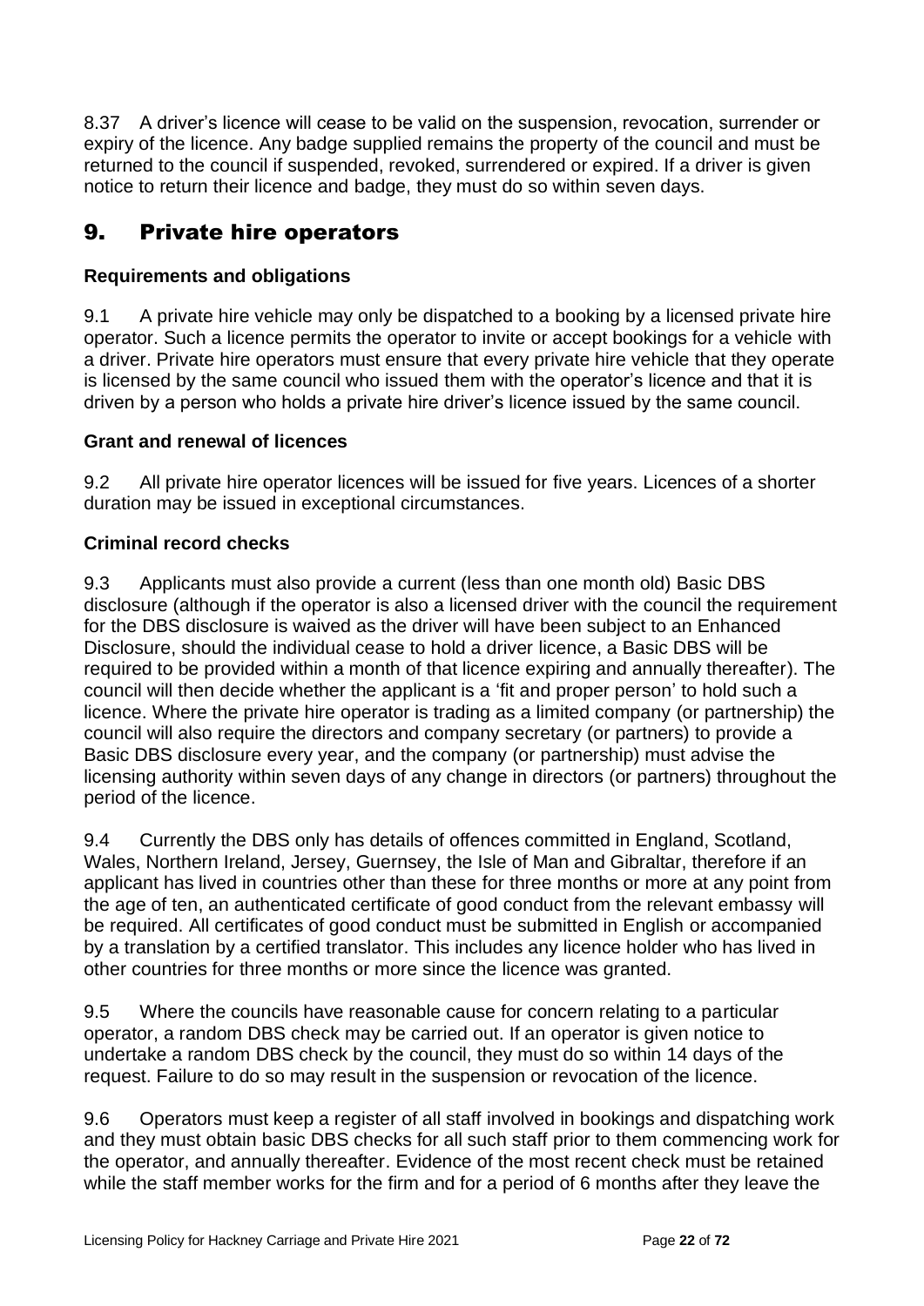8.37 A driver's licence will cease to be valid on the suspension, revocation, surrender or expiry of the licence. Any badge supplied remains the property of the council and must be returned to the council if suspended, revoked, surrendered or expired. If a driver is given notice to return their licence and badge, they must do so within seven days.

# 9. Private hire operators

### Requirements and obligations

9.1 A private hire vehicle may only be dispatched to a booking by a licensed private hire operator. Such a licence permits the operator to invite or accept bookings for a vehicle with a driver. Private hire operators must ensure that every private hire vehicle that they operate is licensed by the same council who issued them with the operator's licence and that it is driven by a person who holds a private hire driver's licence issued by the same council.

### Grant and renewal of licences

9.2 All private hire operator licences will be issued for five years. Licences of a shorter duration may be issued in exceptional circumstances.

### Criminal record checks

9.3 Applicants must also provide a current (less than one month old) Basic DBS disclosure (although if the operator is also a licensed driver with the council the requirement for the DBS disclosure is waived as the driver will have been subject to an Enhanced Disclosure, should the individual cease to hold a driver licence, a Basic DBS will be required to be provided within a month of that licence expiring and annually thereafter). The council will then decide whether the applicant is a 'fit and proper person' to hold such a licence. Where the private hire operator is trading as a limited company (or partnership) the council will also require the directors and company secretary (or partners) to provide a Basic DBS disclosure every year, and the company (or partnership) must advise the licensing authority within seven days of any change in directors (or partners) throughout the period of the licence.

9.4 Currently the DBS only has details of offences committed in England, Scotland, Wales, Northern Ireland, Jersey, Guernsey, the Isle of Man and Gibraltar, therefore if an applicant has lived in countries other than these for three months or more at any point from the age of ten, an authenticated certificate of good conduct from the relevant embassy will be required. All certificates of good conduct must be submitted in English or accompanied by a translation by a certified translator. This includes any licence holder who has lived in other countries for three months or more since the licence was granted.

9.5 Where the councils have reasonable cause for concern relating to a particular operator, a random DBS check may be carried out. If an operator is given notice to undertake a random DBS check by the council, they must do so within 14 days of the request. Failure to do so may result in the suspension or revocation of the licence.

9.6 Operators must keep a register of all staff involved in bookings and dispatching work and they must obtain basic DBS checks for all such staff prior to them commencing work for the operator, and annually thereafter. Evidence of the most recent check must be retained while the staff member works for the firm and for a period of 6 months after they leave the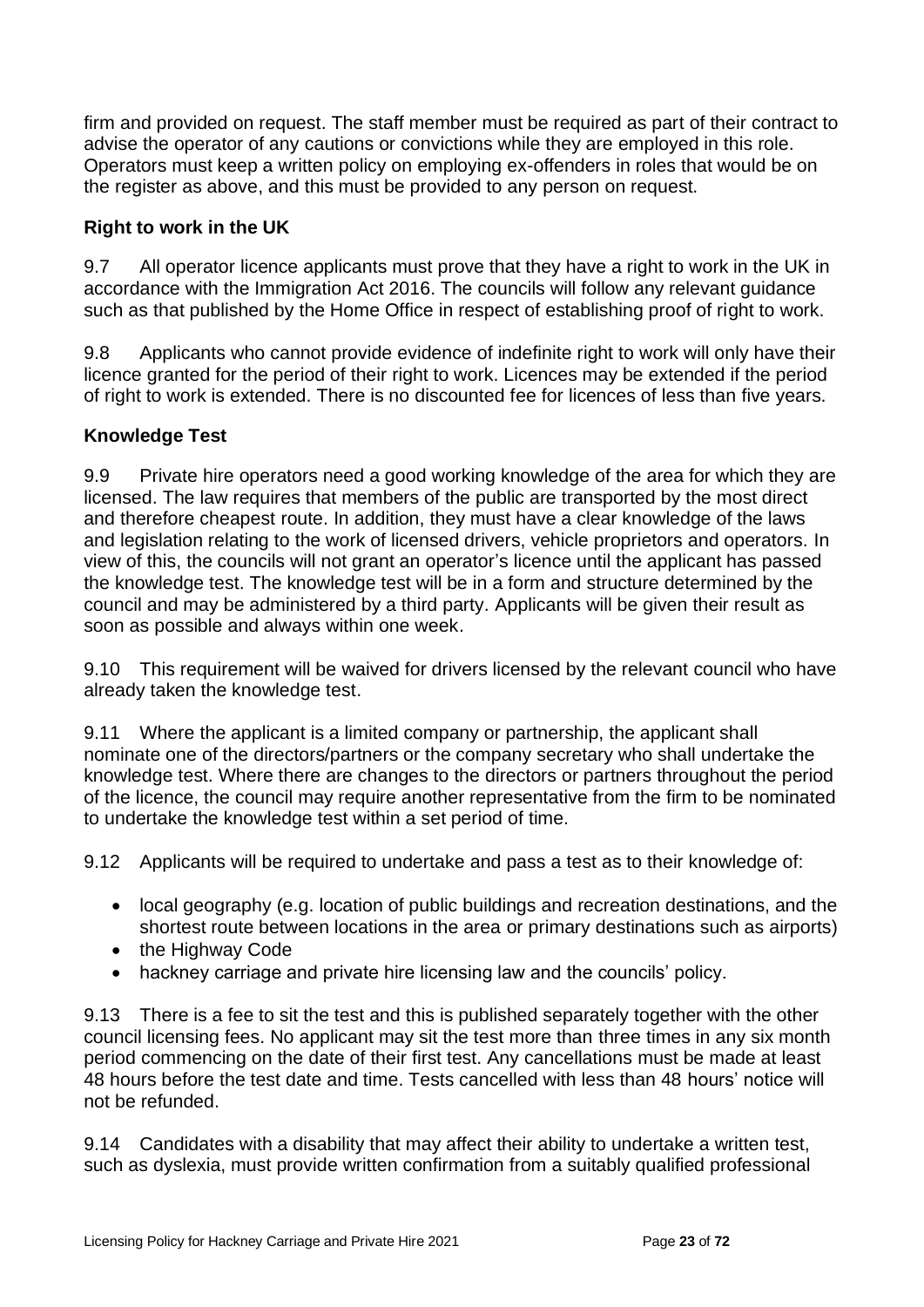firm and provided on request. The staff member must be required as part of their contract to advise the operator of any cautions or convictions while they are employed in this role. Operators must keep a written policy on employing ex-offenders in roles that would be on the register as above, and this must be provided to any person on request.

**Right to work in the UK**

9.7 All operator licence applicants must prove that they have a right to work in the UK in accordance with the Immigration Act 2016. The councils will follow any relevant guidance such as that published by the Home Office in respect of establishing proof of right to work.

9.8 Applicants who cannot provide evidence of indefinite right to work will only have their licence granted for the period of their right to work. Licences may be extended if the period of right to work is extended. There is no discounted fee for licences of less than five years.

**Knowledge Test**

9.9 Private hire operators need a good working knowledge of the area for which they are licensed. The law requires that members of the public are transported by the most direct and therefore cheapest route. In addition, they must have a clear knowledge of the laws and legislation relating to the work of licensed drivers, vehicle proprietors and operators. In view of this, the councils will not grant an operator's licence until the applicant has passed the knowledge test. The knowledge test will be in a form and structure determined by the council and may be administered by a third party. Applicants will be given their result as soon as possible and always within one week.

9.10 This requirement will be waived for drivers licensed by the relevant council who have already taken the knowledge test.

9.11 Where the applicant is a limited company or partnership, the applicant shall nominate one of the directors/partners or the company secretary who shall undertake the knowledge test. Where there are changes to the directors or partners throughout the period of the licence, the council may require another representative from the firm to be nominated to undertake the knowledge test within a set period of time.

9.12 Applicants will be required to undertake and pass a test as to their knowledge of:

- local geography (e.g. location of public buildings and recreation destinations, and the shortest route between locations in the area or primary destinations such as airports)
- the Highway Code
- hackney carriage and private hire licensing law and the councils' policy.

9.13 There is a fee to sit the test and this is published separately together with the other council licensing fees. No applicant may sit the test more than three times in any six month period commencing on the date of their first test. Any cancellations must be made at least 48 hours before the test date and time. Tests cancelled with less than 48 hours' notice will not be refunded.

9.14 Candidates with a disability that may affect their ability to undertake a written test, such as dyslexia, must provide written confirmation from a suitably qualified professional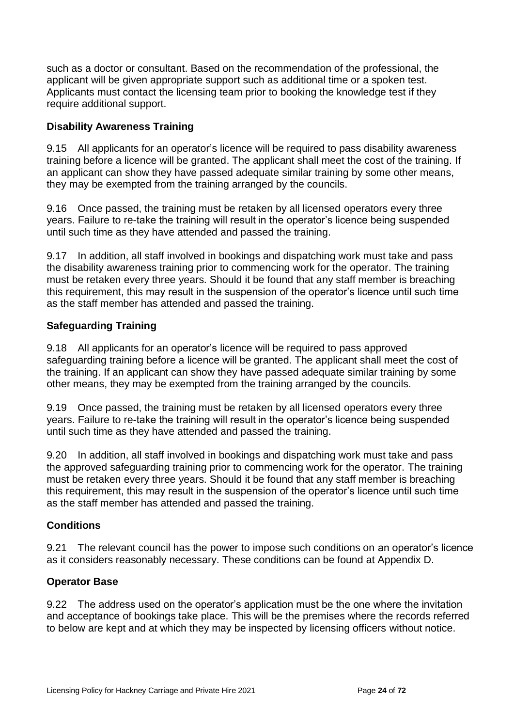such as a doctor or consultant. Based on the recommendation of the professional, the applicant will be given appropriate support such as additional time or a spoken test. Applicants must contact the licensing team prior to booking the knowledge test if they require additional support.

**Disability Awareness Training**

9.15 All applicants for an operator's licence will be required to pass disability awareness training before a licence will be granted. The applicant shall meet the cost of the training. If an applicant can show they have passed adequate similar training by some other means, they may be exempted from the training arranged by the councils.

9.16 Once passed, the training must be retaken by all licensed operators every three years. Failure to re-take the training will result in the operator's licence being suspended until such time as they have attended and passed the training.

9.17 In addition, all staff involved in bookings and dispatching work must take and pass the disability awareness training prior to commencing work for the operator. The training must be retaken every three years. Should it be found that any staff member is breaching this requirement, this may result in the suspension of the operator's licence until such time as the staff member has attended and passed the training.

**Safeguarding Training**

9.18 All applicants for an operator's licence will be required to pass approved safeguarding training before a licence will be granted. The applicant shall meet the cost of the training. If an applicant can show they have passed adequate similar training by some other means, they may be exempted from the training arranged by the councils.

9.19 Once passed, the training must be retaken by all licensed operators every three years. Failure to re-take the training will result in the operator's licence being suspended until such time as they have attended and passed the training.

9.20 In addition, all staff involved in bookings and dispatching work must take and pass the approved safeguarding training prior to commencing work for the operator. The training must be retaken every three years. Should it be found that any staff member is breaching this requirement, this may result in the suspension of the operator's licence until such time as the staff member has attended and passed the training.

**Conditions**

9.21 The relevant council has the power to impose such conditions on an operator's licence as it considers reasonably necessary. These conditions can be found at Appendix D.

**Operator Base**

9.22 The address used on the operator's application must be the one where the invitation and acceptance of bookings take place. This will be the premises where the records referred to below are kept and at which they may be inspected by licensing officers without notice.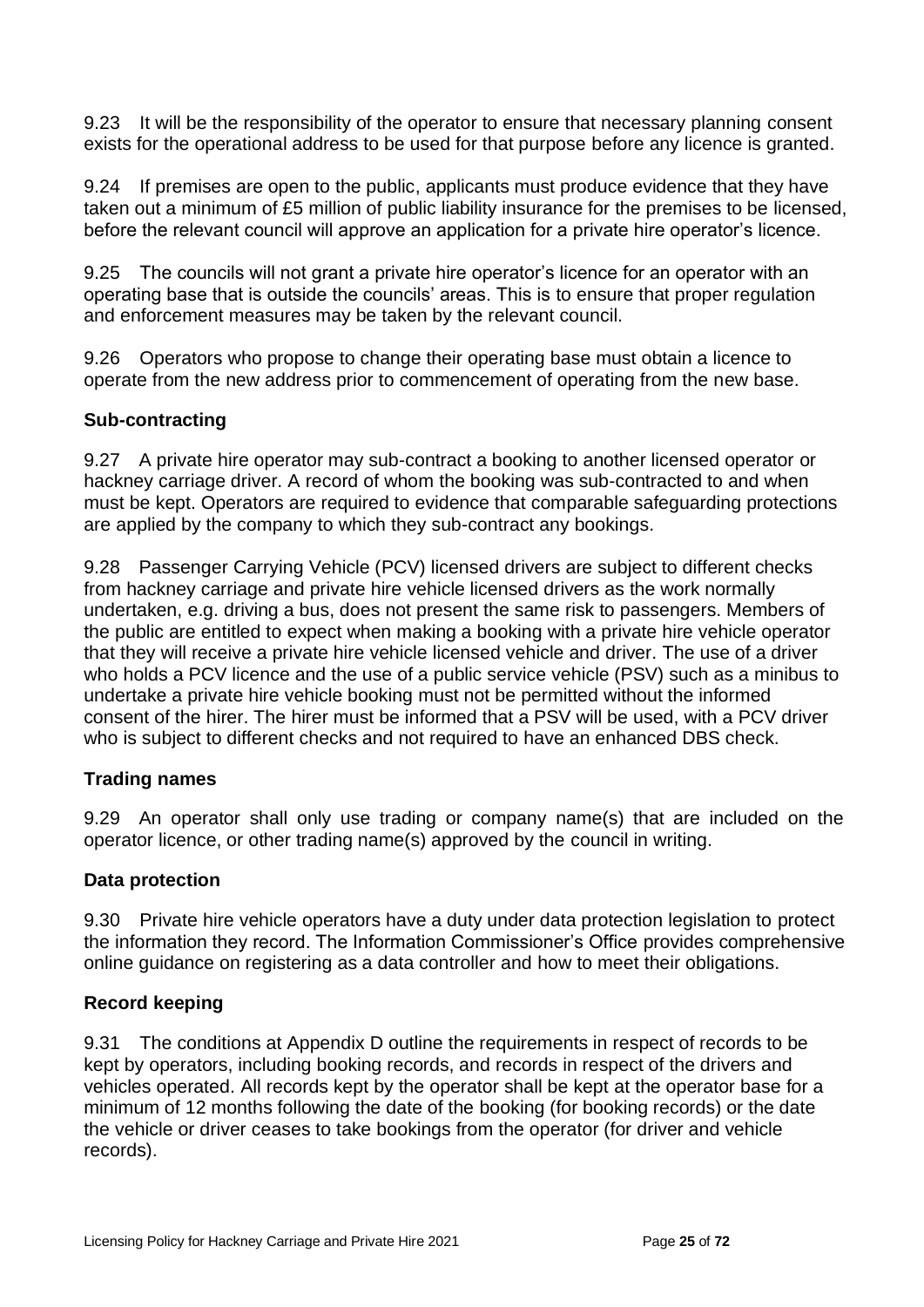9.23 It will be the responsibility of the operator to ensure that necessary planning consent exists for the operational address to be used for that purpose before any licence is granted.

9.24 If premises are open to the public, applicants must produce evidence that they have taken out a minimum of £5 million of public liability insurance for the premises to be licensed, before the relevant council will approve an application for a private hire operator's licence.

9.25 The councils will not grant a private hire operator's licence for an operator with an operating base that is outside the councils' areas. This is to ensure that proper regulation and enforcement measures may be taken by the relevant council.

9.26 Operators who propose to change their operating base must obtain a licence to operate from the new address prior to commencement of operating from the new base.

**Sub-contracting**

9.27 A private hire operator may sub-contract a booking to another licensed operator or hackney carriage driver. A record of whom the booking was sub-contracted to and when must be kept. Operators are required to evidence that comparable safeguarding protections are applied by the company to which they sub-contract any bookings.

9.28 Passenger Carrying Vehicle (PCV) licensed drivers are subject to different checks from hackney carriage and private hire vehicle licensed drivers as the work normally undertaken, e.g. driving a bus, does not present the same risk to passengers. Members of the public are entitled to expect when making a booking with a private hire vehicle operator that they will receive a private hire vehicle licensed vehicle and driver. The use of a driver who holds a PCV licence and the use of a public service vehicle (PSV) such as a minibus to undertake a private hire vehicle booking must not be permitted without the informed consent of the hirer. The hirer must be informed that a PSV will be used, with a PCV driver who is subject to different checks and not required to have an enhanced DBS check.

**Trading names**

9.29 An operator shall only use trading or company name(s) that are included on the operator licence, or other trading name(s) approved by the council in writing.

**Data protection**

9.30 Private hire vehicle operators have a duty under data protection legislation to protect the information they record. The Information Commissioner's Office provides comprehensive online guidance on registering as a data controller and how to meet their obligations.

**Record keeping**

9.31 The conditions at Appendix D outline the requirements in respect of records to be kept by operators, including booking records, and records in respect of the drivers and vehicles operated. All records kept by the operator shall be kept at the operator base for a minimum of 12 months following the date of the booking (for booking records) or the date the vehicle or driver ceases to take bookings from the operator (for driver and vehicle records).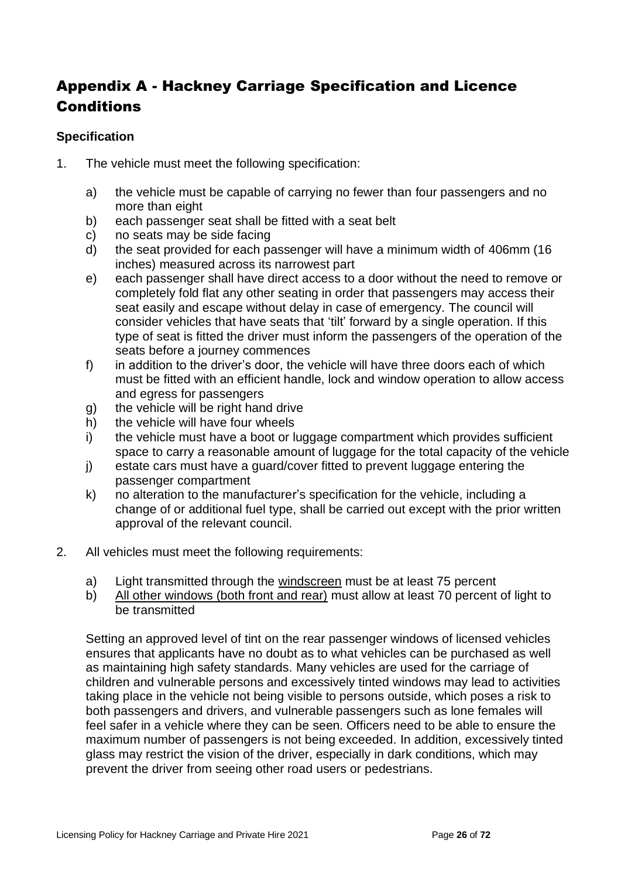## Appendix A - Hackney Carriage Specification and Licence Conditions

### Specification

1. The vehicle must meet the following specification:

    a) the vehicle must be capable of carrying no fewer than four passengers and no more than eight
    b) each passenger seat shall be fitted with a seat belt
    c) no seats may be side facing
    d) the seat provided for each passenger will have a minimum width of 406mm (16 inches) measured across its narrowest part
    e) each passenger shall have direct access to a door without the need to remove or completely fold flat any other seating in order that passengers may access their seat easily and escape without delay in case of emergency. The council will consider vehicles that have seats that 'tilt' forward by a single operation. If this type of seat is fitted the driver must inform the passengers of the operation of the seats before a journey commences
    f) in addition to the driver's door, the vehicle will have three doors each of which must be fitted with an efficient handle, lock and window operation to allow access and egress for passengers
    g) the vehicle will be right hand drive
    h) the vehicle will have four wheels
    i) the vehicle must have a boot or luggage compartment which provides sufficient space to carry a reasonable amount of luggage for the total capacity of the vehicle
    j) estate cars must have a guard/cover fitted to prevent luggage entering the passenger compartment
    k) no alteration to the manufacturer's specification for the vehicle, including a change of or additional fuel type, shall be carried out except with the prior written approval of the relevant council.

2. All vehicles must meet the following requirements:

    a) Light transmitted through the <u>windscreen</u> must be at least 75 percent
    b) <u>All other windows (both front and rear)</u> must allow at least 70 percent of light to be transmitted

    Setting an approved level of tint on the rear passenger windows of licensed vehicles ensures that applicants have no doubt as to what vehicles can be purchased as well as maintaining high safety standards. Many vehicles are used for the carriage of children and vulnerable persons and excessively tinted windows may lead to activities taking place in the vehicle not being visible to persons outside, which poses a risk to both passengers and drivers, and vulnerable passengers such as lone females will feel safer in a vehicle where they can be seen. Officers need to be able to ensure the maximum number of passengers is not being exceeded. In addition, excessively tinted glass may restrict the vision of the driver, especially in dark conditions, which may prevent the driver from seeing other road users or pedestrians.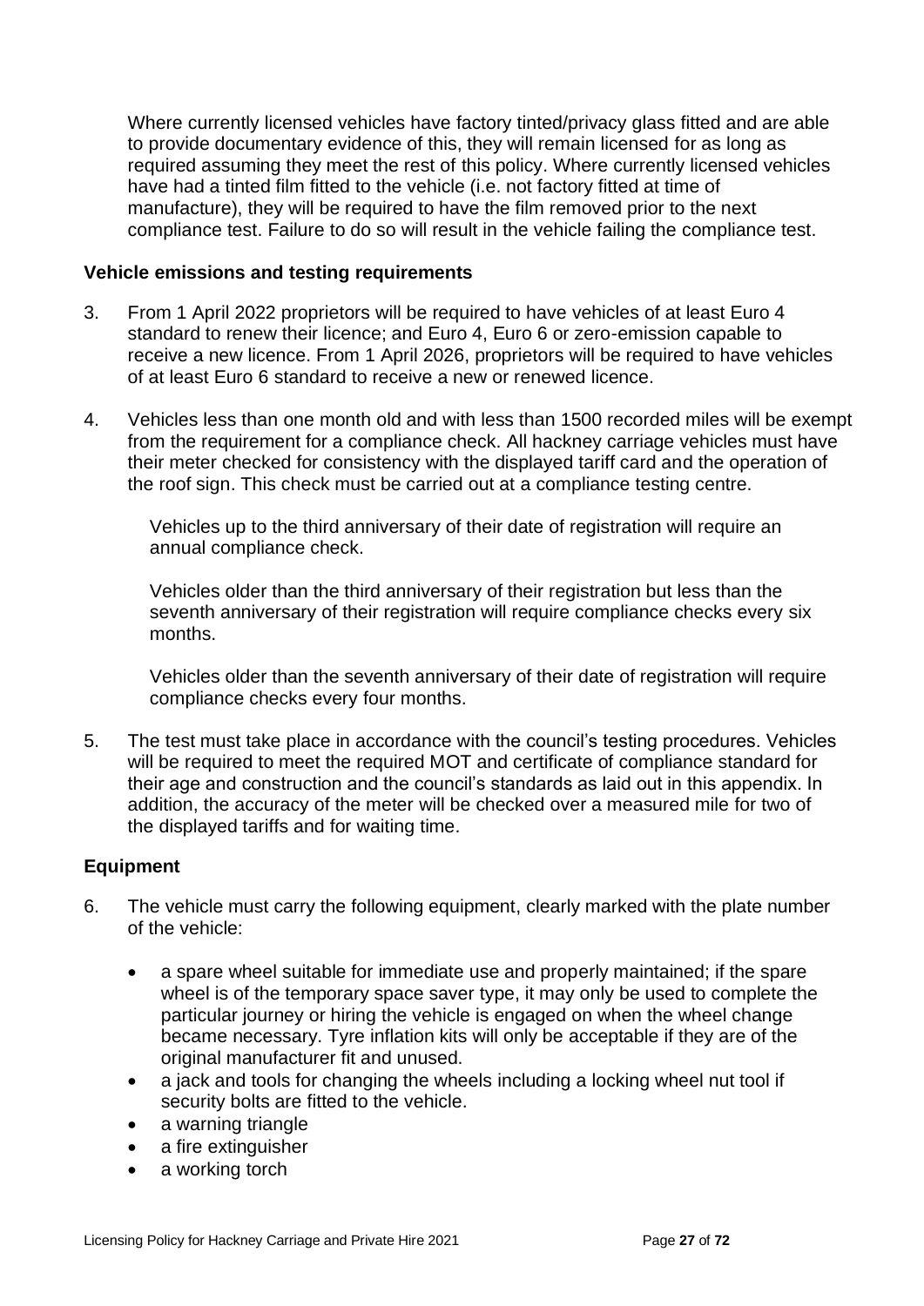Where currently licensed vehicles have factory tinted/privacy glass fitted and are able to provide documentary evidence of this, they will remain licensed for as long as required assuming they meet the rest of this policy. Where currently licensed vehicles have had a tinted film fitted to the vehicle (i.e. not factory fitted at time of manufacture), they will be required to have the film removed prior to the next compliance test. Failure to do so will result in the vehicle failing the compliance test.

**Vehicle emissions and testing requirements**

3. From 1 April 2022 proprietors will be required to have vehicles of at least Euro 4 standard to renew their licence; and Euro 4, Euro 6 or zero-emission capable to receive a new licence. From 1 April 2026, proprietors will be required to have vehicles of at least Euro 6 standard to receive a new or renewed licence.

4. Vehicles less than one month old and with less than 1500 recorded miles will be exempt from the requirement for a compliance check. All hackney carriage vehicles must have their meter checked for consistency with the displayed tariff card and the operation of the roof sign. This check must be carried out at a compliance testing centre.

   Vehicles up to the third anniversary of their date of registration will require an annual compliance check.

   Vehicles older than the third anniversary of their registration but less than the seventh anniversary of their registration will require compliance checks every six months.

   Vehicles older than the seventh anniversary of their date of registration will require compliance checks every four months.

5. The test must take place in accordance with the council's testing procedures. Vehicles will be required to meet the required MOT and certificate of compliance standard for their age and construction and the council's standards as laid out in this appendix. In addition, the accuracy of the meter will be checked over a measured mile for two of the displayed tariffs and for waiting time.

**Equipment**

6. The vehicle must carry the following equipment, clearly marked with the plate number of the vehicle:

   - a spare wheel suitable for immediate use and properly maintained; if the spare wheel is of the temporary space saver type, it may only be used to complete the particular journey or hiring the vehicle is engaged on when the wheel change became necessary. Tyre inflation kits will only be acceptable if they are of the original manufacturer fit and unused.
   - a jack and tools for changing the wheels including a locking wheel nut tool if security bolts are fitted to the vehicle.
   - a warning triangle
   - a fire extinguisher
   - a working torch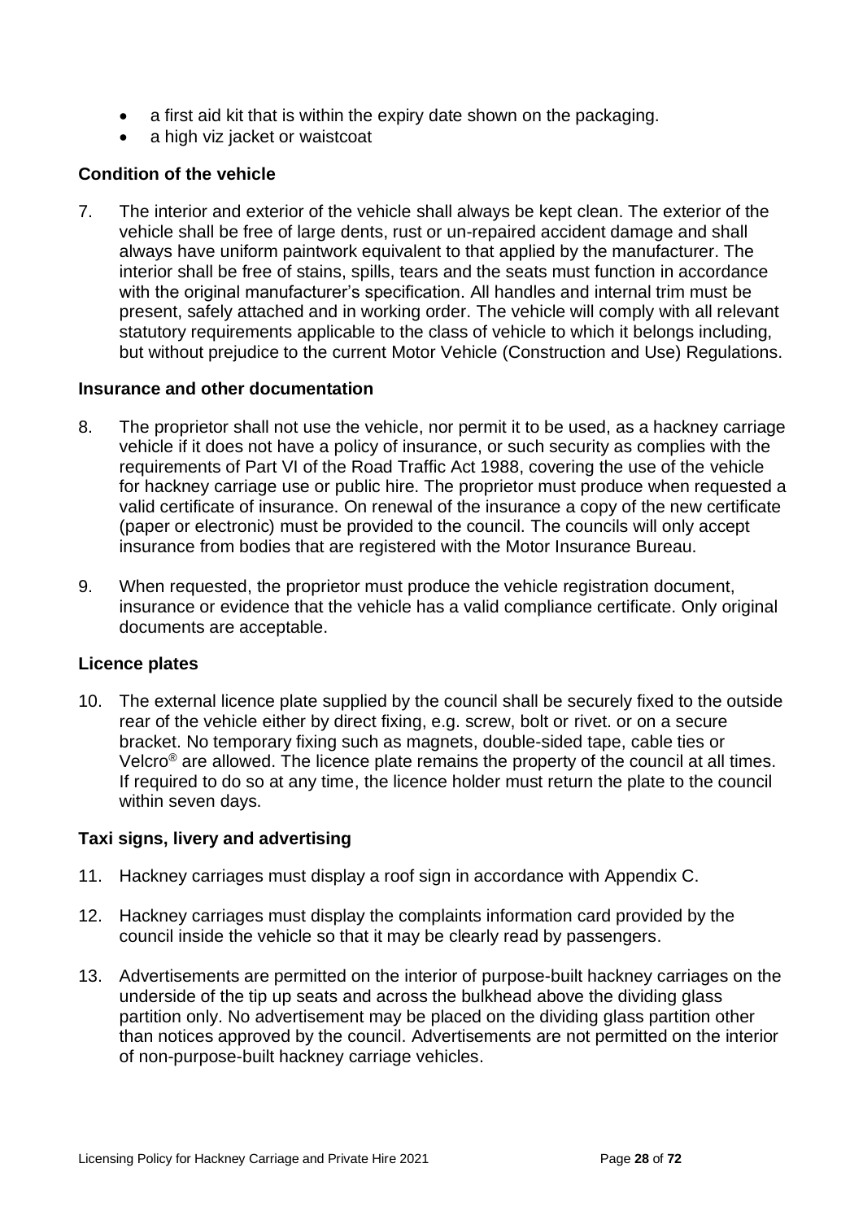- a first aid kit that is within the expiry date shown on the packaging.
- a high viz jacket or waistcoat

**Condition of the vehicle**

7. The interior and exterior of the vehicle shall always be kept clean. The exterior of the vehicle shall be free of large dents, rust or un-repaired accident damage and shall always have uniform paintwork equivalent to that applied by the manufacturer. The interior shall be free of stains, spills, tears and the seats must function in accordance with the original manufacturer's specification. All handles and internal trim must be present, safely attached and in working order. The vehicle will comply with all relevant statutory requirements applicable to the class of vehicle to which it belongs including, but without prejudice to the current Motor Vehicle (Construction and Use) Regulations.

**Insurance and other documentation**

8. The proprietor shall not use the vehicle, nor permit it to be used, as a hackney carriage vehicle if it does not have a policy of insurance, or such security as complies with the requirements of Part VI of the Road Traffic Act 1988, covering the use of the vehicle for hackney carriage use or public hire. The proprietor must produce when requested a valid certificate of insurance. On renewal of the insurance a copy of the new certificate (paper or electronic) must be provided to the council. The councils will only accept insurance from bodies that are registered with the Motor Insurance Bureau.

9. When requested, the proprietor must produce the vehicle registration document, insurance or evidence that the vehicle has a valid compliance certificate. Only original documents are acceptable.

**Licence plates**

10. The external licence plate supplied by the council shall be securely fixed to the outside rear of the vehicle either by direct fixing, e.g. screw, bolt or rivet. or on a secure bracket. No temporary fixing such as magnets, double-sided tape, cable ties or Velcro® are allowed. The licence plate remains the property of the council at all times. If required to do so at any time, the licence holder must return the plate to the council within seven days.

**Taxi signs, livery and advertising**

11. Hackney carriages must display a roof sign in accordance with Appendix C.

12. Hackney carriages must display the complaints information card provided by the council inside the vehicle so that it may be clearly read by passengers.

13. Advertisements are permitted on the interior of purpose-built hackney carriages on the underside of the tip up seats and across the bulkhead above the dividing glass partition only. No advertisement may be placed on the dividing glass partition other than notices approved by the council. Advertisements are not permitted on the interior of non-purpose-built hackney carriage vehicles.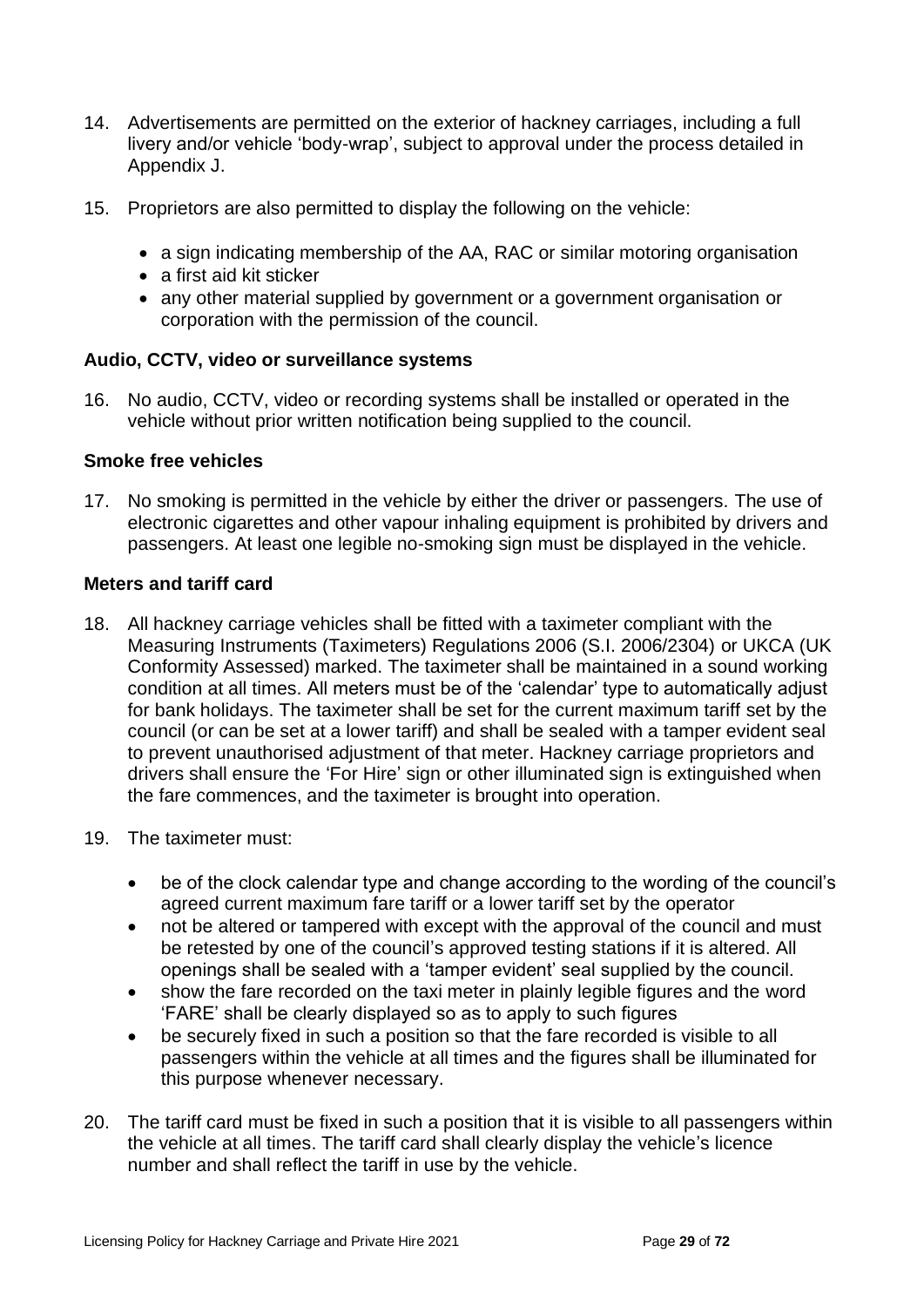14. Advertisements are permitted on the exterior of hackney carriages, including a full livery and/or vehicle 'body-wrap', subject to approval under the process detailed in Appendix J.

15. Proprietors are also permitted to display the following on the vehicle:

    - a sign indicating membership of the AA, RAC or similar motoring organisation
    - a first aid kit sticker
    - any other material supplied by government or a government organisation or corporation with the permission of the council.

**Audio, CCTV, video or surveillance systems**

16. No audio, CCTV, video or recording systems shall be installed or operated in the vehicle without prior written notification being supplied to the council.

**Smoke free vehicles**

17. No smoking is permitted in the vehicle by either the driver or passengers. The use of electronic cigarettes and other vapour inhaling equipment is prohibited by drivers and passengers. At least one legible no-smoking sign must be displayed in the vehicle.

**Meters and tariff card**

18. All hackney carriage vehicles shall be fitted with a taximeter compliant with the Measuring Instruments (Taximeters) Regulations 2006 (S.I. 2006/2304) or UKCA (UK Conformity Assessed) marked. The taximeter shall be maintained in a sound working condition at all times. All meters must be of the 'calendar' type to automatically adjust for bank holidays. The taximeter shall be set for the current maximum tariff set by the council (or can be set at a lower tariff) and shall be sealed with a tamper evident seal to prevent unauthorised adjustment of that meter. Hackney carriage proprietors and drivers shall ensure the 'For Hire' sign or other illuminated sign is extinguished when the fare commences, and the taximeter is brought into operation.

19. The taximeter must:

    - be of the clock calendar type and change according to the wording of the council's agreed current maximum fare tariff or a lower tariff set by the operator
    - not be altered or tampered with except with the approval of the council and must be retested by one of the council's approved testing stations if it is altered. All openings shall be sealed with a 'tamper evident' seal supplied by the council.
    - show the fare recorded on the taxi meter in plainly legible figures and the word 'FARE' shall be clearly displayed so as to apply to such figures
    - be securely fixed in such a position so that the fare recorded is visible to all passengers within the vehicle at all times and the figures shall be illuminated for this purpose whenever necessary.

20. The tariff card must be fixed in such a position that it is visible to all passengers within the vehicle at all times. The tariff card shall clearly display the vehicle's licence number and shall reflect the tariff in use by the vehicle.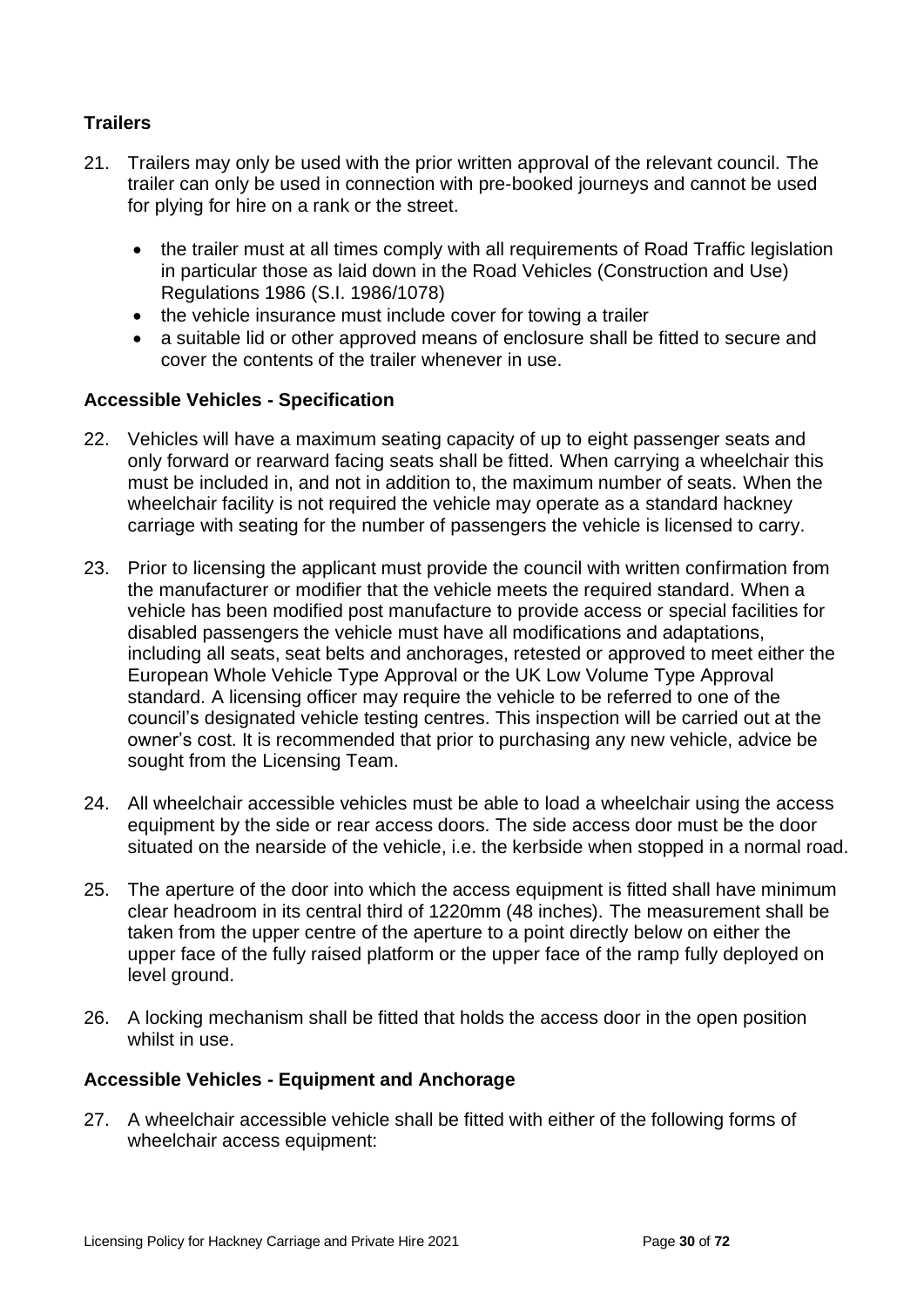### Trailers

21. Trailers may only be used with the prior written approval of the relevant council. The trailer can only be used in connection with pre-booked journeys and cannot be used for plying for hire on a rank or the street.

    - the trailer must at all times comply with all requirements of Road Traffic legislation in particular those as laid down in the Road Vehicles (Construction and Use) Regulations 1986 (S.I. 1986/1078)
    - the vehicle insurance must include cover for towing a trailer
    - a suitable lid or other approved means of enclosure shall be fitted to secure and cover the contents of the trailer whenever in use.

### Accessible Vehicles - Specification

22. Vehicles will have a maximum seating capacity of up to eight passenger seats and only forward or rearward facing seats shall be fitted. When carrying a wheelchair this must be included in, and not in addition to, the maximum number of seats. When the wheelchair facility is not required the vehicle may operate as a standard hackney carriage with seating for the number of passengers the vehicle is licensed to carry.

23. Prior to licensing the applicant must provide the council with written confirmation from the manufacturer or modifier that the vehicle meets the required standard. When a vehicle has been modified post manufacture to provide access or special facilities for disabled passengers the vehicle must have all modifications and adaptations, including all seats, seat belts and anchorages, retested or approved to meet either the European Whole Vehicle Type Approval or the UK Low Volume Type Approval standard. A licensing officer may require the vehicle to be referred to one of the council's designated vehicle testing centres. This inspection will be carried out at the owner's cost. It is recommended that prior to purchasing any new vehicle, advice be sought from the Licensing Team.

24. All wheelchair accessible vehicles must be able to load a wheelchair using the access equipment by the side or rear access doors. The side access door must be the door situated on the nearside of the vehicle, i.e. the kerbside when stopped in a normal road.

25. The aperture of the door into which the access equipment is fitted shall have minimum clear headroom in its central third of 1220mm (48 inches). The measurement shall be taken from the upper centre of the aperture to a point directly below on either the upper face of the fully raised platform or the upper face of the ramp fully deployed on level ground.

26. A locking mechanism shall be fitted that holds the access door in the open position whilst in use.

### Accessible Vehicles - Equipment and Anchorage

27. A wheelchair accessible vehicle shall be fitted with either of the following forms of wheelchair access equipment: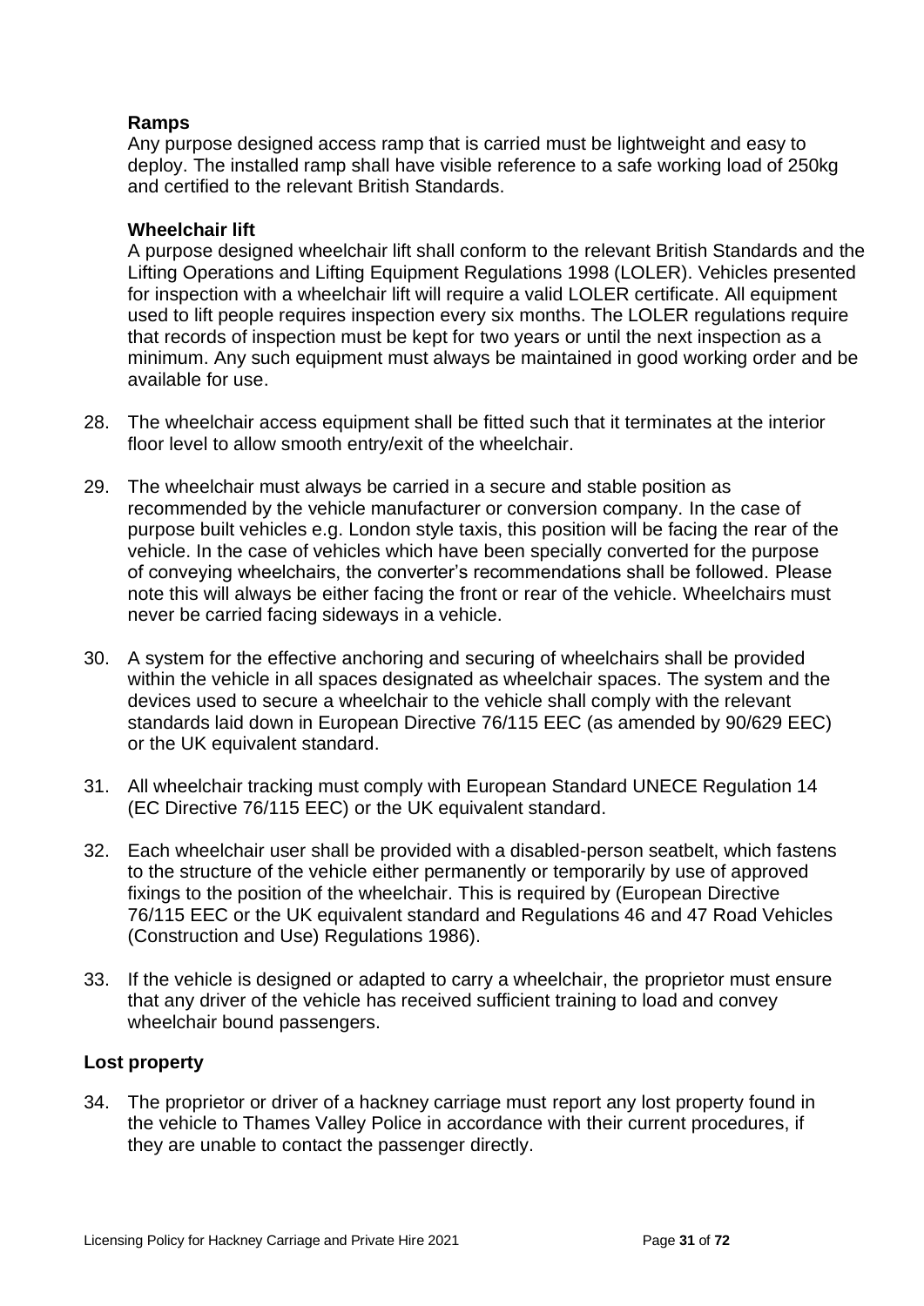**Ramps**

Any purpose designed access ramp that is carried must be lightweight and easy to deploy. The installed ramp shall have visible reference to a safe working load of 250kg and certified to the relevant British Standards.

**Wheelchair lift**

A purpose designed wheelchair lift shall conform to the relevant British Standards and the Lifting Operations and Lifting Equipment Regulations 1998 (LOLER). Vehicles presented for inspection with a wheelchair lift will require a valid LOLER certificate. All equipment used to lift people requires inspection every six months. The LOLER regulations require that records of inspection must be kept for two years or until the next inspection as a minimum. Any such equipment must always be maintained in good working order and be available for use.

28. The wheelchair access equipment shall be fitted such that it terminates at the interior floor level to allow smooth entry/exit of the wheelchair.

29. The wheelchair must always be carried in a secure and stable position as recommended by the vehicle manufacturer or conversion company. In the case of purpose built vehicles e.g. London style taxis, this position will be facing the rear of the vehicle. In the case of vehicles which have been specially converted for the purpose of conveying wheelchairs, the converter's recommendations shall be followed. Please note this will always be either facing the front or rear of the vehicle. Wheelchairs must never be carried facing sideways in a vehicle.

30. A system for the effective anchoring and securing of wheelchairs shall be provided within the vehicle in all spaces designated as wheelchair spaces. The system and the devices used to secure a wheelchair to the vehicle shall comply with the relevant standards laid down in European Directive 76/115 EEC (as amended by 90/629 EEC) or the UK equivalent standard.

31. All wheelchair tracking must comply with European Standard UNECE Regulation 14 (EC Directive 76/115 EEC) or the UK equivalent standard.

32. Each wheelchair user shall be provided with a disabled-person seatbelt, which fastens to the structure of the vehicle either permanently or temporarily by use of approved fixings to the position of the wheelchair. This is required by (European Directive 76/115 EEC or the UK equivalent standard and Regulations 46 and 47 Road Vehicles (Construction and Use) Regulations 1986).

33. If the vehicle is designed or adapted to carry a wheelchair, the proprietor must ensure that any driver of the vehicle has received sufficient training to load and convey wheelchair bound passengers.

## Lost property

34. The proprietor or driver of a hackney carriage must report any lost property found in the vehicle to Thames Valley Police in accordance with their current procedures, if they are unable to contact the passenger directly.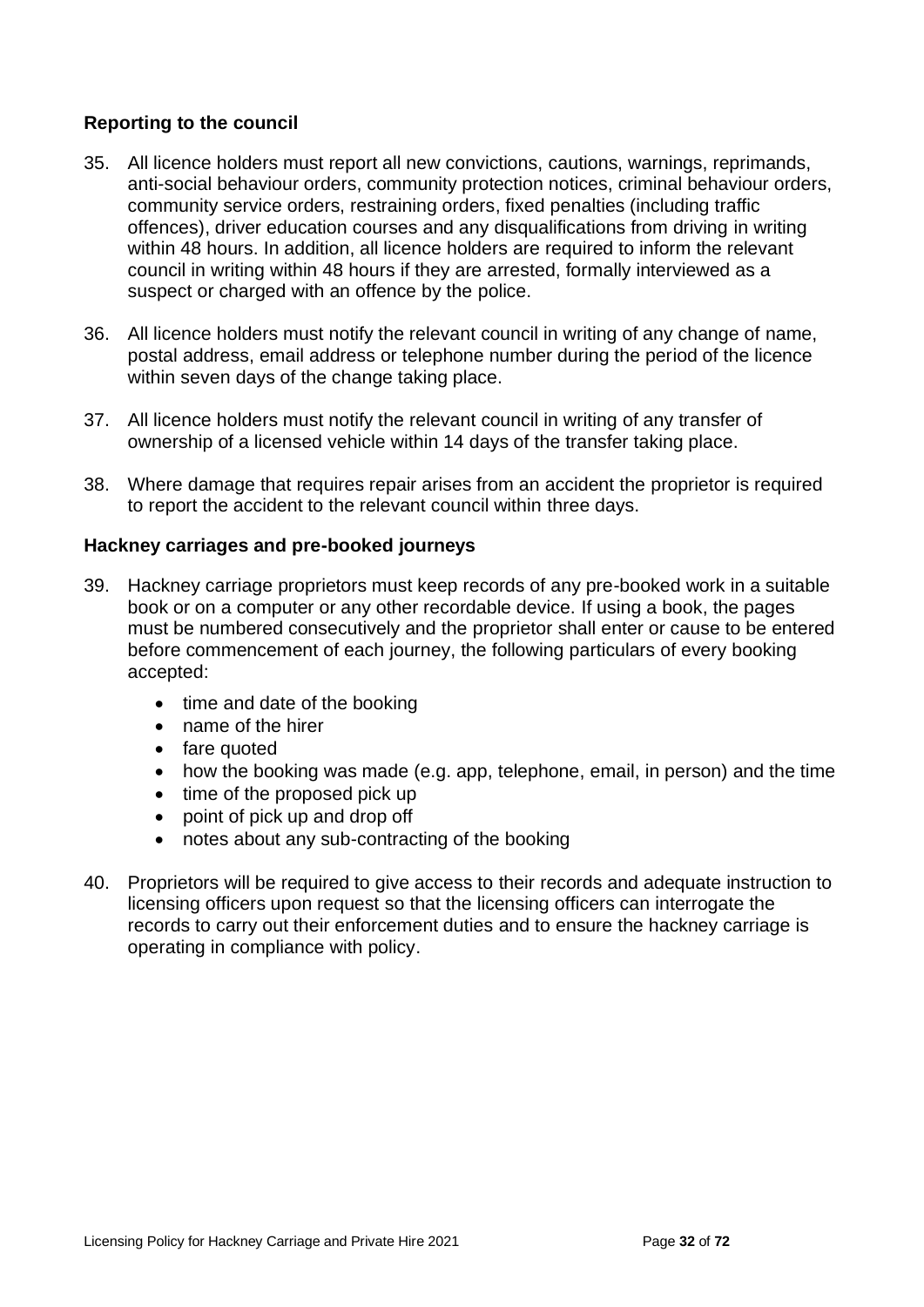### Reporting to the council

35. All licence holders must report all new convictions, cautions, warnings, reprimands, anti-social behaviour orders, community protection notices, criminal behaviour orders, community service orders, restraining orders, fixed penalties (including traffic offences), driver education courses and any disqualifications from driving in writing within 48 hours. In addition, all licence holders are required to inform the relevant council in writing within 48 hours if they are arrested, formally interviewed as a suspect or charged with an offence by the police.

36. All licence holders must notify the relevant council in writing of any change of name, postal address, email address or telephone number during the period of the licence within seven days of the change taking place.

37. All licence holders must notify the relevant council in writing of any transfer of ownership of a licensed vehicle within 14 days of the transfer taking place.

38. Where damage that requires repair arises from an accident the proprietor is required to report the accident to the relevant council within three days.

### Hackney carriages and pre-booked journeys

39. Hackney carriage proprietors must keep records of any pre-booked work in a suitable book or on a computer or any other recordable device. If using a book, the pages must be numbered consecutively and the proprietor shall enter or cause to be entered before commencement of each journey, the following particulars of every booking accepted:

    - time and date of the booking
    - name of the hirer
    - fare quoted
    - how the booking was made (e.g. app, telephone, email, in person) and the time
    - time of the proposed pick up
    - point of pick up and drop off
    - notes about any sub-contracting of the booking

40. Proprietors will be required to give access to their records and adequate instruction to licensing officers upon request so that the licensing officers can interrogate the records to carry out their enforcement duties and to ensure the hackney carriage is operating in compliance with policy.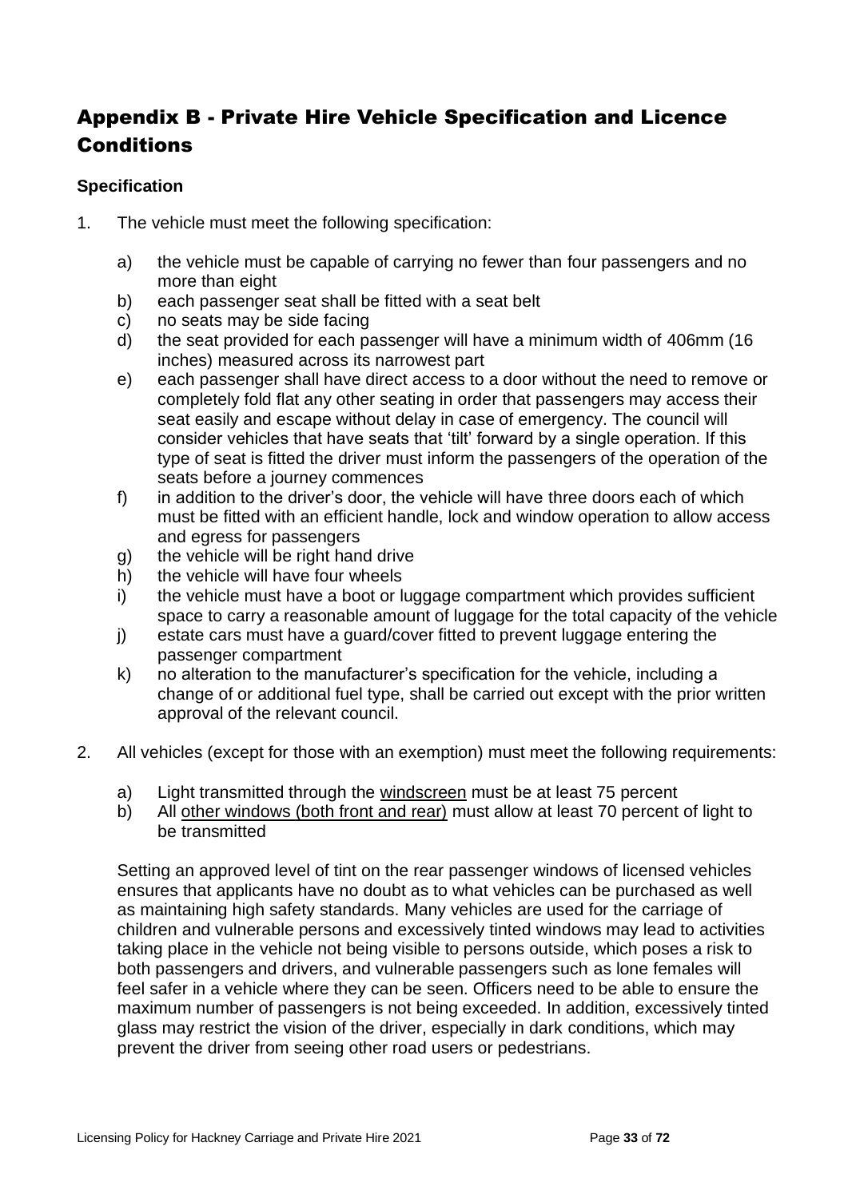# Appendix B - Private Hire Vehicle Specification and Licence Conditions

### Specification

1. The vehicle must meet the following specification:

   a) the vehicle must be capable of carrying no fewer than four passengers and no more than eight
   b) each passenger seat shall be fitted with a seat belt
   c) no seats may be side facing
   d) the seat provided for each passenger will have a minimum width of 406mm (16 inches) measured across its narrowest part
   e) each passenger shall have direct access to a door without the need to remove or completely fold flat any other seating in order that passengers may access their seat easily and escape without delay in case of emergency. The council will consider vehicles that have seats that 'tilt' forward by a single operation. If this type of seat is fitted the driver must inform the passengers of the operation of the seats before a journey commences
   f) in addition to the driver's door, the vehicle will have three doors each of which must be fitted with an efficient handle, lock and window operation to allow access and egress for passengers
   g) the vehicle will be right hand drive
   h) the vehicle will have four wheels
   i) the vehicle must have a boot or luggage compartment which provides sufficient space to carry a reasonable amount of luggage for the total capacity of the vehicle
   j) estate cars must have a guard/cover fitted to prevent luggage entering the passenger compartment
   k) no alteration to the manufacturer's specification for the vehicle, including a change of or additional fuel type, shall be carried out except with the prior written approval of the relevant council.

2. All vehicles (except for those with an exemption) must meet the following requirements:

   a) Light transmitted through the <u>windscreen</u> must be at least 75 percent
   b) All <u>other windows (both front and rear)</u> must allow at least 70 percent of light to be transmitted

   Setting an approved level of tint on the rear passenger windows of licensed vehicles ensures that applicants have no doubt as to what vehicles can be purchased as well as maintaining high safety standards. Many vehicles are used for the carriage of children and vulnerable persons and excessively tinted windows may lead to activities taking place in the vehicle not being visible to persons outside, which poses a risk to both passengers and drivers, and vulnerable passengers such as lone females will feel safer in a vehicle where they can be seen. Officers need to be able to ensure the maximum number of passengers is not being exceeded. In addition, excessively tinted glass may restrict the vision of the driver, especially in dark conditions, which may prevent the driver from seeing other road users or pedestrians.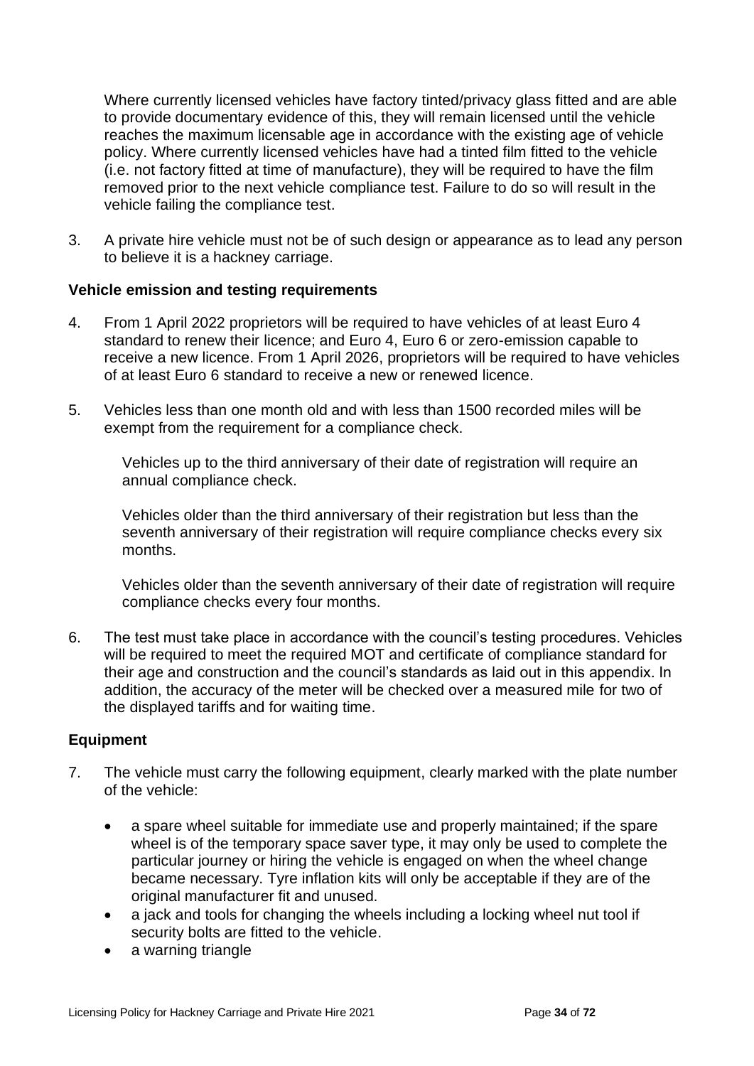Where currently licensed vehicles have factory tinted/privacy glass fitted and are able to provide documentary evidence of this, they will remain licensed until the vehicle reaches the maximum licensable age in accordance with the existing age of vehicle policy. Where currently licensed vehicles have had a tinted film fitted to the vehicle (i.e. not factory fitted at time of manufacture), they will be required to have the film removed prior to the next vehicle compliance test. Failure to do so will result in the vehicle failing the compliance test.

3. A private hire vehicle must not be of such design or appearance as to lead any person to believe it is a hackney carriage.

**Vehicle emission and testing requirements**

4. From 1 April 2022 proprietors will be required to have vehicles of at least Euro 4 standard to renew their licence; and Euro 4, Euro 6 or zero-emission capable to receive a new licence. From 1 April 2026, proprietors will be required to have vehicles of at least Euro 6 standard to receive a new or renewed licence.

5. Vehicles less than one month old and with less than 1500 recorded miles will be exempt from the requirement for a compliance check.

   Vehicles up to the third anniversary of their date of registration will require an annual compliance check.

   Vehicles older than the third anniversary of their registration but less than the seventh anniversary of their registration will require compliance checks every six months.

   Vehicles older than the seventh anniversary of their date of registration will require compliance checks every four months.

6. The test must take place in accordance with the council's testing procedures. Vehicles will be required to meet the required MOT and certificate of compliance standard for their age and construction and the council's standards as laid out in this appendix. In addition, the accuracy of the meter will be checked over a measured mile for two of the displayed tariffs and for waiting time.

**Equipment**

7. The vehicle must carry the following equipment, clearly marked with the plate number of the vehicle:

   - a spare wheel suitable for immediate use and properly maintained; if the spare wheel is of the temporary space saver type, it may only be used to complete the particular journey or hiring the vehicle is engaged on when the wheel change became necessary. Tyre inflation kits will only be acceptable if they are of the original manufacturer fit and unused.
   - a jack and tools for changing the wheels including a locking wheel nut tool if security bolts are fitted to the vehicle.
   - a warning triangle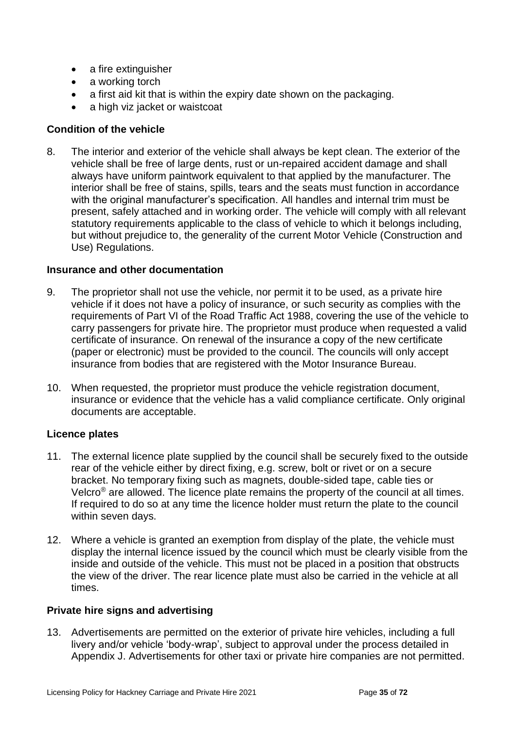- a fire extinguisher
- a working torch
- a first aid kit that is within the expiry date shown on the packaging.
- a high viz jacket or waistcoat

**Condition of the vehicle**

8. The interior and exterior of the vehicle shall always be kept clean. The exterior of the vehicle shall be free of large dents, rust or un-repaired accident damage and shall always have uniform paintwork equivalent to that applied by the manufacturer. The interior shall be free of stains, spills, tears and the seats must function in accordance with the original manufacturer's specification. All handles and internal trim must be present, safely attached and in working order. The vehicle will comply with all relevant statutory requirements applicable to the class of vehicle to which it belongs including, but without prejudice to, the generality of the current Motor Vehicle (Construction and Use) Regulations.

**Insurance and other documentation**

9. The proprietor shall not use the vehicle, nor permit it to be used, as a private hire vehicle if it does not have a policy of insurance, or such security as complies with the requirements of Part VI of the Road Traffic Act 1988, covering the use of the vehicle to carry passengers for private hire. The proprietor must produce when requested a valid certificate of insurance. On renewal of the insurance a copy of the new certificate (paper or electronic) must be provided to the council. The councils will only accept insurance from bodies that are registered with the Motor Insurance Bureau.

10. When requested, the proprietor must produce the vehicle registration document, insurance or evidence that the vehicle has a valid compliance certificate. Only original documents are acceptable.

**Licence plates**

11. The external licence plate supplied by the council shall be securely fixed to the outside rear of the vehicle either by direct fixing, e.g. screw, bolt or rivet or on a secure bracket. No temporary fixing such as magnets, double-sided tape, cable ties or Velcro® are allowed. The licence plate remains the property of the council at all times. If required to do so at any time the licence holder must return the plate to the council within seven days.

12. Where a vehicle is granted an exemption from display of the plate, the vehicle must display the internal licence issued by the council which must be clearly visible from the inside and outside of the vehicle. This must not be placed in a position that obstructs the view of the driver. The rear licence plate must also be carried in the vehicle at all times.

**Private hire signs and advertising**

13. Advertisements are permitted on the exterior of private hire vehicles, including a full livery and/or vehicle 'body-wrap', subject to approval under the process detailed in Appendix J. Advertisements for other taxi or private hire companies are not permitted.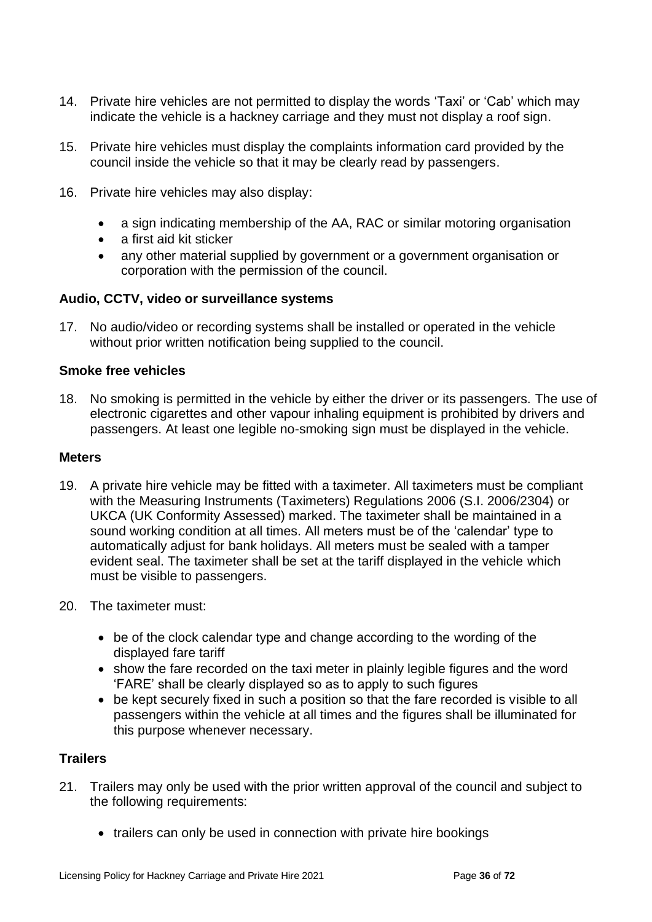14. Private hire vehicles are not permitted to display the words 'Taxi' or 'Cab' which may indicate the vehicle is a hackney carriage and they must not display a roof sign.

15. Private hire vehicles must display the complaints information card provided by the council inside the vehicle so that it may be clearly read by passengers.

16. Private hire vehicles may also display:

    - a sign indicating membership of the AA, RAC or similar motoring organisation
    - a first aid kit sticker
    - any other material supplied by government or a government organisation or corporation with the permission of the council.

**Audio, CCTV, video or surveillance systems**

17. No audio/video or recording systems shall be installed or operated in the vehicle without prior written notification being supplied to the council.

**Smoke free vehicles**

18. No smoking is permitted in the vehicle by either the driver or its passengers. The use of electronic cigarettes and other vapour inhaling equipment is prohibited by drivers and passengers. At least one legible no-smoking sign must be displayed in the vehicle.

**Meters**

19. A private hire vehicle may be fitted with a taximeter. All taximeters must be compliant with the Measuring Instruments (Taximeters) Regulations 2006 (S.I. 2006/2304) or UKCA (UK Conformity Assessed) marked. The taximeter shall be maintained in a sound working condition at all times. All meters must be of the 'calendar' type to automatically adjust for bank holidays. All meters must be sealed with a tamper evident seal. The taximeter shall be set at the tariff displayed in the vehicle which must be visible to passengers.

20. The taximeter must:

    - be of the clock calendar type and change according to the wording of the displayed fare tariff
    - show the fare recorded on the taxi meter in plainly legible figures and the word 'FARE' shall be clearly displayed so as to apply to such figures
    - be kept securely fixed in such a position so that the fare recorded is visible to all passengers within the vehicle at all times and the figures shall be illuminated for this purpose whenever necessary.

**Trailers**

21. Trailers may only be used with the prior written approval of the council and subject to the following requirements:

    - trailers can only be used in connection with private hire bookings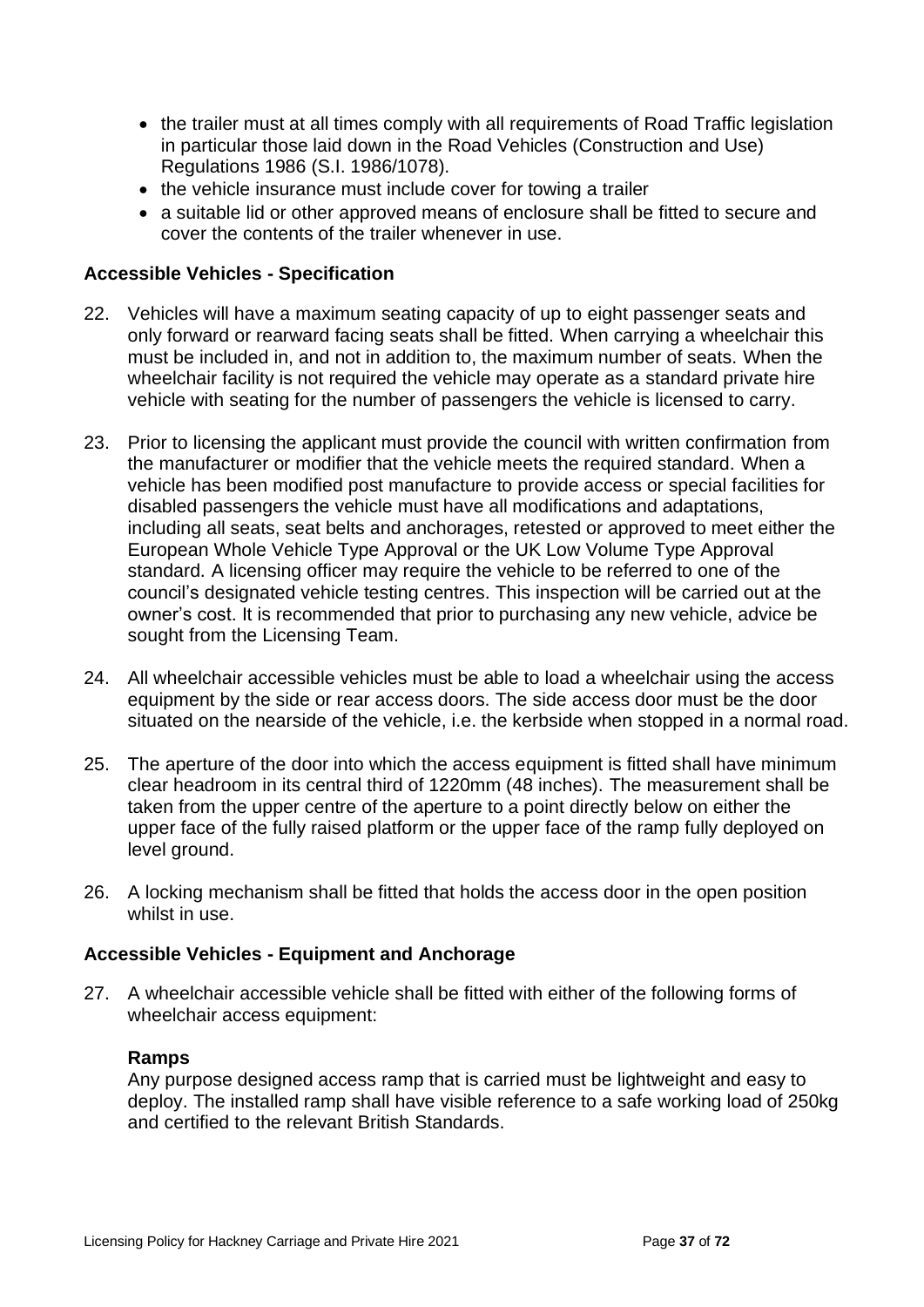- the trailer must at all times comply with all requirements of Road Traffic legislation in particular those laid down in the Road Vehicles (Construction and Use) Regulations 1986 (S.I. 1986/1078).
- the vehicle insurance must include cover for towing a trailer
- a suitable lid or other approved means of enclosure shall be fitted to secure and cover the contents of the trailer whenever in use.

**Accessible Vehicles - Specification**

22. Vehicles will have a maximum seating capacity of up to eight passenger seats and only forward or rearward facing seats shall be fitted. When carrying a wheelchair this must be included in, and not in addition to, the maximum number of seats. When the wheelchair facility is not required the vehicle may operate as a standard private hire vehicle with seating for the number of passengers the vehicle is licensed to carry.

23. Prior to licensing the applicant must provide the council with written confirmation from the manufacturer or modifier that the vehicle meets the required standard. When a vehicle has been modified post manufacture to provide access or special facilities for disabled passengers the vehicle must have all modifications and adaptations, including all seats, seat belts and anchorages, retested or approved to meet either the European Whole Vehicle Type Approval or the UK Low Volume Type Approval standard. A licensing officer may require the vehicle to be referred to one of the council's designated vehicle testing centres. This inspection will be carried out at the owner's cost. It is recommended that prior to purchasing any new vehicle, advice be sought from the Licensing Team.

24. All wheelchair accessible vehicles must be able to load a wheelchair using the access equipment by the side or rear access doors. The side access door must be the door situated on the nearside of the vehicle, i.e. the kerbside when stopped in a normal road.

25. The aperture of the door into which the access equipment is fitted shall have minimum clear headroom in its central third of 1220mm (48 inches). The measurement shall be taken from the upper centre of the aperture to a point directly below on either the upper face of the fully raised platform or the upper face of the ramp fully deployed on level ground.

26. A locking mechanism shall be fitted that holds the access door in the open position whilst in use.

**Accessible Vehicles - Equipment and Anchorage**

27. A wheelchair accessible vehicle shall be fitted with either of the following forms of wheelchair access equipment:

    **Ramps**
    Any purpose designed access ramp that is carried must be lightweight and easy to deploy. The installed ramp shall have visible reference to a safe working load of 250kg and certified to the relevant British Standards.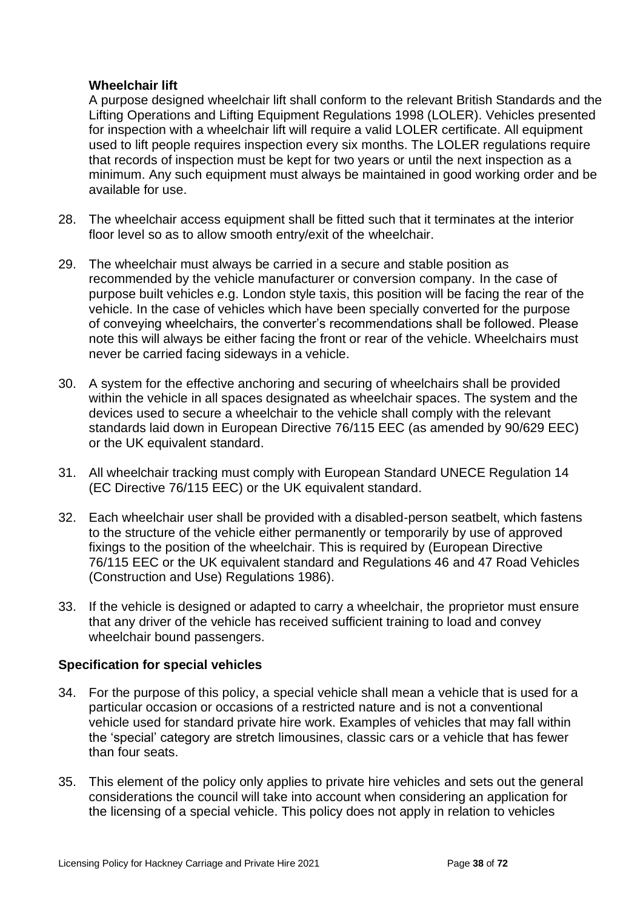**Wheelchair lift**

A purpose designed wheelchair lift shall conform to the relevant British Standards and the Lifting Operations and Lifting Equipment Regulations 1998 (LOLER). Vehicles presented for inspection with a wheelchair lift will require a valid LOLER certificate. All equipment used to lift people requires inspection every six months. The LOLER regulations require that records of inspection must be kept for two years or until the next inspection as a minimum. Any such equipment must always be maintained in good working order and be available for use.

28. The wheelchair access equipment shall be fitted such that it terminates at the interior floor level so as to allow smooth entry/exit of the wheelchair.

29. The wheelchair must always be carried in a secure and stable position as recommended by the vehicle manufacturer or conversion company. In the case of purpose built vehicles e.g. London style taxis, this position will be facing the rear of the vehicle. In the case of vehicles which have been specially converted for the purpose of conveying wheelchairs, the converter's recommendations shall be followed. Please note this will always be either facing the front or rear of the vehicle. Wheelchairs must never be carried facing sideways in a vehicle.

30. A system for the effective anchoring and securing of wheelchairs shall be provided within the vehicle in all spaces designated as wheelchair spaces. The system and the devices used to secure a wheelchair to the vehicle shall comply with the relevant standards laid down in European Directive 76/115 EEC (as amended by 90/629 EEC) or the UK equivalent standard.

31. All wheelchair tracking must comply with European Standard UNECE Regulation 14 (EC Directive 76/115 EEC) or the UK equivalent standard.

32. Each wheelchair user shall be provided with a disabled-person seatbelt, which fastens to the structure of the vehicle either permanently or temporarily by use of approved fixings to the position of the wheelchair. This is required by (European Directive 76/115 EEC or the UK equivalent standard and Regulations 46 and 47 Road Vehicles (Construction and Use) Regulations 1986).

33. If the vehicle is designed or adapted to carry a wheelchair, the proprietor must ensure that any driver of the vehicle has received sufficient training to load and convey wheelchair bound passengers.

**Specification for special vehicles**

34. For the purpose of this policy, a special vehicle shall mean a vehicle that is used for a particular occasion or occasions of a restricted nature and is not a conventional vehicle used for standard private hire work. Examples of vehicles that may fall within the 'special' category are stretch limousines, classic cars or a vehicle that has fewer than four seats.

35. This element of the policy only applies to private hire vehicles and sets out the general considerations the council will take into account when considering an application for the licensing of a special vehicle. This policy does not apply in relation to vehicles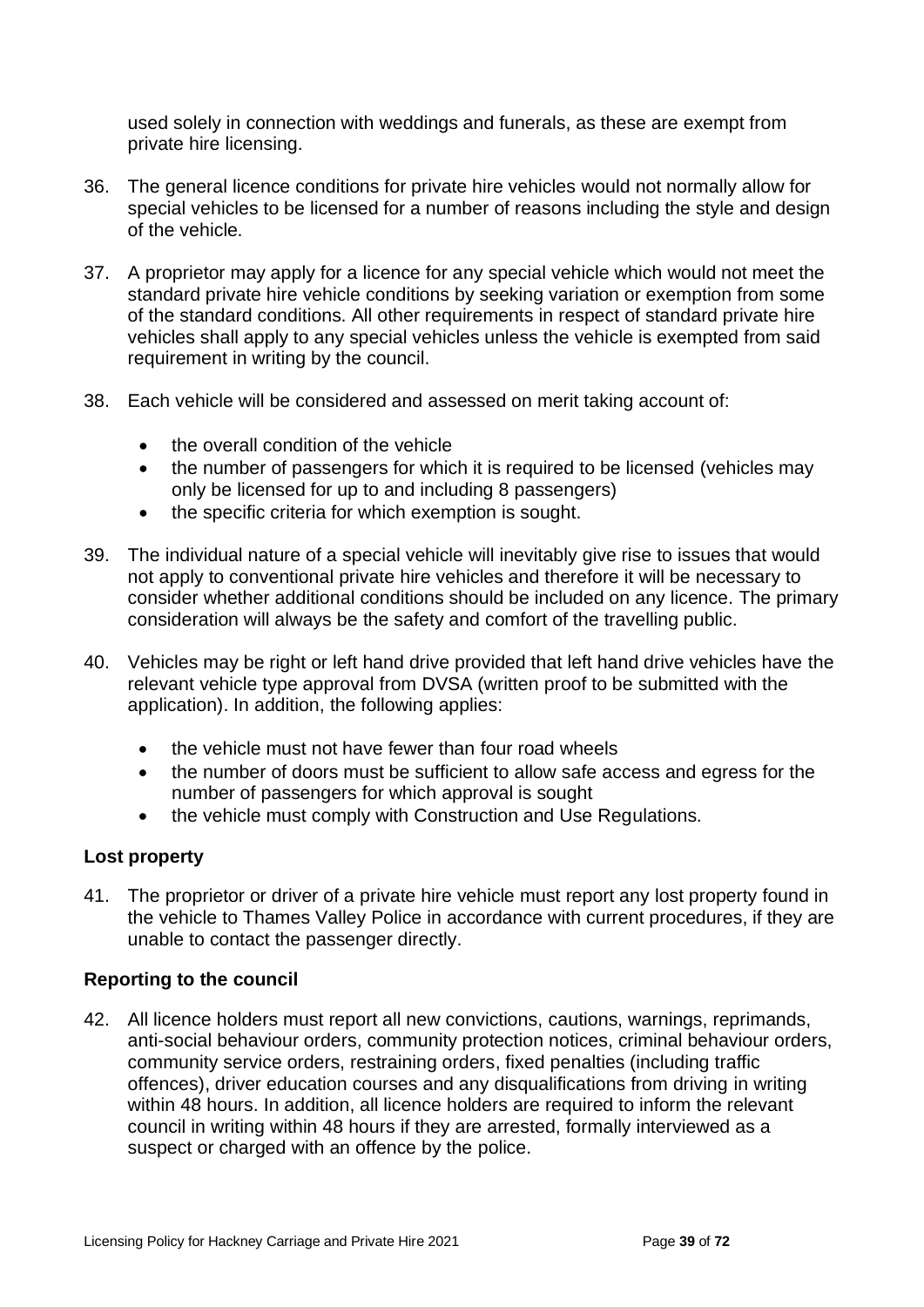used solely in connection with weddings and funerals, as these are exempt from private hire licensing.

36. The general licence conditions for private hire vehicles would not normally allow for special vehicles to be licensed for a number of reasons including the style and design of the vehicle.

37. A proprietor may apply for a licence for any special vehicle which would not meet the standard private hire vehicle conditions by seeking variation or exemption from some of the standard conditions. All other requirements in respect of standard private hire vehicles shall apply to any special vehicles unless the vehicle is exempted from said requirement in writing by the council.

38. Each vehicle will be considered and assessed on merit taking account of:

    - the overall condition of the vehicle
    - the number of passengers for which it is required to be licensed (vehicles may only be licensed for up to and including 8 passengers)
    - the specific criteria for which exemption is sought.

39. The individual nature of a special vehicle will inevitably give rise to issues that would not apply to conventional private hire vehicles and therefore it will be necessary to consider whether additional conditions should be included on any licence. The primary consideration will always be the safety and comfort of the travelling public.

40. Vehicles may be right or left hand drive provided that left hand drive vehicles have the relevant vehicle type approval from DVSA (written proof to be submitted with the application). In addition, the following applies:

    - the vehicle must not have fewer than four road wheels
    - the number of doors must be sufficient to allow safe access and egress for the number of passengers for which approval is sought
    - the vehicle must comply with Construction and Use Regulations.

### Lost property

41. The proprietor or driver of a private hire vehicle must report any lost property found in the vehicle to Thames Valley Police in accordance with current procedures, if they are unable to contact the passenger directly.

### Reporting to the council

42. All licence holders must report all new convictions, cautions, warnings, reprimands, anti-social behaviour orders, community protection notices, criminal behaviour orders, community service orders, restraining orders, fixed penalties (including traffic offences), driver education courses and any disqualifications from driving in writing within 48 hours. In addition, all licence holders are required to inform the relevant council in writing within 48 hours if they are arrested, formally interviewed as a suspect or charged with an offence by the police.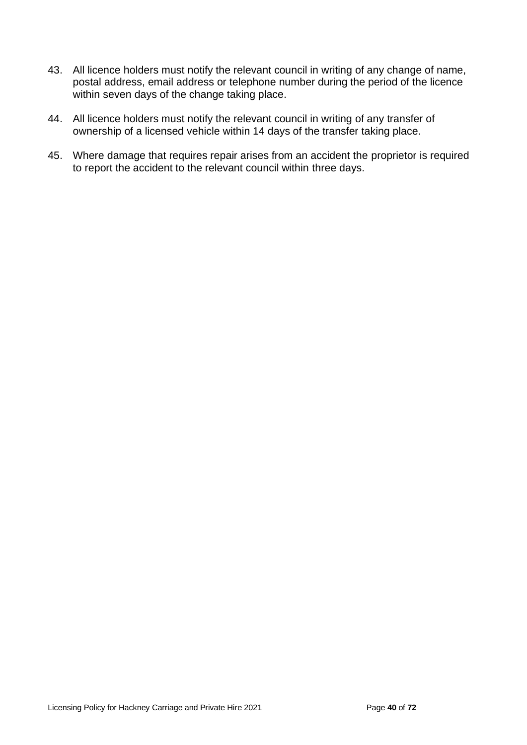43. All licence holders must notify the relevant council in writing of any change of name, postal address, email address or telephone number during the period of the licence within seven days of the change taking place.

44. All licence holders must notify the relevant council in writing of any transfer of ownership of a licensed vehicle within 14 days of the transfer taking place.

45. Where damage that requires repair arises from an accident the proprietor is required to report the accident to the relevant council within three days.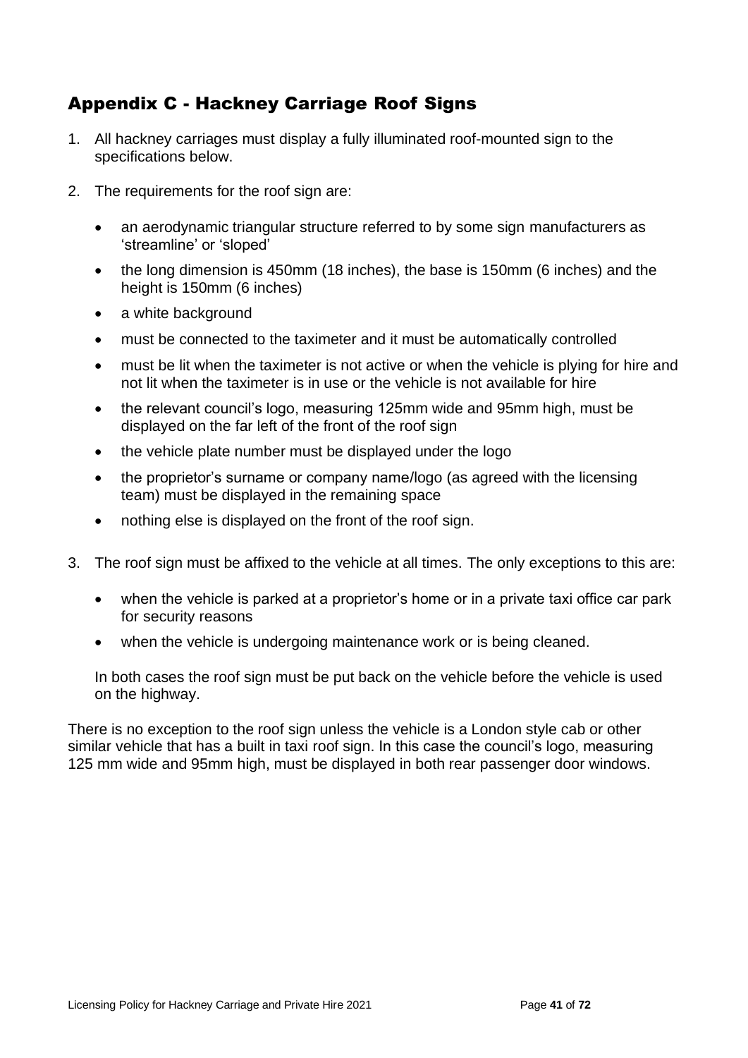## Appendix C - Hackney Carriage Roof Signs

1. All hackney carriages must display a fully illuminated roof-mounted sign to the specifications below.

2. The requirements for the roof sign are:

   - an aerodynamic triangular structure referred to by some sign manufacturers as 'streamline' or 'sloped'
   - the long dimension is 450mm (18 inches), the base is 150mm (6 inches) and the height is 150mm (6 inches)
   - a white background
   - must be connected to the taximeter and it must be automatically controlled
   - must be lit when the taximeter is not active or when the vehicle is plying for hire and not lit when the taximeter is in use or the vehicle is not available for hire
   - the relevant council's logo, measuring 125mm wide and 95mm high, must be displayed on the far left of the front of the roof sign
   - the vehicle plate number must be displayed under the logo
   - the proprietor's surname or company name/logo (as agreed with the licensing team) must be displayed in the remaining space
   - nothing else is displayed on the front of the roof sign.

3. The roof sign must be affixed to the vehicle at all times. The only exceptions to this are:

   - when the vehicle is parked at a proprietor's home or in a private taxi office car park for security reasons
   - when the vehicle is undergoing maintenance work or is being cleaned.

   In both cases the roof sign must be put back on the vehicle before the vehicle is used on the highway.

There is no exception to the roof sign unless the vehicle is a London style cab or other similar vehicle that has a built in taxi roof sign. In this case the council's logo, measuring 125 mm wide and 95mm high, must be displayed in both rear passenger door windows.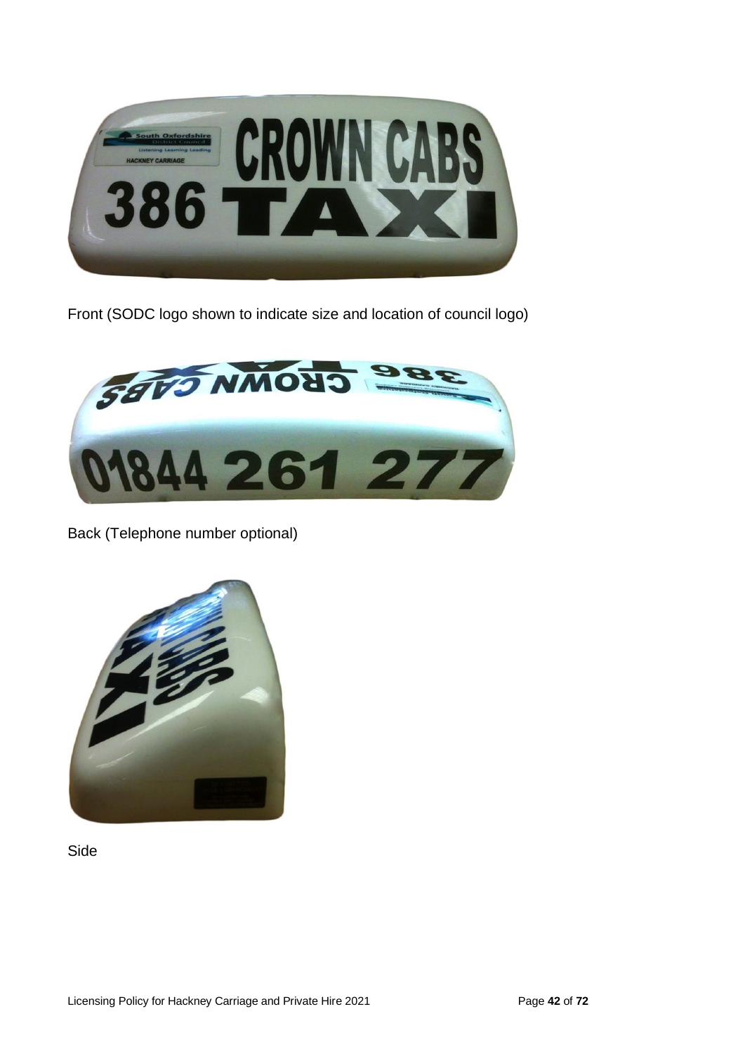Front (SODC logo shown to indicate size and location of council logo)

Back (Telephone number optional)

Side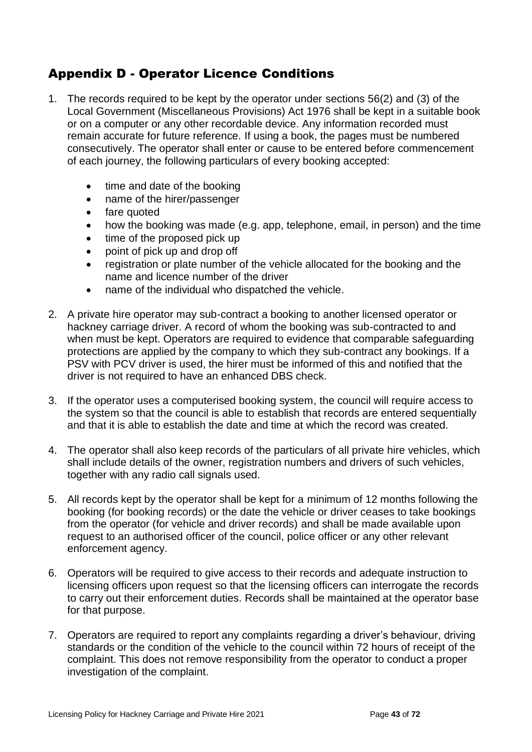## Appendix D - Operator Licence Conditions

1. The records required to be kept by the operator under sections 56(2) and (3) of the Local Government (Miscellaneous Provisions) Act 1976 shall be kept in a suitable book or on a computer or any other recordable device. Any information recorded must remain accurate for future reference. If using a book, the pages must be numbered consecutively. The operator shall enter or cause to be entered before commencement of each journey, the following particulars of every booking accepted:

    - time and date of the booking
    - name of the hirer/passenger
    - fare quoted
    - how the booking was made (e.g. app, telephone, email, in person) and the time
    - time of the proposed pick up
    - point of pick up and drop off
    - registration or plate number of the vehicle allocated for the booking and the name and licence number of the driver
    - name of the individual who dispatched the vehicle.

2. A private hire operator may sub-contract a booking to another licensed operator or hackney carriage driver. A record of whom the booking was sub-contracted to and when must be kept. Operators are required to evidence that comparable safeguarding protections are applied by the company to which they sub-contract any bookings. If a PSV with PCV driver is used, the hirer must be informed of this and notified that the driver is not required to have an enhanced DBS check.

3. If the operator uses a computerised booking system, the council will require access to the system so that the council is able to establish that records are entered sequentially and that it is able to establish the date and time at which the record was created.

4. The operator shall also keep records of the particulars of all private hire vehicles, which shall include details of the owner, registration numbers and drivers of such vehicles, together with any radio call signals used.

5. All records kept by the operator shall be kept for a minimum of 12 months following the booking (for booking records) or the date the vehicle or driver ceases to take bookings from the operator (for vehicle and driver records) and shall be made available upon request to an authorised officer of the council, police officer or any other relevant enforcement agency.

6. Operators will be required to give access to their records and adequate instruction to licensing officers upon request so that the licensing officers can interrogate the records to carry out their enforcement duties. Records shall be maintained at the operator base for that purpose.

7. Operators are required to report any complaints regarding a driver's behaviour, driving standards or the condition of the vehicle to the council within 72 hours of receipt of the complaint. This does not remove responsibility from the operator to conduct a proper investigation of the complaint.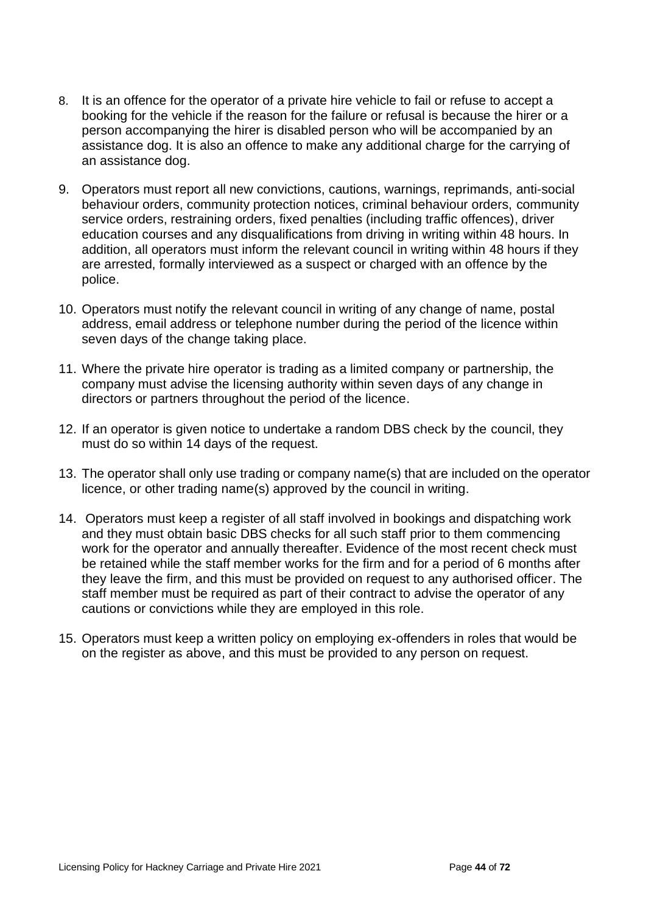8. It is an offence for the operator of a private hire vehicle to fail or refuse to accept a booking for the vehicle if the reason for the failure or refusal is because the hirer or a person accompanying the hirer is disabled person who will be accompanied by an assistance dog. It is also an offence to make any additional charge for the carrying of an assistance dog.

9. Operators must report all new convictions, cautions, warnings, reprimands, anti-social behaviour orders, community protection notices, criminal behaviour orders, community service orders, restraining orders, fixed penalties (including traffic offences), driver education courses and any disqualifications from driving in writing within 48 hours. In addition, all operators must inform the relevant council in writing within 48 hours if they are arrested, formally interviewed as a suspect or charged with an offence by the police.

10. Operators must notify the relevant council in writing of any change of name, postal address, email address or telephone number during the period of the licence within seven days of the change taking place.

11. Where the private hire operator is trading as a limited company or partnership, the company must advise the licensing authority within seven days of any change in directors or partners throughout the period of the licence.

12. If an operator is given notice to undertake a random DBS check by the council, they must do so within 14 days of the request.

13. The operator shall only use trading or company name(s) that are included on the operator licence, or other trading name(s) approved by the council in writing.

14. Operators must keep a register of all staff involved in bookings and dispatching work and they must obtain basic DBS checks for all such staff prior to them commencing work for the operator and annually thereafter. Evidence of the most recent check must be retained while the staff member works for the firm and for a period of 6 months after they leave the firm, and this must be provided on request to any authorised officer. The staff member must be required as part of their contract to advise the operator of any cautions or convictions while they are employed in this role.

15. Operators must keep a written policy on employing ex-offenders in roles that would be on the register as above, and this must be provided to any person on request.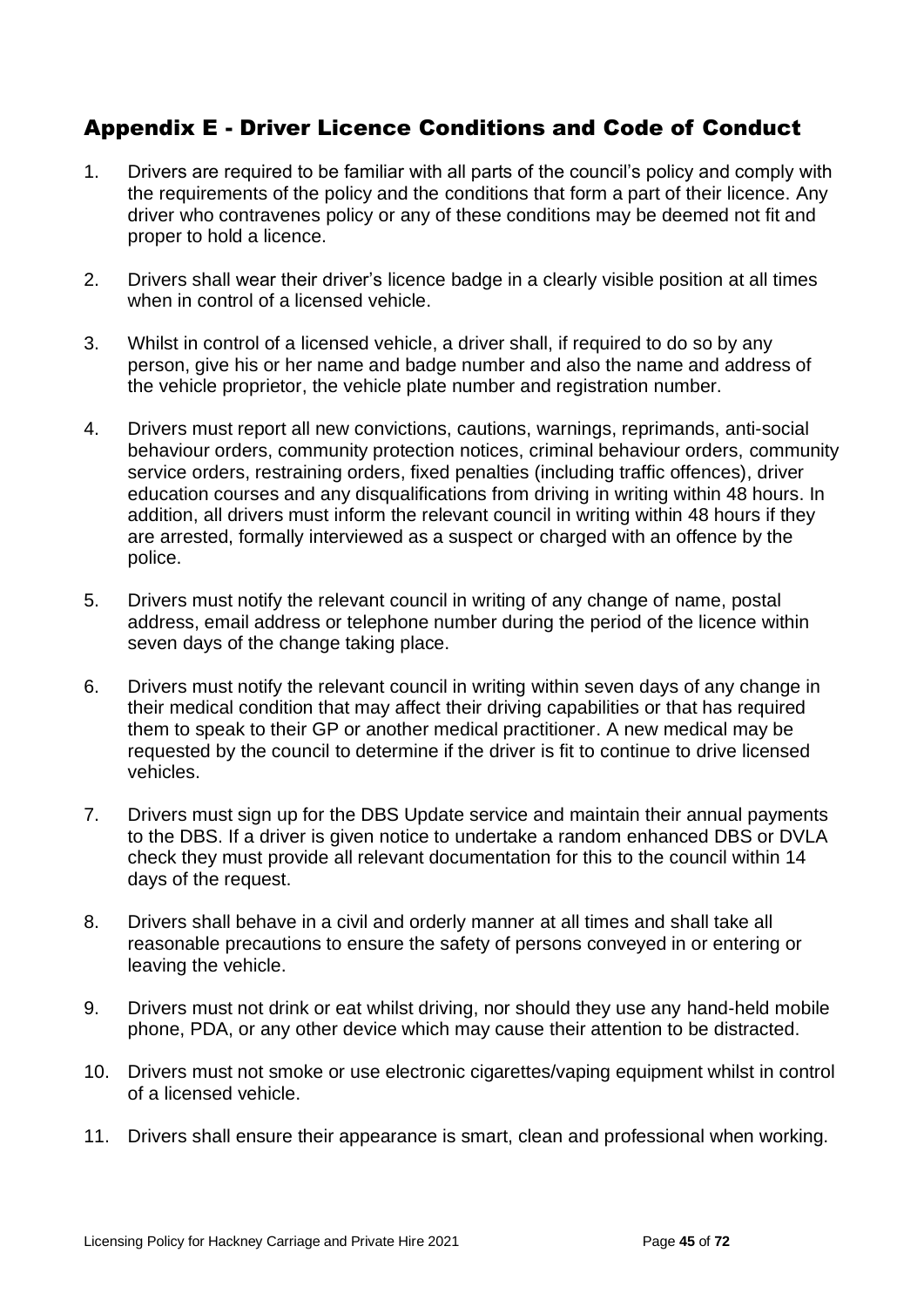## Appendix E - Driver Licence Conditions and Code of Conduct

1. Drivers are required to be familiar with all parts of the council's policy and comply with the requirements of the policy and the conditions that form a part of their licence. Any driver who contravenes policy or any of these conditions may be deemed not fit and proper to hold a licence.

2. Drivers shall wear their driver's licence badge in a clearly visible position at all times when in control of a licensed vehicle.

3. Whilst in control of a licensed vehicle, a driver shall, if required to do so by any person, give his or her name and badge number and also the name and address of the vehicle proprietor, the vehicle plate number and registration number.

4. Drivers must report all new convictions, cautions, warnings, reprimands, anti-social behaviour orders, community protection notices, criminal behaviour orders, community service orders, restraining orders, fixed penalties (including traffic offences), driver education courses and any disqualifications from driving in writing within 48 hours. In addition, all drivers must inform the relevant council in writing within 48 hours if they are arrested, formally interviewed as a suspect or charged with an offence by the police.

5. Drivers must notify the relevant council in writing of any change of name, postal address, email address or telephone number during the period of the licence within seven days of the change taking place.

6. Drivers must notify the relevant council in writing within seven days of any change in their medical condition that may affect their driving capabilities or that has required them to speak to their GP or another medical practitioner. A new medical may be requested by the council to determine if the driver is fit to continue to drive licensed vehicles.

7. Drivers must sign up for the DBS Update service and maintain their annual payments to the DBS. If a driver is given notice to undertake a random enhanced DBS or DVLA check they must provide all relevant documentation for this to the council within 14 days of the request.

8. Drivers shall behave in a civil and orderly manner at all times and shall take all reasonable precautions to ensure the safety of persons conveyed in or entering or leaving the vehicle.

9. Drivers must not drink or eat whilst driving, nor should they use any hand-held mobile phone, PDA, or any other device which may cause their attention to be distracted.

10. Drivers must not smoke or use electronic cigarettes/vaping equipment whilst in control of a licensed vehicle.

11. Drivers shall ensure their appearance is smart, clean and professional when working.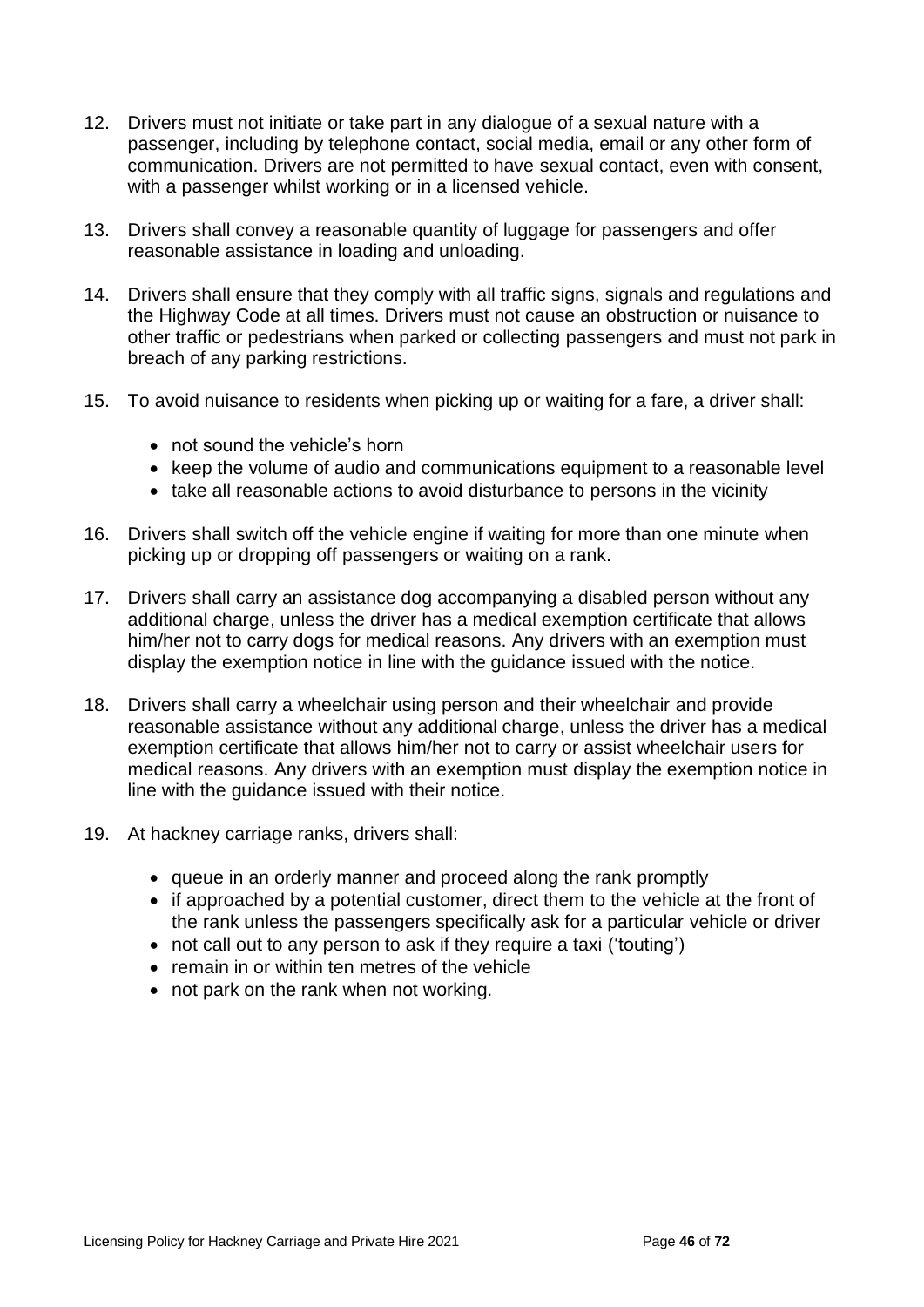12. Drivers must not initiate or take part in any dialogue of a sexual nature with a passenger, including by telephone contact, social media, email or any other form of communication. Drivers are not permitted to have sexual contact, even with consent, with a passenger whilst working or in a licensed vehicle.

13. Drivers shall convey a reasonable quantity of luggage for passengers and offer reasonable assistance in loading and unloading.

14. Drivers shall ensure that they comply with all traffic signs, signals and regulations and the Highway Code at all times. Drivers must not cause an obstruction or nuisance to other traffic or pedestrians when parked or collecting passengers and must not park in breach of any parking restrictions.

15. To avoid nuisance to residents when picking up or waiting for a fare, a driver shall:

    - not sound the vehicle's horn
    - keep the volume of audio and communications equipment to a reasonable level
    - take all reasonable actions to avoid disturbance to persons in the vicinity

16. Drivers shall switch off the vehicle engine if waiting for more than one minute when picking up or dropping off passengers or waiting on a rank.

17. Drivers shall carry an assistance dog accompanying a disabled person without any additional charge, unless the driver has a medical exemption certificate that allows him/her not to carry dogs for medical reasons. Any drivers with an exemption must display the exemption notice in line with the guidance issued with the notice.

18. Drivers shall carry a wheelchair using person and their wheelchair and provide reasonable assistance without any additional charge, unless the driver has a medical exemption certificate that allows him/her not to carry or assist wheelchair users for medical reasons. Any drivers with an exemption must display the exemption notice in line with the guidance issued with their notice.

19. At hackney carriage ranks, drivers shall:

    - queue in an orderly manner and proceed along the rank promptly
    - if approached by a potential customer, direct them to the vehicle at the front of the rank unless the passengers specifically ask for a particular vehicle or driver
    - not call out to any person to ask if they require a taxi ('touting')
    - remain in or within ten metres of the vehicle
    - not park on the rank when not working.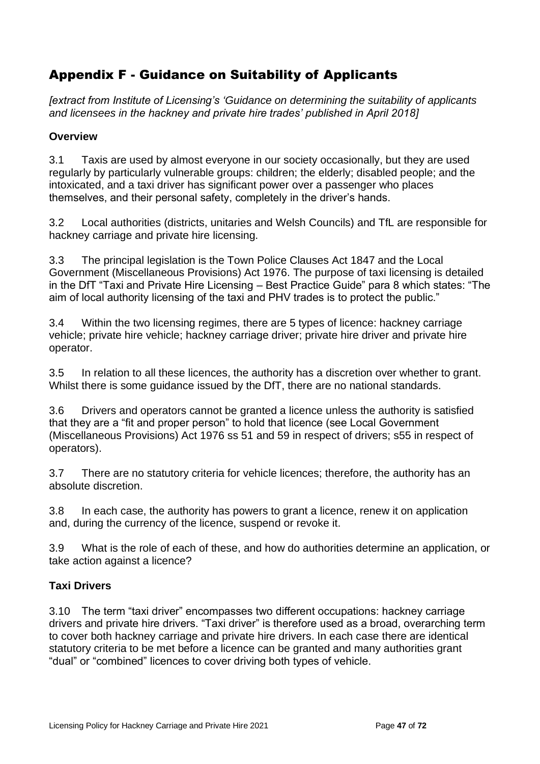## Appendix F - Guidance on Suitability of Applicants

*[extract from Institute of Licensing's 'Guidance on determining the suitability of applicants and licensees in the hackney and private hire trades' published in April 2018]*

### Overview

3.1 Taxis are used by almost everyone in our society occasionally, but they are used regularly by particularly vulnerable groups: children; the elderly; disabled people; and the intoxicated, and a taxi driver has significant power over a passenger who places themselves, and their personal safety, completely in the driver's hands.

3.2 Local authorities (districts, unitaries and Welsh Councils) and TfL are responsible for hackney carriage and private hire licensing.

3.3 The principal legislation is the Town Police Clauses Act 1847 and the Local Government (Miscellaneous Provisions) Act 1976. The purpose of taxi licensing is detailed in the DfT "Taxi and Private Hire Licensing – Best Practice Guide" para 8 which states: "The aim of local authority licensing of the taxi and PHV trades is to protect the public."

3.4 Within the two licensing regimes, there are 5 types of licence: hackney carriage vehicle; private hire vehicle; hackney carriage driver; private hire driver and private hire operator.

3.5 In relation to all these licences, the authority has a discretion over whether to grant. Whilst there is some guidance issued by the DfT, there are no national standards.

3.6 Drivers and operators cannot be granted a licence unless the authority is satisfied that they are a "fit and proper person" to hold that licence (see Local Government (Miscellaneous Provisions) Act 1976 ss 51 and 59 in respect of drivers; s55 in respect of operators).

3.7 There are no statutory criteria for vehicle licences; therefore, the authority has an absolute discretion.

3.8 In each case, the authority has powers to grant a licence, renew it on application and, during the currency of the licence, suspend or revoke it.

3.9 What is the role of each of these, and how do authorities determine an application, or take action against a licence?

### Taxi Drivers

3.10 The term "taxi driver" encompasses two different occupations: hackney carriage drivers and private hire drivers. "Taxi driver" is therefore used as a broad, overarching term to cover both hackney carriage and private hire drivers. In each case there are identical statutory criteria to be met before a licence can be granted and many authorities grant "dual" or "combined" licences to cover driving both types of vehicle.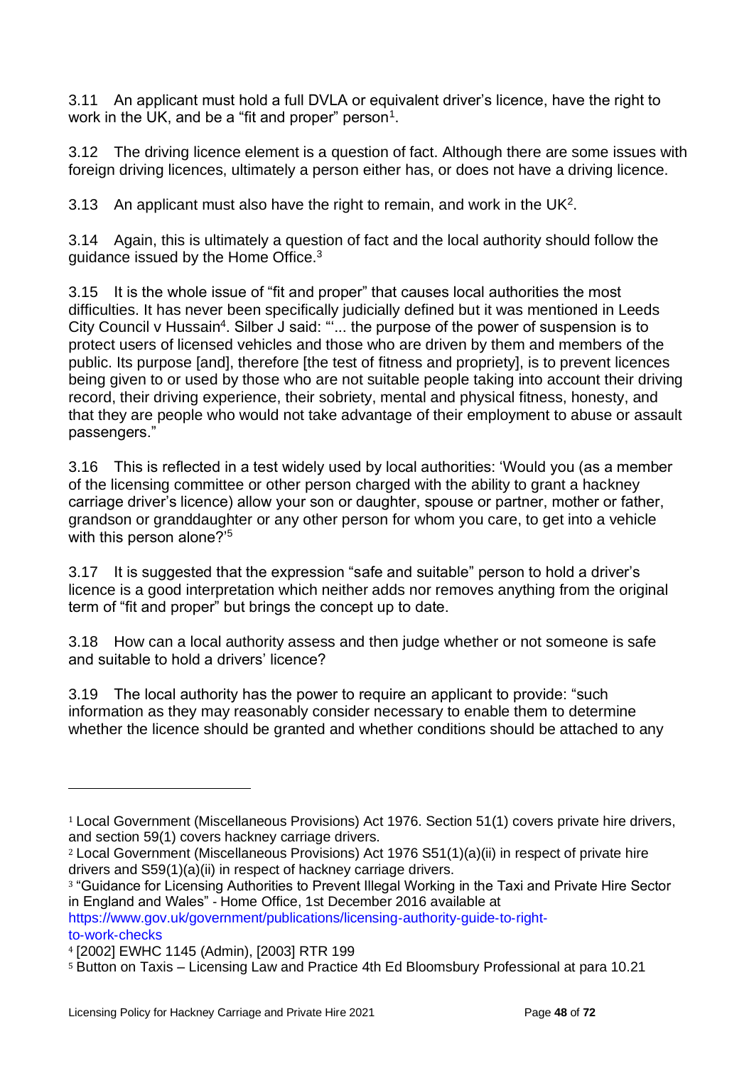3.11 An applicant must hold a full DVLA or equivalent driver's licence, have the right to work in the UK, and be a "fit and proper" person[1].

3.12 The driving licence element is a question of fact. Although there are some issues with foreign driving licences, ultimately a person either has, or does not have a driving licence.

3.13 An applicant must also have the right to remain, and work in the UK[2].

3.14 Again, this is ultimately a question of fact and the local authority should follow the guidance issued by the Home Office.[3]

3.15 It is the whole issue of "fit and proper" that causes local authorities the most difficulties. It has never been specifically judicially defined but it was mentioned in Leeds City Council v Hussain[4]. Silber J said: "'... the purpose of the power of suspension is to protect users of licensed vehicles and those who are driven by them and members of the public. Its purpose [and], therefore [the test of fitness and propriety], is to prevent licences being given to or used by those who are not suitable people taking into account their driving record, their driving experience, their sobriety, mental and physical fitness, honesty, and that they are people who would not take advantage of their employment to abuse or assault passengers."

3.16 This is reflected in a test widely used by local authorities: 'Would you (as a member of the licensing committee or other person charged with the ability to grant a hackney carriage driver's licence) allow your son or daughter, spouse or partner, mother or father, grandson or granddaughter or any other person for whom you care, to get into a vehicle with this person alone?'[5]

3.17 It is suggested that the expression "safe and suitable" person to hold a driver's licence is a good interpretation which neither adds nor removes anything from the original term of "fit and proper" but brings the concept up to date.

3.18 How can a local authority assess and then judge whether or not someone is safe and suitable to hold a drivers' licence?

3.19 The local authority has the power to require an applicant to provide: "such information as they may reasonably consider necessary to enable them to determine whether the licence should be granted and whether conditions should be attached to any

---

[1] Local Government (Miscellaneous Provisions) Act 1976. Section 51(1) covers private hire drivers, and section 59(1) covers hackney carriage drivers.

[2] Local Government (Miscellaneous Provisions) Act 1976 S51(1)(a)(ii) in respect of private hire drivers and S59(1)(a)(ii) in respect of hackney carriage drivers.

[3] "Guidance for Licensing Authorities to Prevent Illegal Working in the Taxi and Private Hire Sector in England and Wales" - Home Office, 1st December 2016 available at https://www.gov.uk/government/publications/licensing-authority-guide-to-right-to-work-checks

[4] [2002] EWHC 1145 (Admin), [2003] RTR 199

[5] Button on Taxis – Licensing Law and Practice 4th Ed Bloomsbury Professional at para 10.21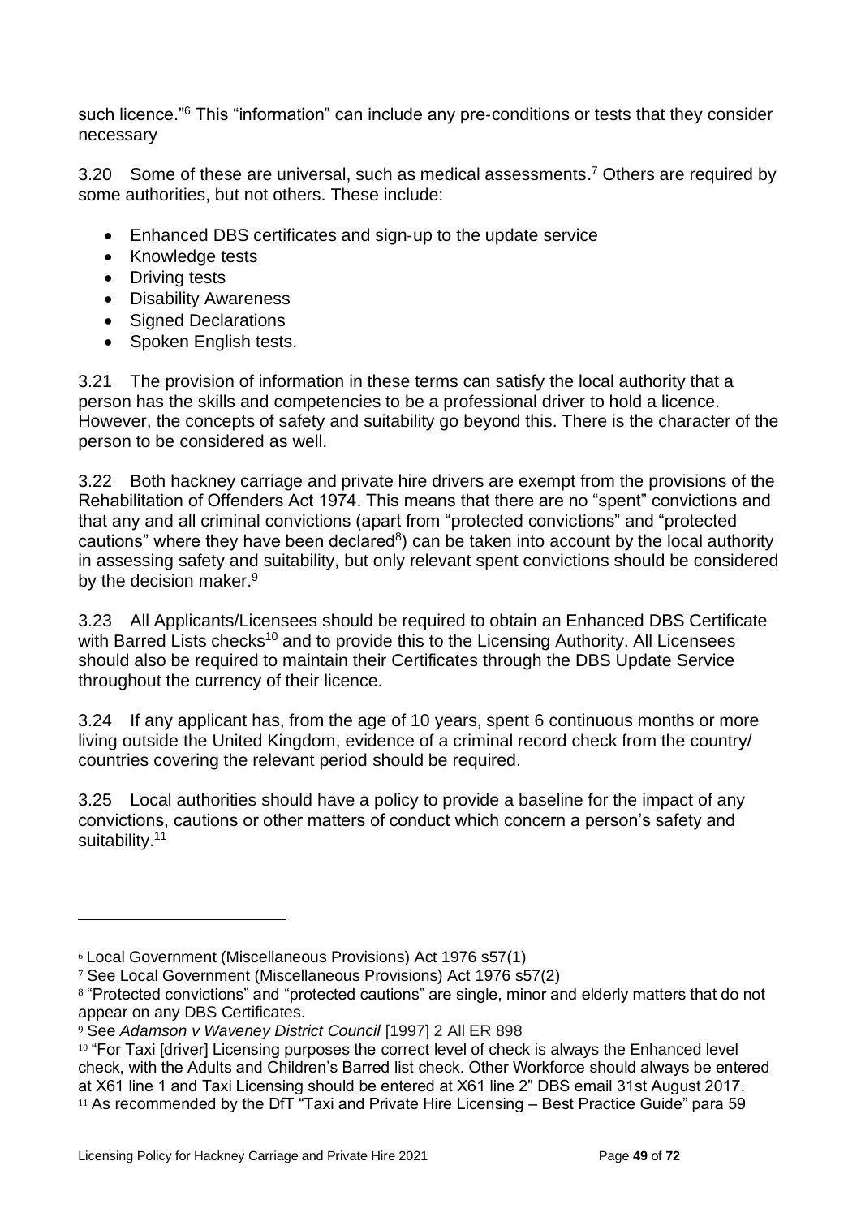such licence."[6] This "information" can include any pre-conditions or tests that they consider necessary

3.20 Some of these are universal, such as medical assessments.[7] Others are required by some authorities, but not others. These include:

- Enhanced DBS certificates and sign-up to the update service
- Knowledge tests
- Driving tests
- Disability Awareness
- Signed Declarations
- Spoken English tests.

3.21 The provision of information in these terms can satisfy the local authority that a person has the skills and competencies to be a professional driver to hold a licence. However, the concepts of safety and suitability go beyond this. There is the character of the person to be considered as well.

3.22 Both hackney carriage and private hire drivers are exempt from the provisions of the Rehabilitation of Offenders Act 1974. This means that there are no "spent" convictions and that any and all criminal convictions (apart from "protected convictions" and "protected cautions" where they have been declared[8]) can be taken into account by the local authority in assessing safety and suitability, but only relevant spent convictions should be considered by the decision maker.[9]

3.23 All Applicants/Licensees should be required to obtain an Enhanced DBS Certificate with Barred Lists checks[10] and to provide this to the Licensing Authority. All Licensees should also be required to maintain their Certificates through the DBS Update Service throughout the currency of their licence.

3.24 If any applicant has, from the age of 10 years, spent 6 continuous months or more living outside the United Kingdom, evidence of a criminal record check from the country/ countries covering the relevant period should be required.

3.25 Local authorities should have a policy to provide a baseline for the impact of any convictions, cautions or other matters of conduct which concern a person's safety and suitability.[11]

---

[6] Local Government (Miscellaneous Provisions) Act 1976 s57(1)

[7] See Local Government (Miscellaneous Provisions) Act 1976 s57(2)

[8] "Protected convictions" and "protected cautions" are single, minor and elderly matters that do not appear on any DBS Certificates.

[9] See *Adamson v Waveney District Council* [1997] 2 All ER 898

[10] "For Taxi [driver] Licensing purposes the correct level of check is always the Enhanced level check, with the Adults and Children's Barred list check. Other Workforce should always be entered at X61 line 1 and Taxi Licensing should be entered at X61 line 2" DBS email 31st August 2017.

[11] As recommended by the DfT "Taxi and Private Hire Licensing – Best Practice Guide" para 59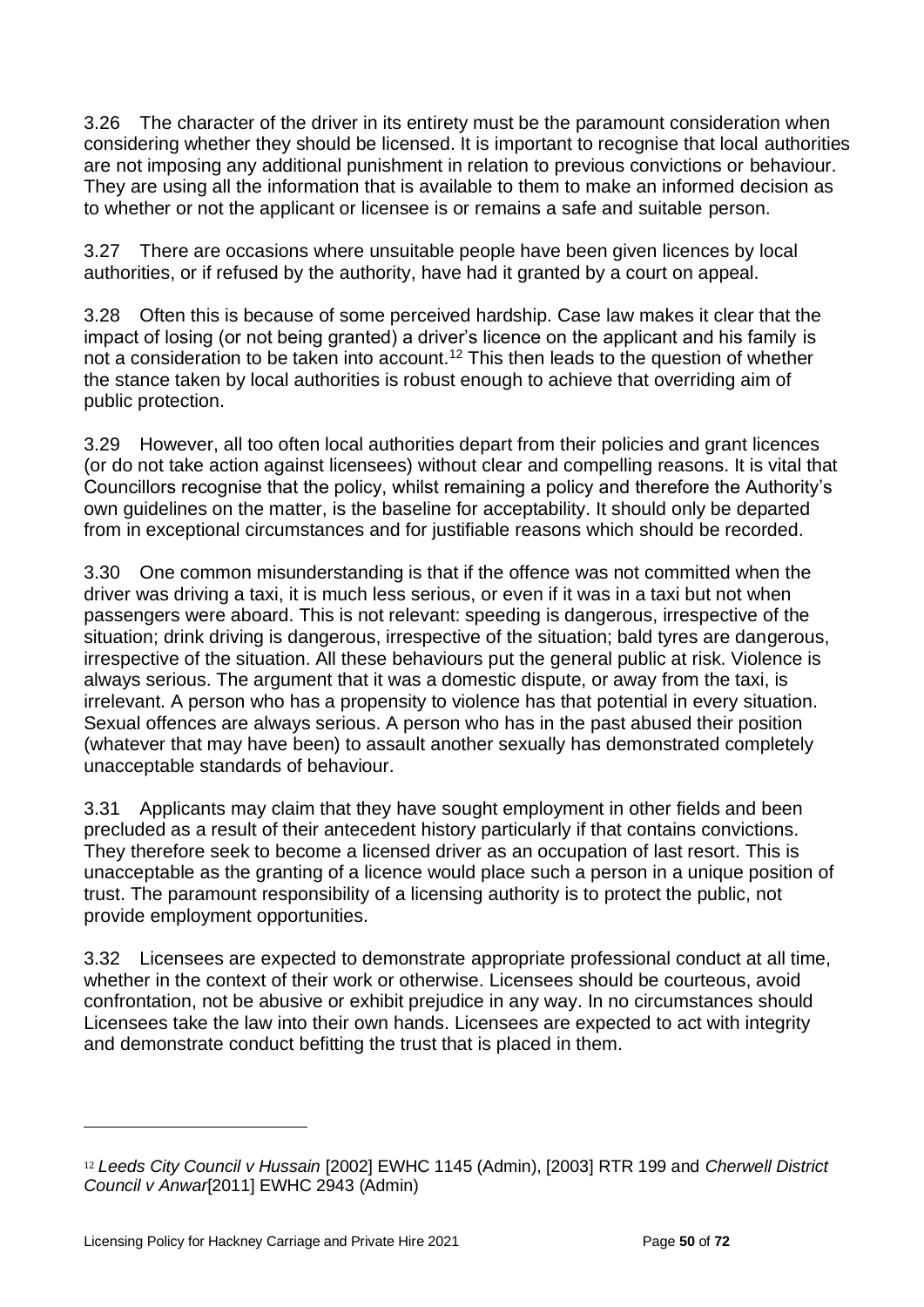3.26 The character of the driver in its entirety must be the paramount consideration when considering whether they should be licensed. It is important to recognise that local authorities are not imposing any additional punishment in relation to previous convictions or behaviour. They are using all the information that is available to them to make an informed decision as to whether or not the applicant or licensee is or remains a safe and suitable person.

3.27 There are occasions where unsuitable people have been given licences by local authorities, or if refused by the authority, have had it granted by a court on appeal.

3.28 Often this is because of some perceived hardship. Case law makes it clear that the impact of losing (or not being granted) a driver's licence on the applicant and his family is not a consideration to be taken into account.[12] This then leads to the question of whether the stance taken by local authorities is robust enough to achieve that overriding aim of public protection.

3.29 However, all too often local authorities depart from their policies and grant licences (or do not take action against licensees) without clear and compelling reasons. It is vital that Councillors recognise that the policy, whilst remaining a policy and therefore the Authority's own guidelines on the matter, is the baseline for acceptability. It should only be departed from in exceptional circumstances and for justifiable reasons which should be recorded.

3.30 One common misunderstanding is that if the offence was not committed when the driver was driving a taxi, it is much less serious, or even if it was in a taxi but not when passengers were aboard. This is not relevant: speeding is dangerous, irrespective of the situation; drink driving is dangerous, irrespective of the situation; bald tyres are dangerous, irrespective of the situation. All these behaviours put the general public at risk. Violence is always serious. The argument that it was a domestic dispute, or away from the taxi, is irrelevant. A person who has a propensity to violence has that potential in every situation. Sexual offences are always serious. A person who has in the past abused their position (whatever that may have been) to assault another sexually has demonstrated completely unacceptable standards of behaviour.

3.31 Applicants may claim that they have sought employment in other fields and been precluded as a result of their antecedent history particularly if that contains convictions. They therefore seek to become a licensed driver as an occupation of last resort. This is unacceptable as the granting of a licence would place such a person in a unique position of trust. The paramount responsibility of a licensing authority is to protect the public, not provide employment opportunities.

3.32 Licensees are expected to demonstrate appropriate professional conduct at all time, whether in the context of their work or otherwise. Licensees should be courteous, avoid confrontation, not be abusive or exhibit prejudice in any way. In no circumstances should Licensees take the law into their own hands. Licensees are expected to act with integrity and demonstrate conduct befitting the trust that is placed in them.

---

[12] *Leeds City Council v Hussain* [2002] EWHC 1145 (Admin), [2003] RTR 199 and *Cherwell District Council v Anwar*[2011] EWHC 2943 (Admin)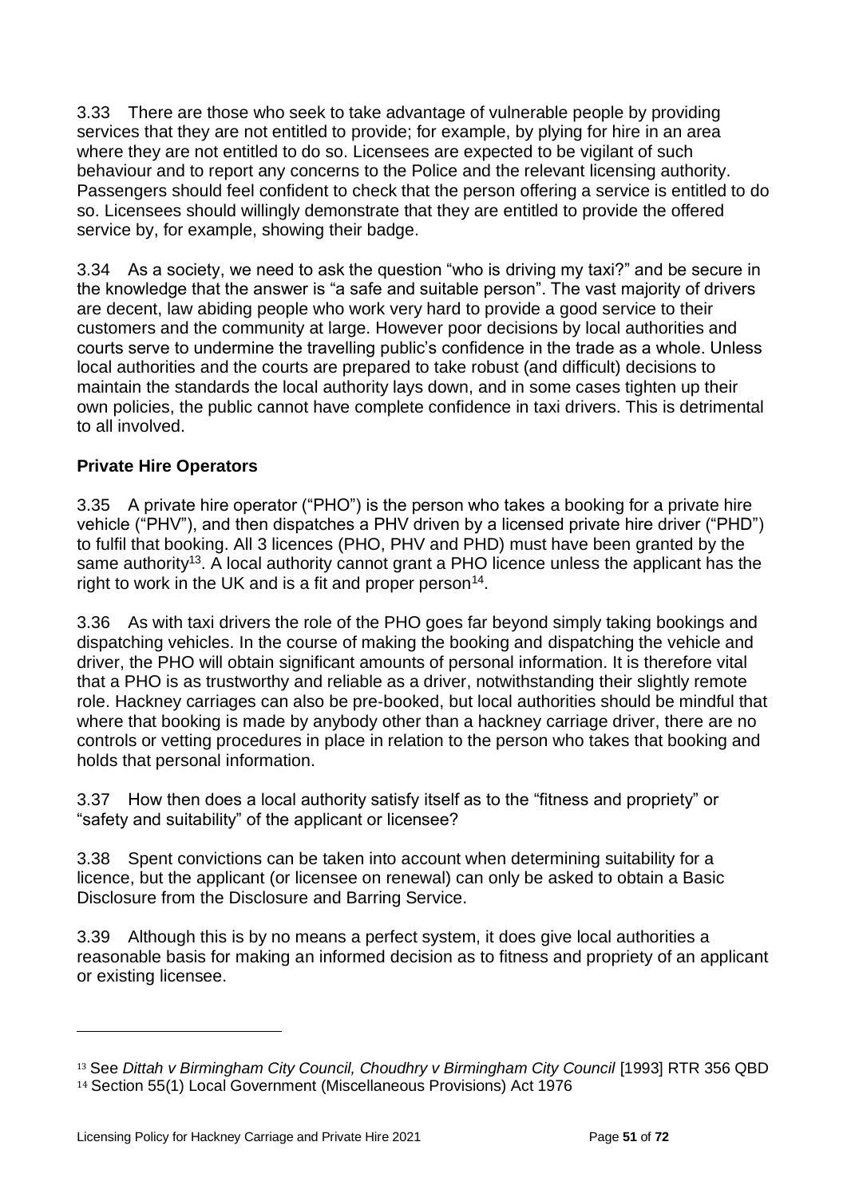3.33 There are those who seek to take advantage of vulnerable people by providing services that they are not entitled to provide; for example, by plying for hire in an area where they are not entitled to do so. Licensees are expected to be vigilant of such behaviour and to report any concerns to the Police and the relevant licensing authority. Passengers should feel confident to check that the person offering a service is entitled to do so. Licensees should willingly demonstrate that they are entitled to provide the offered service by, for example, showing their badge.

3.34 As a society, we need to ask the question "who is driving my taxi?" and be secure in the knowledge that the answer is "a safe and suitable person". The vast majority of drivers are decent, law abiding people who work very hard to provide a good service to their customers and the community at large. However poor decisions by local authorities and courts serve to undermine the travelling public's confidence in the trade as a whole. Unless local authorities and the courts are prepared to take robust (and difficult) decisions to maintain the standards the local authority lays down, and in some cases tighten up their own policies, the public cannot have complete confidence in taxi drivers. This is detrimental to all involved.

**Private Hire Operators**

3.35 A private hire operator ("PHO") is the person who takes a booking for a private hire vehicle ("PHV"), and then dispatches a PHV driven by a licensed private hire driver ("PHD") to fulfil that booking. All 3 licences (PHO, PHV and PHD) must have been granted by the same authority[13]. A local authority cannot grant a PHO licence unless the applicant has the right to work in the UK and is a fit and proper person[14].

3.36 As with taxi drivers the role of the PHO goes far beyond simply taking bookings and dispatching vehicles. In the course of making the booking and dispatching the vehicle and driver, the PHO will obtain significant amounts of personal information. It is therefore vital that a PHO is as trustworthy and reliable as a driver, notwithstanding their slightly remote role. Hackney carriages can also be pre-booked, but local authorities should be mindful that where that booking is made by anybody other than a hackney carriage driver, there are no controls or vetting procedures in place in relation to the person who takes that booking and holds that personal information.

3.37 How then does a local authority satisfy itself as to the "fitness and propriety" or "safety and suitability" of the applicant or licensee?

3.38 Spent convictions can be taken into account when determining suitability for a licence, but the applicant (or licensee on renewal) can only be asked to obtain a Basic Disclosure from the Disclosure and Barring Service.

3.39 Although this is by no means a perfect system, it does give local authorities a reasonable basis for making an informed decision as to fitness and propriety of an applicant or existing licensee.

---

[13] See *Dittah v Birmingham City Council, Choudhry v Birmingham City Council* [1993] RTR 356 QBD

[14] Section 55(1) Local Government (Miscellaneous Provisions) Act 1976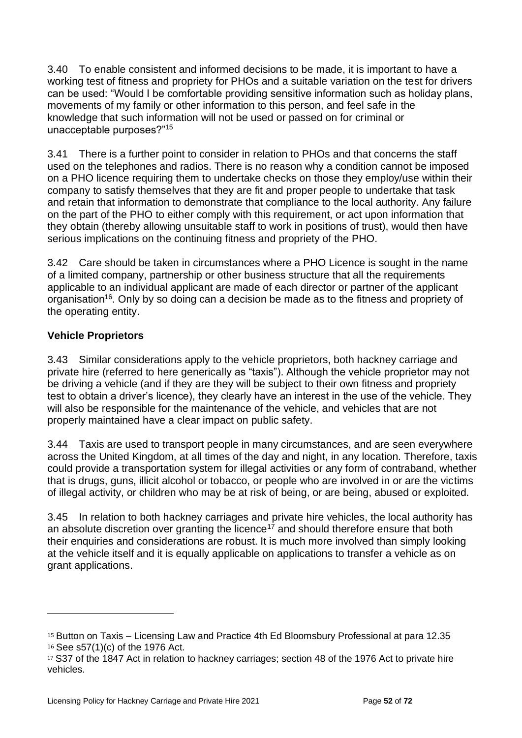3.40 To enable consistent and informed decisions to be made, it is important to have a working test of fitness and propriety for PHOs and a suitable variation on the test for drivers can be used: "Would I be comfortable providing sensitive information such as holiday plans, movements of my family or other information to this person, and feel safe in the knowledge that such information will not be used or passed on for criminal or unacceptable purposes?"[15]

3.41 There is a further point to consider in relation to PHOs and that concerns the staff used on the telephones and radios. There is no reason why a condition cannot be imposed on a PHO licence requiring them to undertake checks on those they employ/use within their company to satisfy themselves that they are fit and proper people to undertake that task and retain that information to demonstrate that compliance to the local authority. Any failure on the part of the PHO to either comply with this requirement, or act upon information that they obtain (thereby allowing unsuitable staff to work in positions of trust), would then have serious implications on the continuing fitness and propriety of the PHO.

3.42 Care should be taken in circumstances where a PHO Licence is sought in the name of a limited company, partnership or other business structure that all the requirements applicable to an individual applicant are made of each director or partner of the applicant organisation[16]. Only by so doing can a decision be made as to the fitness and propriety of the operating entity.

**Vehicle Proprietors**

3.43 Similar considerations apply to the vehicle proprietors, both hackney carriage and private hire (referred to here generically as "taxis"). Although the vehicle proprietor may not be driving a vehicle (and if they are they will be subject to their own fitness and propriety test to obtain a driver's licence), they clearly have an interest in the use of the vehicle. They will also be responsible for the maintenance of the vehicle, and vehicles that are not properly maintained have a clear impact on public safety.

3.44 Taxis are used to transport people in many circumstances, and are seen everywhere across the United Kingdom, at all times of the day and night, in any location. Therefore, taxis could provide a transportation system for illegal activities or any form of contraband, whether that is drugs, guns, illicit alcohol or tobacco, or people who are involved in or are the victims of illegal activity, or children who may be at risk of being, or are being, abused or exploited.

3.45 In relation to both hackney carriages and private hire vehicles, the local authority has an absolute discretion over granting the licence[17] and should therefore ensure that both their enquiries and considerations are robust. It is much more involved than simply looking at the vehicle itself and it is equally applicable on applications to transfer a vehicle as on grant applications.

---

[15] Button on Taxis – Licensing Law and Practice 4th Ed Bloomsbury Professional at para 12.35

[16] See s57(1)(c) of the 1976 Act.

[17] S37 of the 1847 Act in relation to hackney carriages; section 48 of the 1976 Act to private hire vehicles.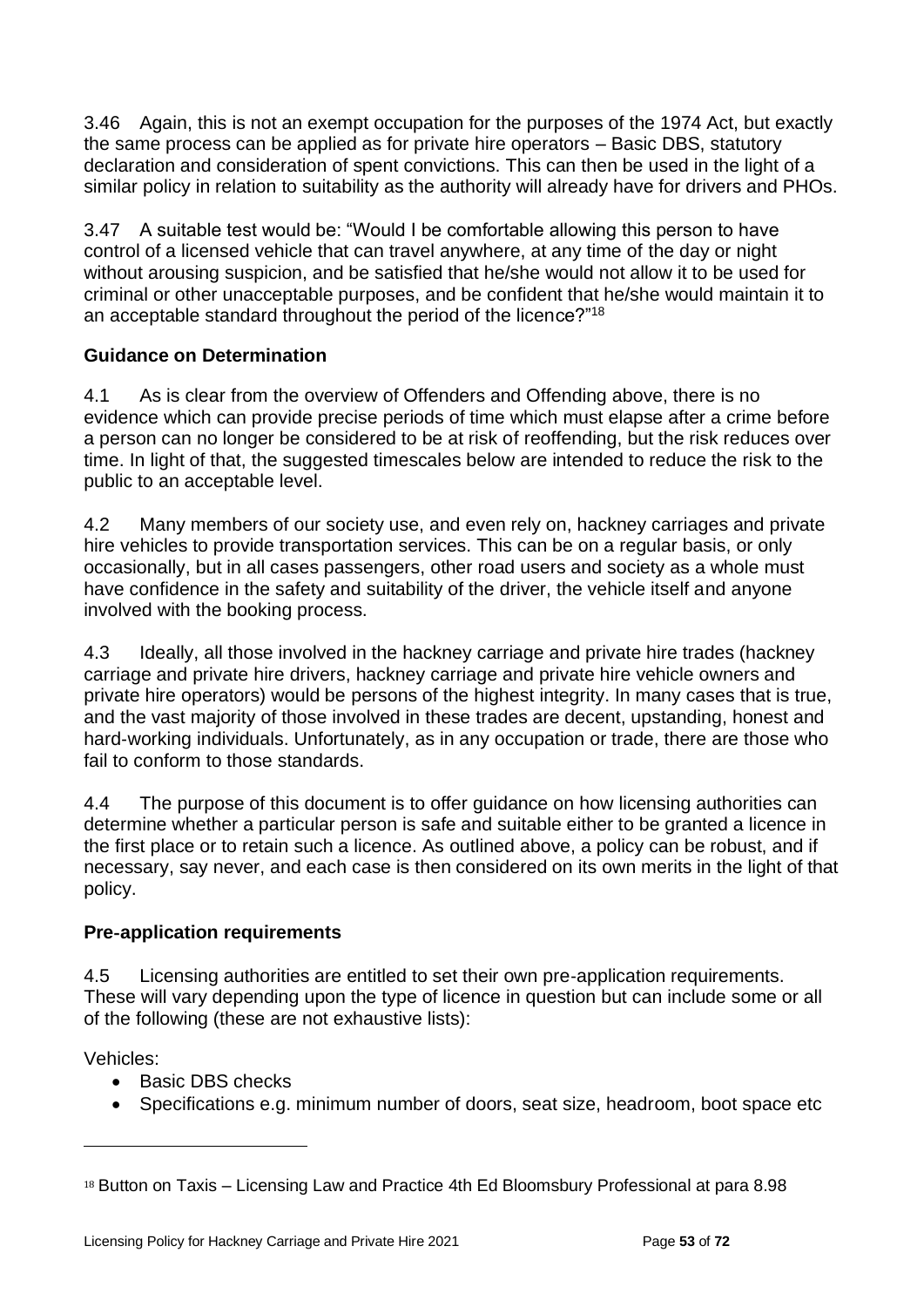3.46 Again, this is not an exempt occupation for the purposes of the 1974 Act, but exactly the same process can be applied as for private hire operators – Basic DBS, statutory declaration and consideration of spent convictions. This can then be used in the light of a similar policy in relation to suitability as the authority will already have for drivers and PHOs.

3.47 A suitable test would be: "Would I be comfortable allowing this person to have control of a licensed vehicle that can travel anywhere, at any time of the day or night without arousing suspicion, and be satisfied that he/she would not allow it to be used for criminal or other unacceptable purposes, and be confident that he/she would maintain it to an acceptable standard throughout the period of the licence?"[18]

### Guidance on Determination

4.1 As is clear from the overview of Offenders and Offending above, there is no evidence which can provide precise periods of time which must elapse after a crime before a person can no longer be considered to be at risk of reoffending, but the risk reduces over time. In light of that, the suggested timescales below are intended to reduce the risk to the public to an acceptable level.

4.2 Many members of our society use, and even rely on, hackney carriages and private hire vehicles to provide transportation services. This can be on a regular basis, or only occasionally, but in all cases passengers, other road users and society as a whole must have confidence in the safety and suitability of the driver, the vehicle itself and anyone involved with the booking process.

4.3 Ideally, all those involved in the hackney carriage and private hire trades (hackney carriage and private hire drivers, hackney carriage and private hire vehicle owners and private hire operators) would be persons of the highest integrity. In many cases that is true, and the vast majority of those involved in these trades are decent, upstanding, honest and hard-working individuals. Unfortunately, as in any occupation or trade, there are those who fail to conform to those standards.

4.4 The purpose of this document is to offer guidance on how licensing authorities can determine whether a particular person is safe and suitable either to be granted a licence in the first place or to retain such a licence. As outlined above, a policy can be robust, and if necessary, say never, and each case is then considered on its own merits in the light of that policy.

### Pre-application requirements

4.5 Licensing authorities are entitled to set their own pre-application requirements. These will vary depending upon the type of licence in question but can include some or all of the following (these are not exhaustive lists):

Vehicles:

- Basic DBS checks
- Specifications e.g. minimum number of doors, seat size, headroom, boot space etc

---

[18] Button on Taxis – Licensing Law and Practice 4th Ed Bloomsbury Professional at para 8.98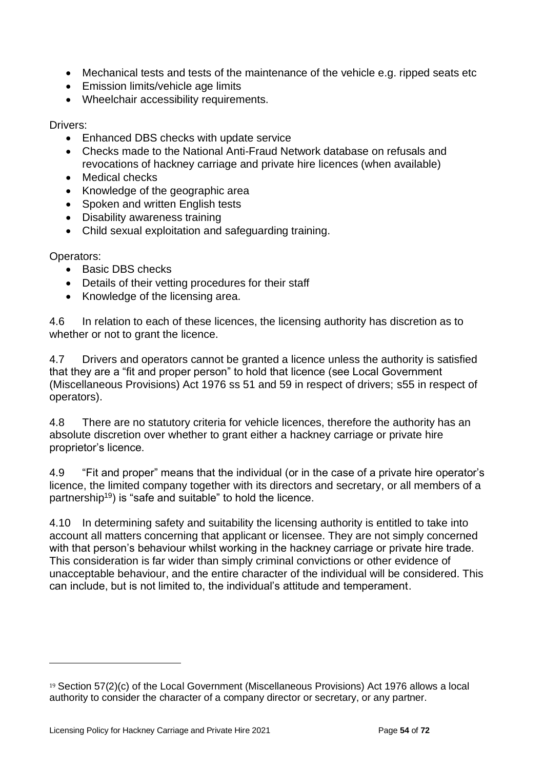- Mechanical tests and tests of the maintenance of the vehicle e.g. ripped seats etc
- Emission limits/vehicle age limits
- Wheelchair accessibility requirements.

Drivers:

- Enhanced DBS checks with update service
- Checks made to the National Anti-Fraud Network database on refusals and revocations of hackney carriage and private hire licences (when available)
- Medical checks
- Knowledge of the geographic area
- Spoken and written English tests
- Disability awareness training
- Child sexual exploitation and safeguarding training.

Operators:

- Basic DBS checks
- Details of their vetting procedures for their staff
- Knowledge of the licensing area.

4.6 In relation to each of these licences, the licensing authority has discretion as to whether or not to grant the licence.

4.7 Drivers and operators cannot be granted a licence unless the authority is satisfied that they are a "fit and proper person" to hold that licence (see Local Government (Miscellaneous Provisions) Act 1976 ss 51 and 59 in respect of drivers; s55 in respect of operators).

4.8 There are no statutory criteria for vehicle licences, therefore the authority has an absolute discretion over whether to grant either a hackney carriage or private hire proprietor's licence.

4.9 "Fit and proper" means that the individual (or in the case of a private hire operator's licence, the limited company together with its directors and secretary, or all members of a partnership[19]) is "safe and suitable" to hold the licence.

4.10 In determining safety and suitability the licensing authority is entitled to take into account all matters concerning that applicant or licensee. They are not simply concerned with that person's behaviour whilst working in the hackney carriage or private hire trade. This consideration is far wider than simply criminal convictions or other evidence of unacceptable behaviour, and the entire character of the individual will be considered. This can include, but is not limited to, the individual's attitude and temperament.

---

[19] Section 57(2)(c) of the Local Government (Miscellaneous Provisions) Act 1976 allows a local authority to consider the character of a company director or secretary, or any partner.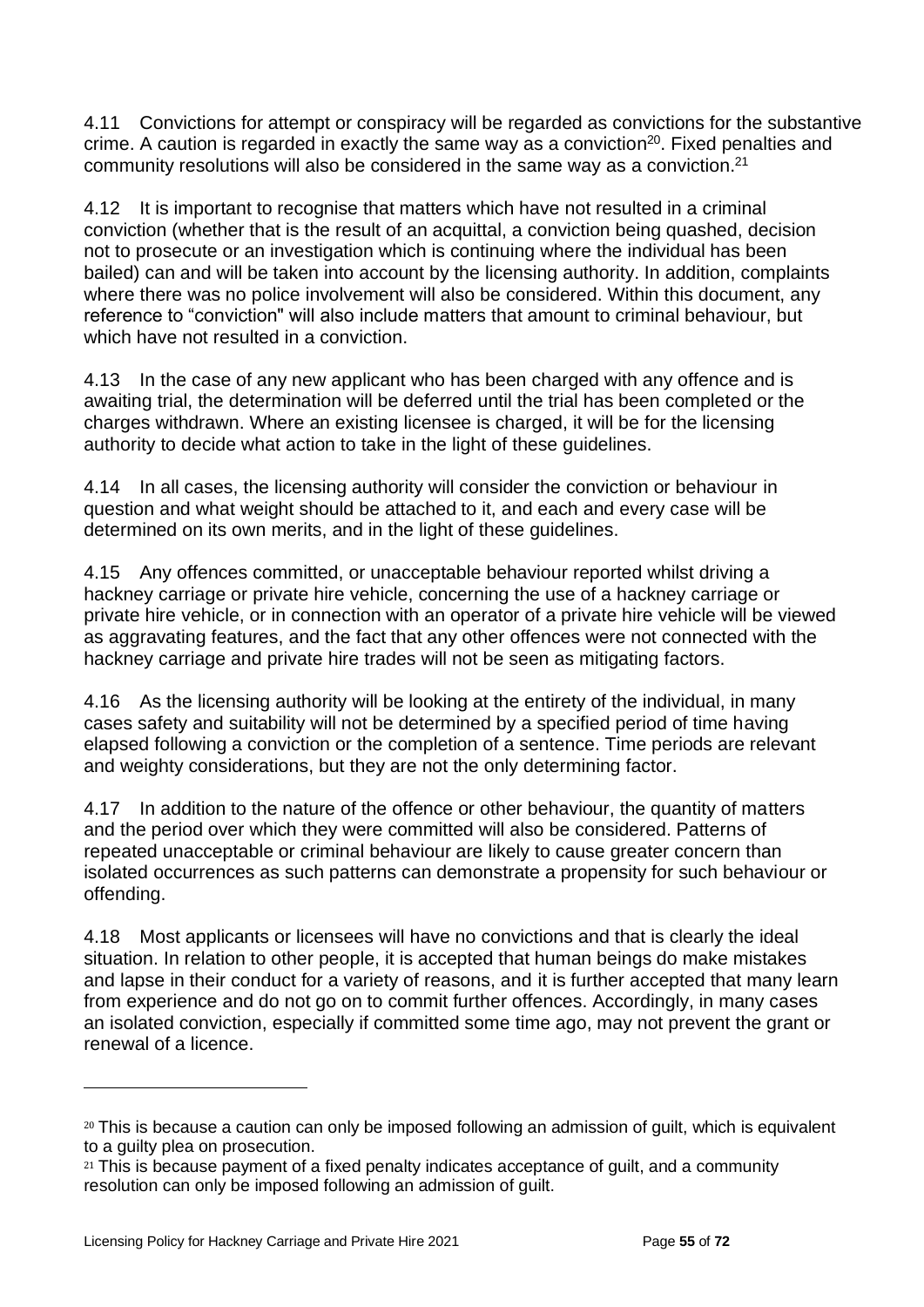4.11 Convictions for attempt or conspiracy will be regarded as convictions for the substantive crime. A caution is regarded in exactly the same way as a conviction[20]. Fixed penalties and community resolutions will also be considered in the same way as a conviction.[21]

4.12 It is important to recognise that matters which have not resulted in a criminal conviction (whether that is the result of an acquittal, a conviction being quashed, decision not to prosecute or an investigation which is continuing where the individual has been bailed) can and will be taken into account by the licensing authority. In addition, complaints where there was no police involvement will also be considered. Within this document, any reference to "conviction" will also include matters that amount to criminal behaviour, but which have not resulted in a conviction.

4.13 In the case of any new applicant who has been charged with any offence and is awaiting trial, the determination will be deferred until the trial has been completed or the charges withdrawn. Where an existing licensee is charged, it will be for the licensing authority to decide what action to take in the light of these guidelines.

4.14 In all cases, the licensing authority will consider the conviction or behaviour in question and what weight should be attached to it, and each and every case will be determined on its own merits, and in the light of these guidelines.

4.15 Any offences committed, or unacceptable behaviour reported whilst driving a hackney carriage or private hire vehicle, concerning the use of a hackney carriage or private hire vehicle, or in connection with an operator of a private hire vehicle will be viewed as aggravating features, and the fact that any other offences were not connected with the hackney carriage and private hire trades will not be seen as mitigating factors.

4.16 As the licensing authority will be looking at the entirety of the individual, in many cases safety and suitability will not be determined by a specified period of time having elapsed following a conviction or the completion of a sentence. Time periods are relevant and weighty considerations, but they are not the only determining factor.

4.17 In addition to the nature of the offence or other behaviour, the quantity of matters and the period over which they were committed will also be considered. Patterns of repeated unacceptable or criminal behaviour are likely to cause greater concern than isolated occurrences as such patterns can demonstrate a propensity for such behaviour or offending.

4.18 Most applicants or licensees will have no convictions and that is clearly the ideal situation. In relation to other people, it is accepted that human beings do make mistakes and lapse in their conduct for a variety of reasons, and it is further accepted that many learn from experience and do not go on to commit further offences. Accordingly, in many cases an isolated conviction, especially if committed some time ago, may not prevent the grant or renewal of a licence.

---

[20] This is because a caution can only be imposed following an admission of guilt, which is equivalent to a guilty plea on prosecution.

[21] This is because payment of a fixed penalty indicates acceptance of guilt, and a community resolution can only be imposed following an admission of guilt.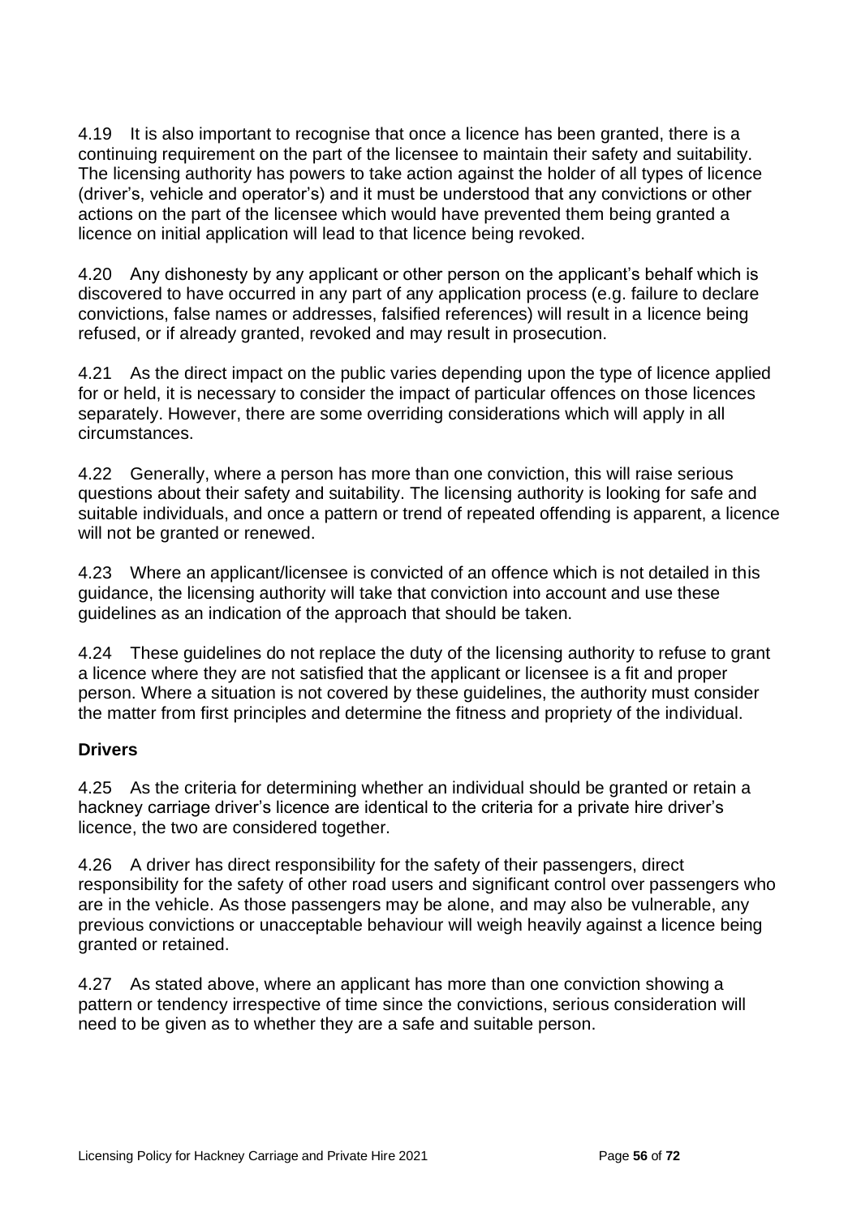4.19 It is also important to recognise that once a licence has been granted, there is a continuing requirement on the part of the licensee to maintain their safety and suitability. The licensing authority has powers to take action against the holder of all types of licence (driver's, vehicle and operator's) and it must be understood that any convictions or other actions on the part of the licensee which would have prevented them being granted a licence on initial application will lead to that licence being revoked.

4.20 Any dishonesty by any applicant or other person on the applicant's behalf which is discovered to have occurred in any part of any application process (e.g. failure to declare convictions, false names or addresses, falsified references) will result in a licence being refused, or if already granted, revoked and may result in prosecution.

4.21 As the direct impact on the public varies depending upon the type of licence applied for or held, it is necessary to consider the impact of particular offences on those licences separately. However, there are some overriding considerations which will apply in all circumstances.

4.22 Generally, where a person has more than one conviction, this will raise serious questions about their safety and suitability. The licensing authority is looking for safe and suitable individuals, and once a pattern or trend of repeated offending is apparent, a licence will not be granted or renewed.

4.23 Where an applicant/licensee is convicted of an offence which is not detailed in this guidance, the licensing authority will take that conviction into account and use these guidelines as an indication of the approach that should be taken.

4.24 These guidelines do not replace the duty of the licensing authority to refuse to grant a licence where they are not satisfied that the applicant or licensee is a fit and proper person. Where a situation is not covered by these guidelines, the authority must consider the matter from first principles and determine the fitness and propriety of the individual.

**Drivers**

4.25 As the criteria for determining whether an individual should be granted or retain a hackney carriage driver's licence are identical to the criteria for a private hire driver's licence, the two are considered together.

4.26 A driver has direct responsibility for the safety of their passengers, direct responsibility for the safety of other road users and significant control over passengers who are in the vehicle. As those passengers may be alone, and may also be vulnerable, any previous convictions or unacceptable behaviour will weigh heavily against a licence being granted or retained.

4.27 As stated above, where an applicant has more than one conviction showing a pattern or tendency irrespective of time since the convictions, serious consideration will need to be given as to whether they are a safe and suitable person.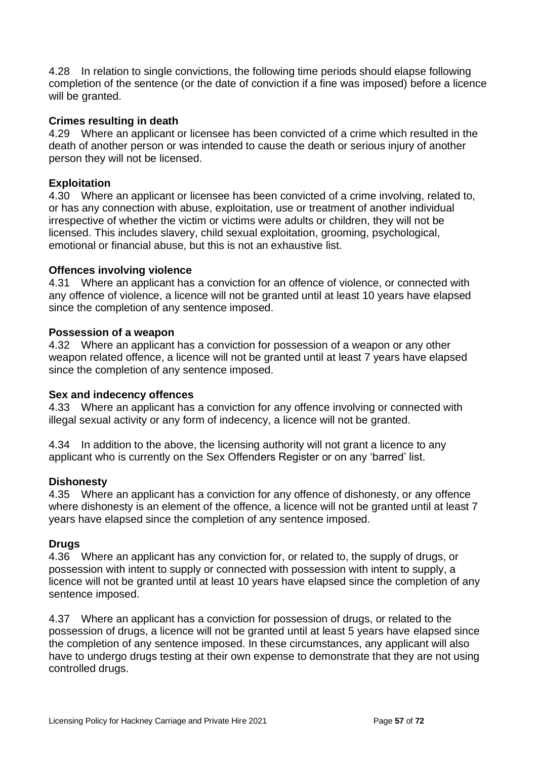4.28 In relation to single convictions, the following time periods should elapse following completion of the sentence (or the date of conviction if a fine was imposed) before a licence will be granted.

**Crimes resulting in death**

4.29 Where an applicant or licensee has been convicted of a crime which resulted in the death of another person or was intended to cause the death or serious injury of another person they will not be licensed.

**Exploitation**

4.30 Where an applicant or licensee has been convicted of a crime involving, related to, or has any connection with abuse, exploitation, use or treatment of another individual irrespective of whether the victim or victims were adults or children, they will not be licensed. This includes slavery, child sexual exploitation, grooming, psychological, emotional or financial abuse, but this is not an exhaustive list.

**Offences involving violence**

4.31 Where an applicant has a conviction for an offence of violence, or connected with any offence of violence, a licence will not be granted until at least 10 years have elapsed since the completion of any sentence imposed.

**Possession of a weapon**

4.32 Where an applicant has a conviction for possession of a weapon or any other weapon related offence, a licence will not be granted until at least 7 years have elapsed since the completion of any sentence imposed.

**Sex and indecency offences**

4.33 Where an applicant has a conviction for any offence involving or connected with illegal sexual activity or any form of indecency, a licence will not be granted.

4.34 In addition to the above, the licensing authority will not grant a licence to any applicant who is currently on the Sex Offenders Register or on any 'barred' list.

**Dishonesty**

4.35 Where an applicant has a conviction for any offence of dishonesty, or any offence where dishonesty is an element of the offence, a licence will not be granted until at least 7 years have elapsed since the completion of any sentence imposed.

**Drugs**

4.36 Where an applicant has any conviction for, or related to, the supply of drugs, or possession with intent to supply or connected with possession with intent to supply, a licence will not be granted until at least 10 years have elapsed since the completion of any sentence imposed.

4.37 Where an applicant has a conviction for possession of drugs, or related to the possession of drugs, a licence will not be granted until at least 5 years have elapsed since the completion of any sentence imposed. In these circumstances, any applicant will also have to undergo drugs testing at their own expense to demonstrate that they are not using controlled drugs.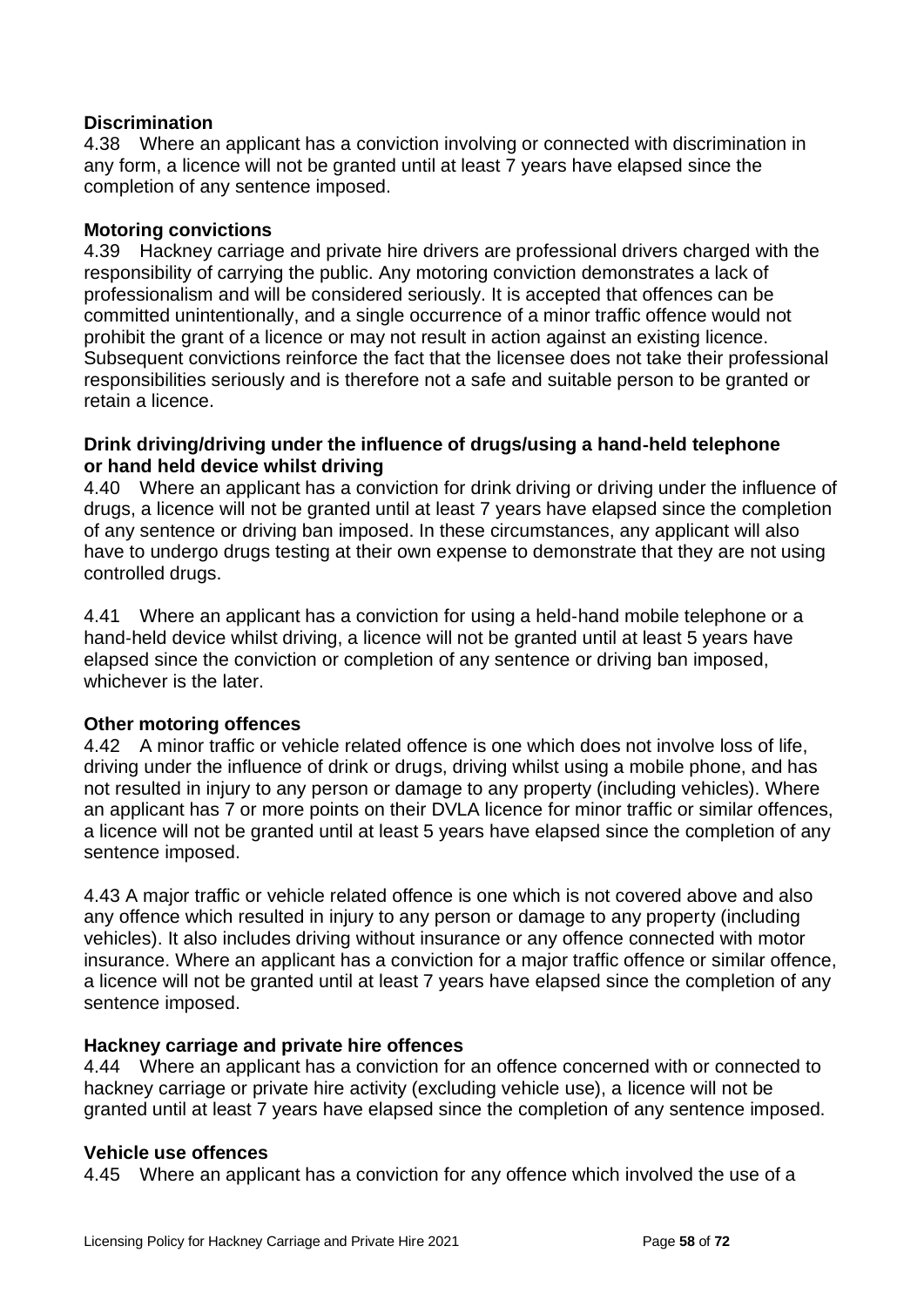**Discrimination**

4.38 Where an applicant has a conviction involving or connected with discrimination in any form, a licence will not be granted until at least 7 years have elapsed since the completion of any sentence imposed.

**Motoring convictions**

4.39 Hackney carriage and private hire drivers are professional drivers charged with the responsibility of carrying the public. Any motoring conviction demonstrates a lack of professionalism and will be considered seriously. It is accepted that offences can be committed unintentionally, and a single occurrence of a minor traffic offence would not prohibit the grant of a licence or may not result in action against an existing licence. Subsequent convictions reinforce the fact that the licensee does not take their professional responsibilities seriously and is therefore not a safe and suitable person to be granted or retain a licence.

**Drink driving/driving under the influence of drugs/using a hand-held telephone or hand held device whilst driving**

4.40 Where an applicant has a conviction for drink driving or driving under the influence of drugs, a licence will not be granted until at least 7 years have elapsed since the completion of any sentence or driving ban imposed. In these circumstances, any applicant will also have to undergo drugs testing at their own expense to demonstrate that they are not using controlled drugs.

4.41 Where an applicant has a conviction for using a held-hand mobile telephone or a hand-held device whilst driving, a licence will not be granted until at least 5 years have elapsed since the conviction or completion of any sentence or driving ban imposed, whichever is the later.

**Other motoring offences**

4.42 A minor traffic or vehicle related offence is one which does not involve loss of life, driving under the influence of drink or drugs, driving whilst using a mobile phone, and has not resulted in injury to any person or damage to any property (including vehicles). Where an applicant has 7 or more points on their DVLA licence for minor traffic or similar offences, a licence will not be granted until at least 5 years have elapsed since the completion of any sentence imposed.

4.43 A major traffic or vehicle related offence is one which is not covered above and also any offence which resulted in injury to any person or damage to any property (including vehicles). It also includes driving without insurance or any offence connected with motor insurance. Where an applicant has a conviction for a major traffic offence or similar offence, a licence will not be granted until at least 7 years have elapsed since the completion of any sentence imposed.

**Hackney carriage and private hire offences**

4.44 Where an applicant has a conviction for an offence concerned with or connected to hackney carriage or private hire activity (excluding vehicle use), a licence will not be granted until at least 7 years have elapsed since the completion of any sentence imposed.

**Vehicle use offences**

4.45 Where an applicant has a conviction for any offence which involved the use of a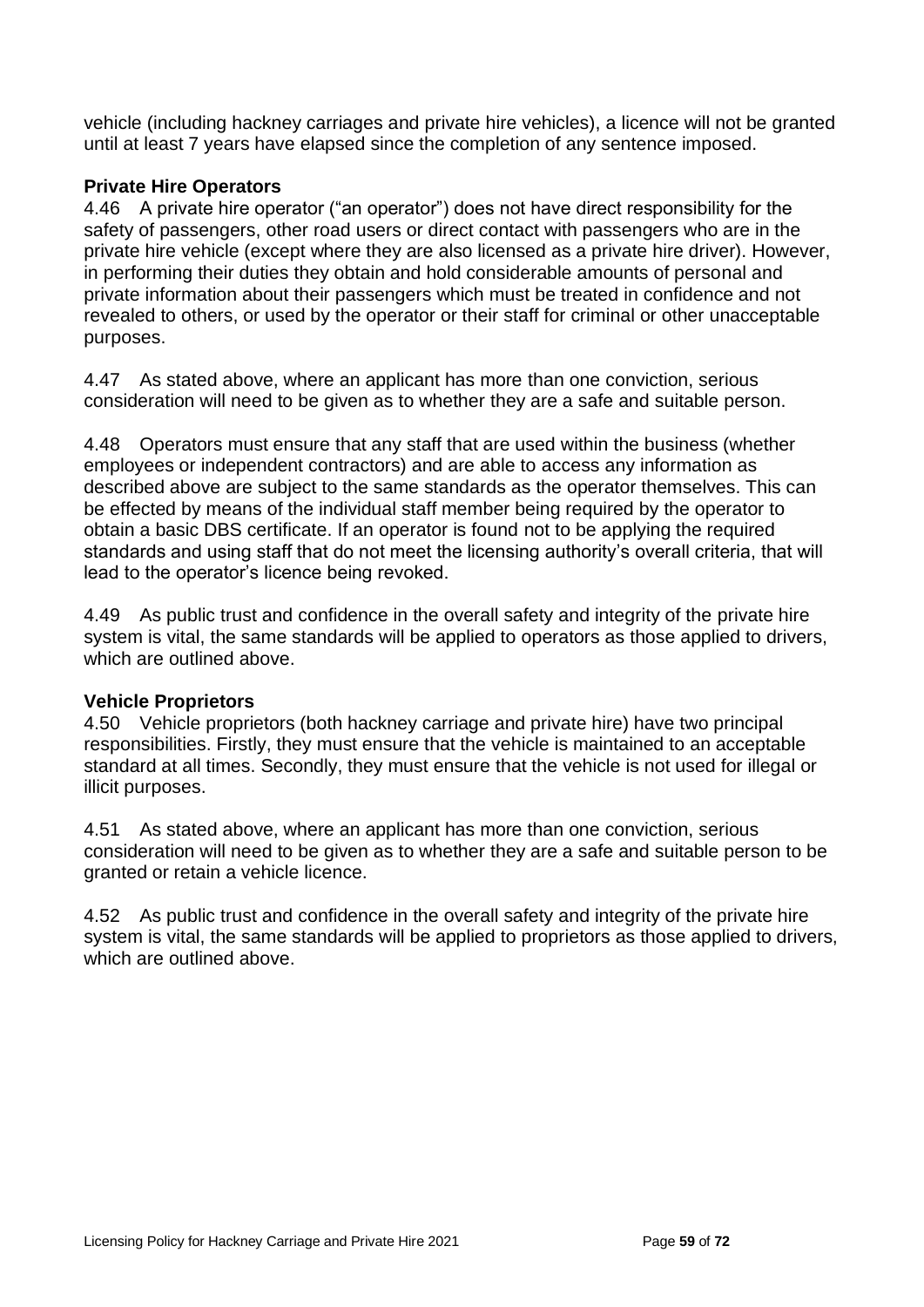vehicle (including hackney carriages and private hire vehicles), a licence will not be granted until at least 7 years have elapsed since the completion of any sentence imposed.

**Private Hire Operators**

4.46 A private hire operator ("an operator") does not have direct responsibility for the safety of passengers, other road users or direct contact with passengers who are in the private hire vehicle (except where they are also licensed as a private hire driver). However, in performing their duties they obtain and hold considerable amounts of personal and private information about their passengers which must be treated in confidence and not revealed to others, or used by the operator or their staff for criminal or other unacceptable purposes.

4.47 As stated above, where an applicant has more than one conviction, serious consideration will need to be given as to whether they are a safe and suitable person.

4.48 Operators must ensure that any staff that are used within the business (whether employees or independent contractors) and are able to access any information as described above are subject to the same standards as the operator themselves. This can be effected by means of the individual staff member being required by the operator to obtain a basic DBS certificate. If an operator is found not to be applying the required standards and using staff that do not meet the licensing authority's overall criteria, that will lead to the operator's licence being revoked.

4.49 As public trust and confidence in the overall safety and integrity of the private hire system is vital, the same standards will be applied to operators as those applied to drivers, which are outlined above.

**Vehicle Proprietors**

4.50 Vehicle proprietors (both hackney carriage and private hire) have two principal responsibilities. Firstly, they must ensure that the vehicle is maintained to an acceptable standard at all times. Secondly, they must ensure that the vehicle is not used for illegal or illicit purposes.

4.51 As stated above, where an applicant has more than one conviction, serious consideration will need to be given as to whether they are a safe and suitable person to be granted or retain a vehicle licence.

4.52 As public trust and confidence in the overall safety and integrity of the private hire system is vital, the same standards will be applied to proprietors as those applied to drivers, which are outlined above.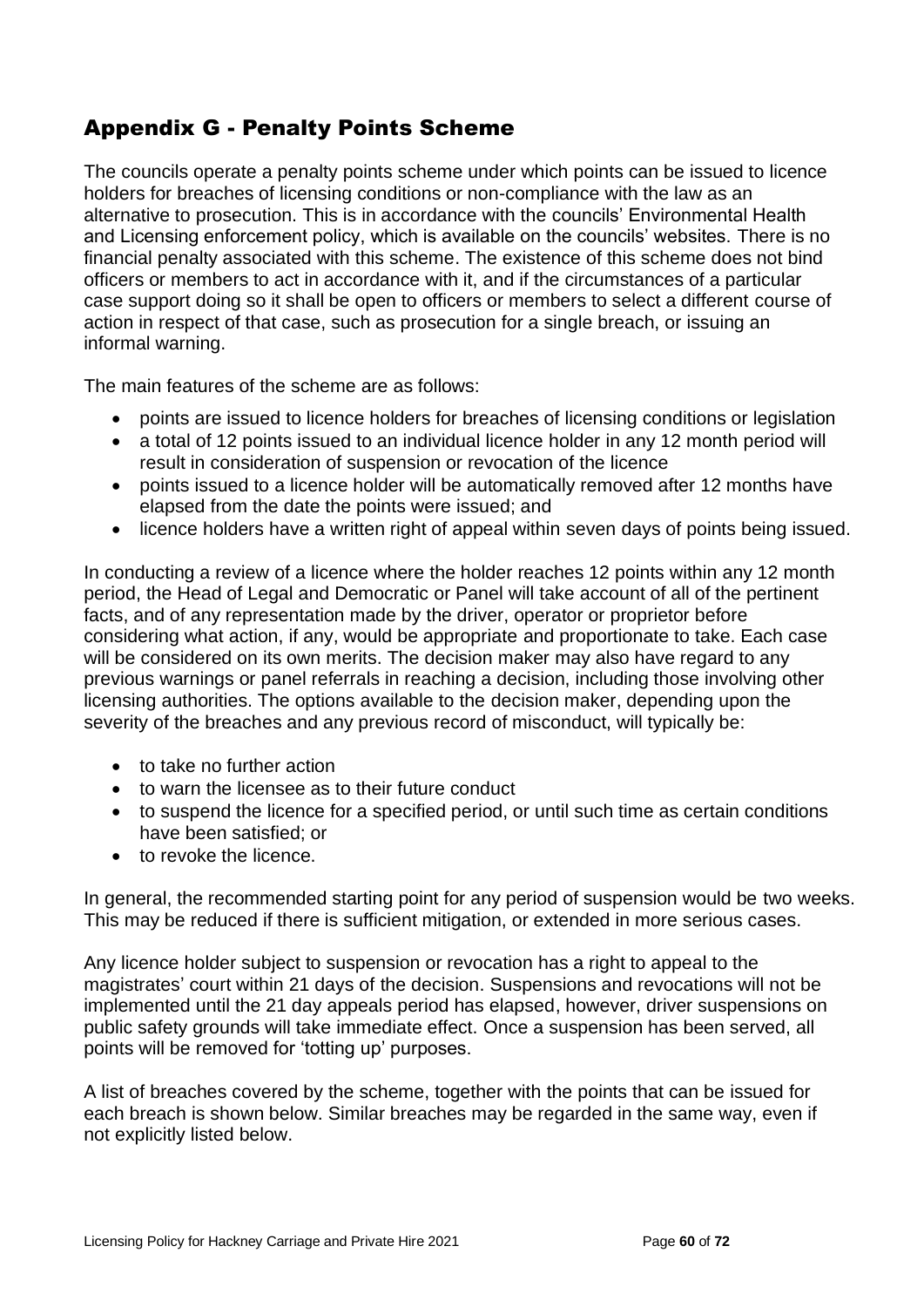## Appendix G - Penalty Points Scheme

The councils operate a penalty points scheme under which points can be issued to licence holders for breaches of licensing conditions or non-compliance with the law as an alternative to prosecution. This is in accordance with the councils' Environmental Health and Licensing enforcement policy, which is available on the councils' websites. There is no financial penalty associated with this scheme. The existence of this scheme does not bind officers or members to act in accordance with it, and if the circumstances of a particular case support doing so it shall be open to officers or members to select a different course of action in respect of that case, such as prosecution for a single breach, or issuing an informal warning.

The main features of the scheme are as follows:

- points are issued to licence holders for breaches of licensing conditions or legislation
- a total of 12 points issued to an individual licence holder in any 12 month period will result in consideration of suspension or revocation of the licence
- points issued to a licence holder will be automatically removed after 12 months have elapsed from the date the points were issued; and
- licence holders have a written right of appeal within seven days of points being issued.

In conducting a review of a licence where the holder reaches 12 points within any 12 month period, the Head of Legal and Democratic or Panel will take account of all of the pertinent facts, and of any representation made by the driver, operator or proprietor before considering what action, if any, would be appropriate and proportionate to take. Each case will be considered on its own merits. The decision maker may also have regard to any previous warnings or panel referrals in reaching a decision, including those involving other licensing authorities. The options available to the decision maker, depending upon the severity of the breaches and any previous record of misconduct, will typically be:

- to take no further action
- to warn the licensee as to their future conduct
- to suspend the licence for a specified period, or until such time as certain conditions have been satisfied; or
- to revoke the licence.

In general, the recommended starting point for any period of suspension would be two weeks. This may be reduced if there is sufficient mitigation, or extended in more serious cases.

Any licence holder subject to suspension or revocation has a right to appeal to the magistrates' court within 21 days of the decision. Suspensions and revocations will not be implemented until the 21 day appeals period has elapsed, however, driver suspensions on public safety grounds will take immediate effect. Once a suspension has been served, all points will be removed for 'totting up' purposes.

A list of breaches covered by the scheme, together with the points that can be issued for each breach is shown below. Similar breaches may be regarded in the same way, even if not explicitly listed below.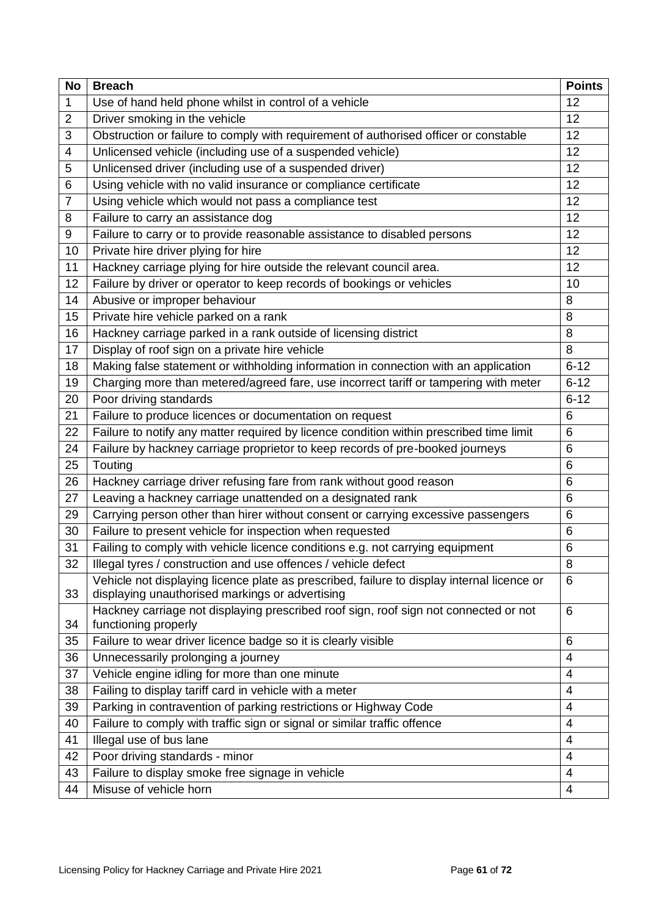| No | Breach | Points |
|---|---|---|
| 1 | Use of hand held phone whilst in control of a vehicle | 12 |
| 2 | Driver smoking in the vehicle | 12 |
| 3 | Obstruction or failure to comply with requirement of authorised officer or constable | 12 |
| 4 | Unlicensed vehicle (including use of a suspended vehicle) | 12 |
| 5 | Unlicensed driver (including use of a suspended driver) | 12 |
| 6 | Using vehicle with no valid insurance or compliance certificate | 12 |
| 7 | Using vehicle which would not pass a compliance test | 12 |
| 8 | Failure to carry an assistance dog | 12 |
| 9 | Failure to carry or to provide reasonable assistance to disabled persons | 12 |
| 10 | Private hire driver plying for hire | 12 |
| 11 | Hackney carriage plying for hire outside the relevant council area. | 12 |
| 12 | Failure by driver or operator to keep records of bookings or vehicles | 10 |
| 14 | Abusive or improper behaviour | 8 |
| 15 | Private hire vehicle parked on a rank | 8 |
| 16 | Hackney carriage parked in a rank outside of licensing district | 8 |
| 17 | Display of roof sign on a private hire vehicle | 8 |
| 18 | Making false statement or withholding information in connection with an application | 6-12 |
| 19 | Charging more than metered/agreed fare, use incorrect tariff or tampering with meter | 6-12 |
| 20 | Poor driving standards | 6-12 |
| 21 | Failure to produce licences or documentation on request | 6 |
| 22 | Failure to notify any matter required by licence condition within prescribed time limit | 6 |
| 24 | Failure by hackney carriage proprietor to keep records of pre-booked journeys | 6 |
| 25 | Touting | 6 |
| 26 | Hackney carriage driver refusing fare from rank without good reason | 6 |
| 27 | Leaving a hackney carriage unattended on a designated rank | 6 |
| 29 | Carrying person other than hirer without consent or carrying excessive passengers | 6 |
| 30 | Failure to present vehicle for inspection when requested | 6 |
| 31 | Failing to comply with vehicle licence conditions e.g. not carrying equipment | 6 |
| 32 | Illegal tyres / construction and use offences / vehicle defect | 8 |
| 33 | Vehicle not displaying licence plate as prescribed, failure to display internal licence or displaying unauthorised markings or advertising | 6 |
| 34 | Hackney carriage not displaying prescribed roof sign, roof sign not connected or not functioning properly | 6 |
| 35 | Failure to wear driver licence badge so it is clearly visible | 6 |
| 36 | Unnecessarily prolonging a journey | 4 |
| 37 | Vehicle engine idling for more than one minute | 4 |
| 38 | Failing to display tariff card in vehicle with a meter | 4 |
| 39 | Parking in contravention of parking restrictions or Highway Code | 4 |
| 40 | Failure to comply with traffic sign or signal or similar traffic offence | 4 |
| 41 | Illegal use of bus lane | 4 |
| 42 | Poor driving standards - minor | 4 |
| 43 | Failure to display smoke free signage in vehicle | 4 |
| 44 | Misuse of vehicle horn | 4 |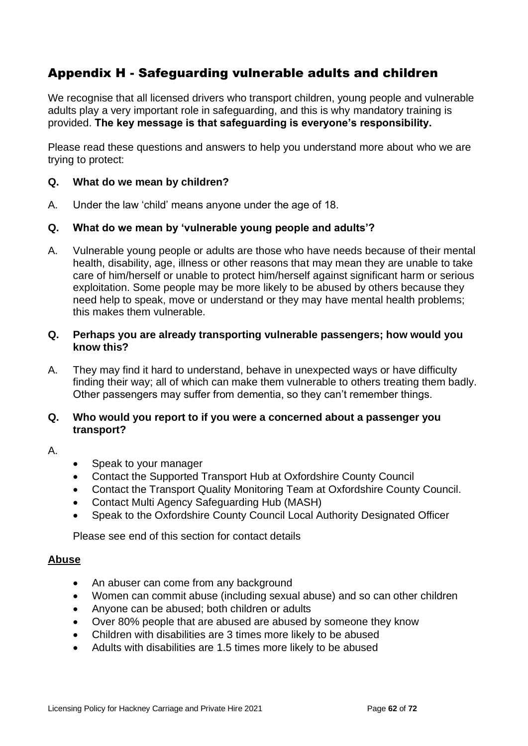# Appendix H - Safeguarding vulnerable adults and children

We recognise that all licensed drivers who transport children, young people and vulnerable adults play a very important role in safeguarding, and this is why mandatory training is provided. **The key message is that safeguarding is everyone's responsibility.**

Please read these questions and answers to help you understand more about who we are trying to protect:

**Q. What do we mean by children?**

A. Under the law 'child' means anyone under the age of 18.

**Q. What do we mean by 'vulnerable young people and adults'?**

A. Vulnerable young people or adults are those who have needs because of their mental health, disability, age, illness or other reasons that may mean they are unable to take care of him/herself or unable to protect him/herself against significant harm or serious exploitation. Some people may be more likely to be abused by others because they need help to speak, move or understand or they may have mental health problems; this makes them vulnerable.

**Q. Perhaps you are already transporting vulnerable passengers; how would you know this?**

A. They may find it hard to understand, behave in unexpected ways or have difficulty finding their way; all of which can make them vulnerable to others treating them badly. Other passengers may suffer from dementia, so they can't remember things.

**Q. Who would you report to if you were a concerned about a passenger you transport?**

A.

- Speak to your manager
- Contact the Supported Transport Hub at Oxfordshire County Council
- Contact the Transport Quality Monitoring Team at Oxfordshire County Council.
- Contact Multi Agency Safeguarding Hub (MASH)
- Speak to the Oxfordshire County Council Local Authority Designated Officer

Please see end of this section for contact details

**<u>Abuse</u>**

- An abuser can come from any background
- Women can commit abuse (including sexual abuse) and so can other children
- Anyone can be abused; both children or adults
- Over 80% people that are abused are abused by someone they know
- Children with disabilities are 3 times more likely to be abused
- Adults with disabilities are 1.5 times more likely to be abused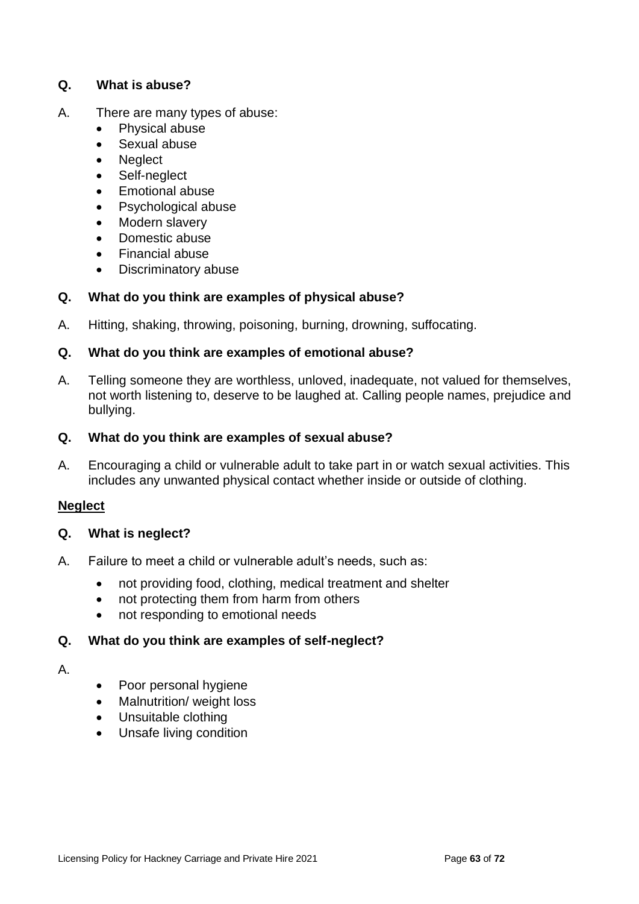**Q. What is abuse?**

A. There are many types of abuse:

- Physical abuse
- Sexual abuse
- Neglect
- Self-neglect
- Emotional abuse
- Psychological abuse
- Modern slavery
- Domestic abuse
- Financial abuse
- Discriminatory abuse

**Q. What do you think are examples of physical abuse?**

A. Hitting, shaking, throwing, poisoning, burning, drowning, suffocating.

**Q. What do you think are examples of emotional abuse?**

A. Telling someone they are worthless, unloved, inadequate, not valued for themselves, not worth listening to, deserve to be laughed at. Calling people names, prejudice and bullying.

**Q. What do you think are examples of sexual abuse?**

A. Encouraging a child or vulnerable adult to take part in or watch sexual activities. This includes any unwanted physical contact whether inside or outside of clothing.

**<u>Neglect</u>**

**Q. What is neglect?**

A. Failure to meet a child or vulnerable adult's needs, such as:

- not providing food, clothing, medical treatment and shelter
- not protecting them from harm from others
- not responding to emotional needs

**Q. What do you think are examples of self-neglect?**

A.

- Poor personal hygiene
- Malnutrition/ weight loss
- Unsuitable clothing
- Unsafe living condition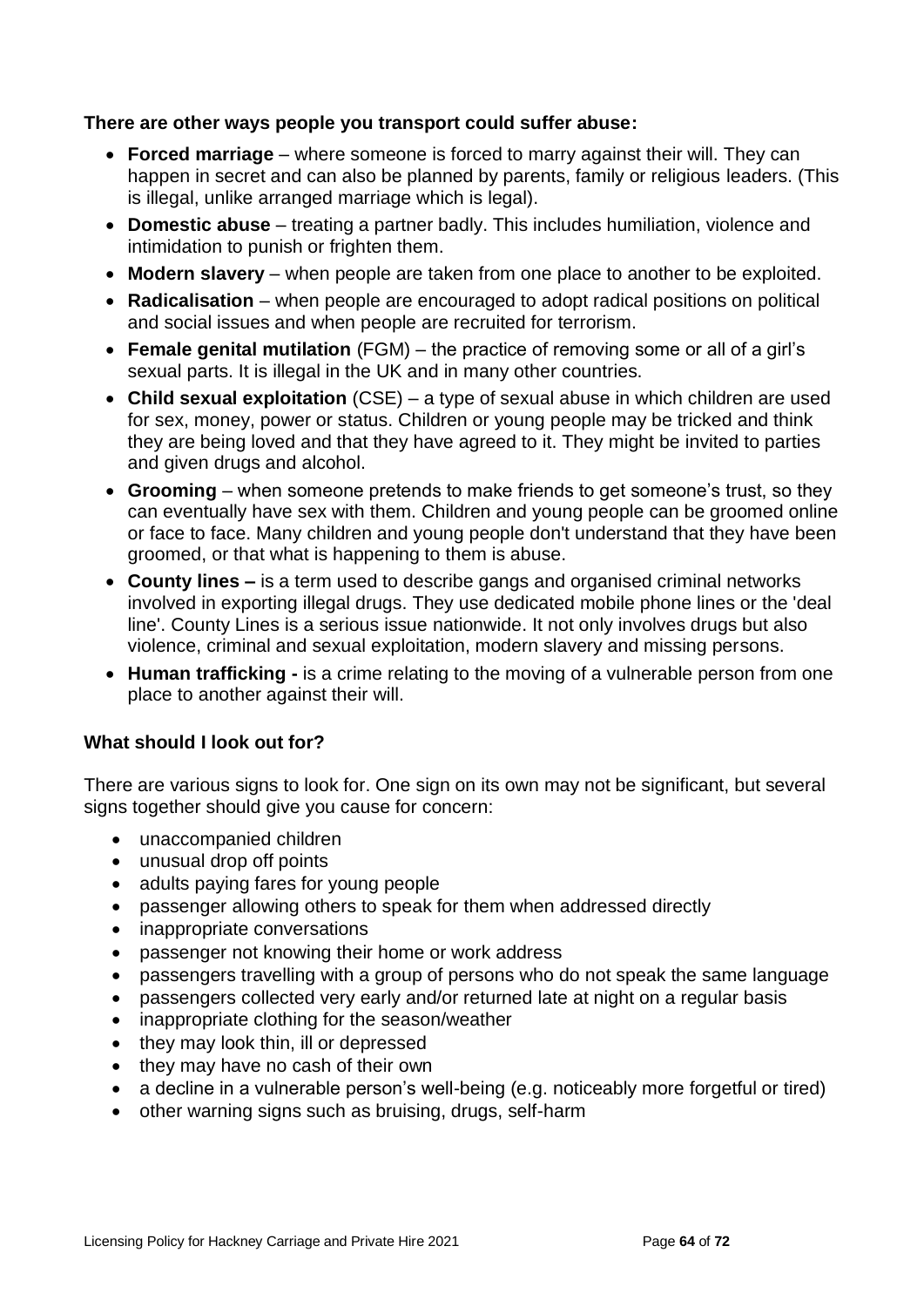**There are other ways people you transport could suffer abuse:**

- **Forced marriage** – where someone is forced to marry against their will. They can happen in secret and can also be planned by parents, family or religious leaders. (This is illegal, unlike arranged marriage which is legal).
- **Domestic abuse** – treating a partner badly. This includes humiliation, violence and intimidation to punish or frighten them.
- **Modern slavery** – when people are taken from one place to another to be exploited.
- **Radicalisation** – when people are encouraged to adopt radical positions on political and social issues and when people are recruited for terrorism.
- **Female genital mutilation** (FGM) – the practice of removing some or all of a girl's sexual parts. It is illegal in the UK and in many other countries.
- **Child sexual exploitation** (CSE) – a type of sexual abuse in which children are used for sex, money, power or status. Children or young people may be tricked and think they are being loved and that they have agreed to it. They might be invited to parties and given drugs and alcohol.
- **Grooming** – when someone pretends to make friends to get someone's trust, so they can eventually have sex with them. Children and young people can be groomed online or face to face. Many children and young people don't understand that they have been groomed, or that what is happening to them is abuse.
- **County lines –** is a term used to describe gangs and organised criminal networks involved in exporting illegal drugs. They use dedicated mobile phone lines or the 'deal line'. County Lines is a serious issue nationwide. It not only involves drugs but also violence, criminal and sexual exploitation, modern slavery and missing persons.
- **Human trafficking -** is a crime relating to the moving of a vulnerable person from one place to another against their will.

**What should I look out for?**

There are various signs to look for. One sign on its own may not be significant, but several signs together should give you cause for concern:

- unaccompanied children
- unusual drop off points
- adults paying fares for young people
- passenger allowing others to speak for them when addressed directly
- inappropriate conversations
- passenger not knowing their home or work address
- passengers travelling with a group of persons who do not speak the same language
- passengers collected very early and/or returned late at night on a regular basis
- inappropriate clothing for the season/weather
- they may look thin, ill or depressed
- they may have no cash of their own
- a decline in a vulnerable person's well-being (e.g. noticeably more forgetful or tired)
- other warning signs such as bruising, drugs, self-harm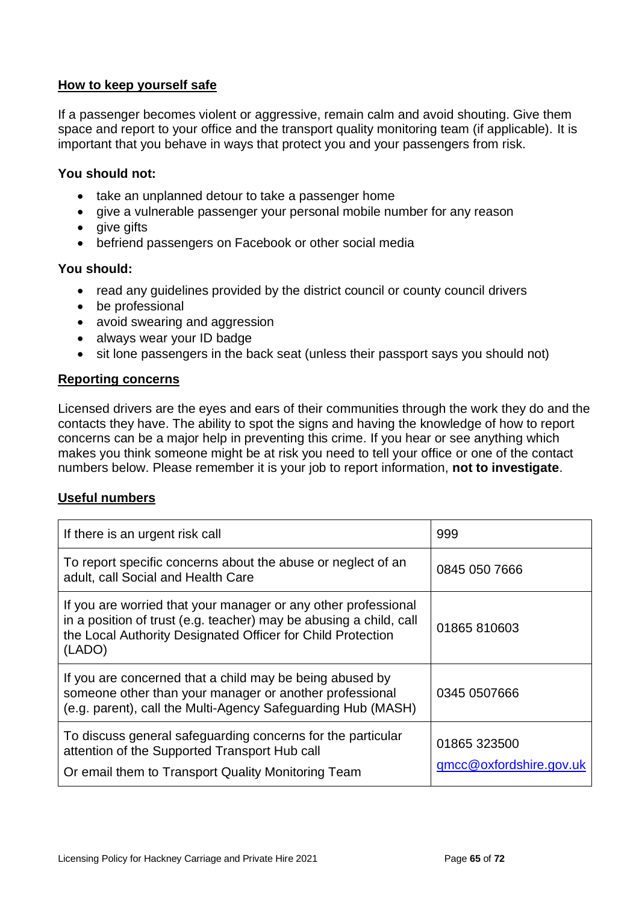## How to keep yourself safe

If a passenger becomes violent or aggressive, remain calm and avoid shouting. Give them space and report to your office and the transport quality monitoring team (if applicable). It is important that you behave in ways that protect you and your passengers from risk.

**You should not:**

- take an unplanned detour to take a passenger home
- give a vulnerable passenger your personal mobile number for any reason
- give gifts
- befriend passengers on Facebook or other social media

**You should:**

- read any guidelines provided by the district council or county council drivers
- be professional
- avoid swearing and aggression
- always wear your ID badge
- sit lone passengers in the back seat (unless their passport says you should not)

## Reporting concerns

Licensed drivers are the eyes and ears of their communities through the work they do and the contacts they have. The ability to spot the signs and having the knowledge of how to report concerns can be a major help in preventing this crime. If you hear or see anything which makes you think someone might be at risk you need to tell your office or one of the contact numbers below. Please remember it is your job to report information, **not to investigate**.

## Useful numbers

| | |
|---|---|
| If there is an urgent risk call | 999 |
| To report specific concerns about the abuse or neglect of an adult, call Social and Health Care | 0845 050 7666 |
| If you are worried that your manager or any other professional in a position of trust (e.g. teacher) may be abusing a child, call the Local Authority Designated Officer for Child Protection (LADO) | 01865 810603 |
| If you are concerned that a child may be being abused by someone other than your manager or another professional (e.g. parent), call the Multi-Agency Safeguarding Hub (MASH) | 0345 0507666 |
| To discuss general safeguarding concerns for the particular attention of the Supported Transport Hub call<br>Or email them to Transport Quality Monitoring Team | 01865 323500<br>qmcc@oxfordshire.gov.uk |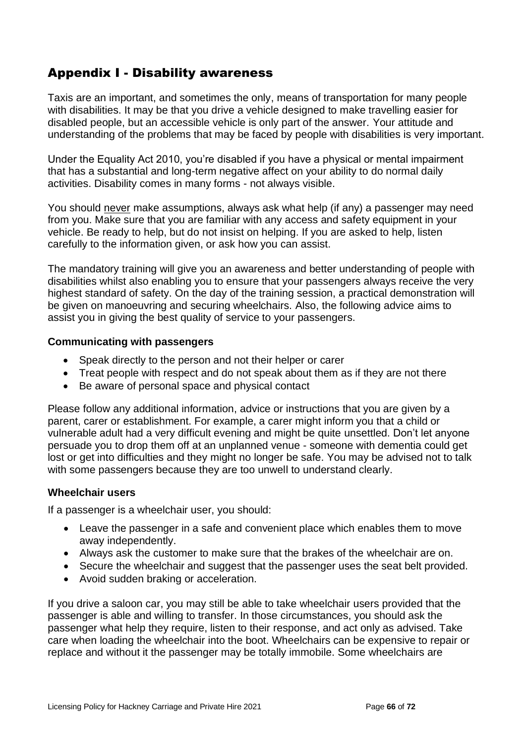## Appendix I - Disability awareness

Taxis are an important, and sometimes the only, means of transportation for many people with disabilities. It may be that you drive a vehicle designed to make travelling easier for disabled people, but an accessible vehicle is only part of the answer. Your attitude and understanding of the problems that may be faced by people with disabilities is very important.

Under the Equality Act 2010, you're disabled if you have a physical or mental impairment that has a substantial and long-term negative affect on your ability to do normal daily activities. Disability comes in many forms - not always visible.

You should <u>never</u> make assumptions, always ask what help (if any) a passenger may need from you. Make sure that you are familiar with any access and safety equipment in your vehicle. Be ready to help, but do not insist on helping. If you are asked to help, listen carefully to the information given, or ask how you can assist.

The mandatory training will give you an awareness and better understanding of people with disabilities whilst also enabling you to ensure that your passengers always receive the very highest standard of safety. On the day of the training session, a practical demonstration will be given on manoeuvring and securing wheelchairs. Also, the following advice aims to assist you in giving the best quality of service to your passengers.

**Communicating with passengers**

- Speak directly to the person and not their helper or carer
- Treat people with respect and do not speak about them as if they are not there
- Be aware of personal space and physical contact

Please follow any additional information, advice or instructions that you are given by a parent, carer or establishment. For example, a carer might inform you that a child or vulnerable adult had a very difficult evening and might be quite unsettled. Don't let anyone persuade you to drop them off at an unplanned venue - someone with dementia could get lost or get into difficulties and they might no longer be safe. You may be advised not to talk with some passengers because they are too unwell to understand clearly.

**Wheelchair users**

If a passenger is a wheelchair user, you should:

- Leave the passenger in a safe and convenient place which enables them to move away independently.
- Always ask the customer to make sure that the brakes of the wheelchair are on.
- Secure the wheelchair and suggest that the passenger uses the seat belt provided.
- Avoid sudden braking or acceleration.

If you drive a saloon car, you may still be able to take wheelchair users provided that the passenger is able and willing to transfer. In those circumstances, you should ask the passenger what help they require, listen to their response, and act only as advised. Take care when loading the wheelchair into the boot. Wheelchairs can be expensive to repair or replace and without it the passenger may be totally immobile. Some wheelchairs are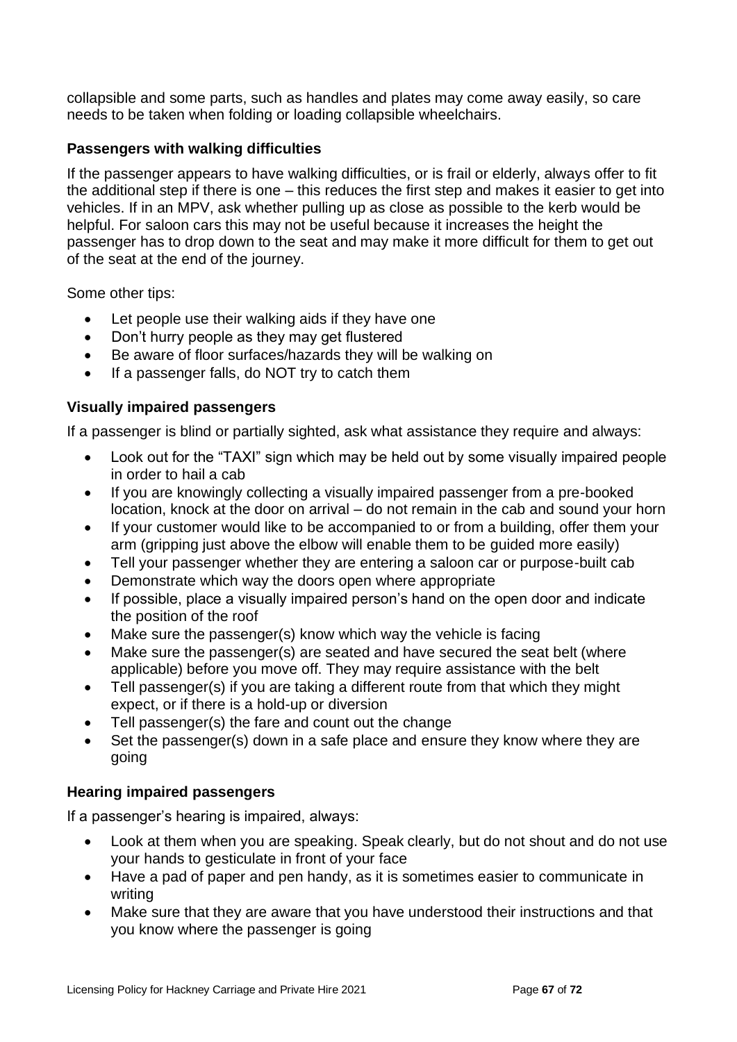collapsible and some parts, such as handles and plates may come away easily, so care needs to be taken when folding or loading collapsible wheelchairs.

### Passengers with walking difficulties

If the passenger appears to have walking difficulties, or is frail or elderly, always offer to fit the additional step if there is one – this reduces the first step and makes it easier to get into vehicles. If in an MPV, ask whether pulling up as close as possible to the kerb would be helpful. For saloon cars this may not be useful because it increases the height the passenger has to drop down to the seat and may make it more difficult for them to get out of the seat at the end of the journey.

Some other tips:

- Let people use their walking aids if they have one
- Don't hurry people as they may get flustered
- Be aware of floor surfaces/hazards they will be walking on
- If a passenger falls, do NOT try to catch them

### Visually impaired passengers

If a passenger is blind or partially sighted, ask what assistance they require and always:

- Look out for the "TAXI" sign which may be held out by some visually impaired people in order to hail a cab
- If you are knowingly collecting a visually impaired passenger from a pre-booked location, knock at the door on arrival – do not remain in the cab and sound your horn
- If your customer would like to be accompanied to or from a building, offer them your arm (gripping just above the elbow will enable them to be guided more easily)
- Tell your passenger whether they are entering a saloon car or purpose-built cab
- Demonstrate which way the doors open where appropriate
- If possible, place a visually impaired person's hand on the open door and indicate the position of the roof
- Make sure the passenger(s) know which way the vehicle is facing
- Make sure the passenger(s) are seated and have secured the seat belt (where applicable) before you move off. They may require assistance with the belt
- Tell passenger(s) if you are taking a different route from that which they might expect, or if there is a hold-up or diversion
- Tell passenger(s) the fare and count out the change
- Set the passenger(s) down in a safe place and ensure they know where they are going

### Hearing impaired passengers

If a passenger's hearing is impaired, always:

- Look at them when you are speaking. Speak clearly, but do not shout and do not use your hands to gesticulate in front of your face
- Have a pad of paper and pen handy, as it is sometimes easier to communicate in writing
- Make sure that they are aware that you have understood their instructions and that you know where the passenger is going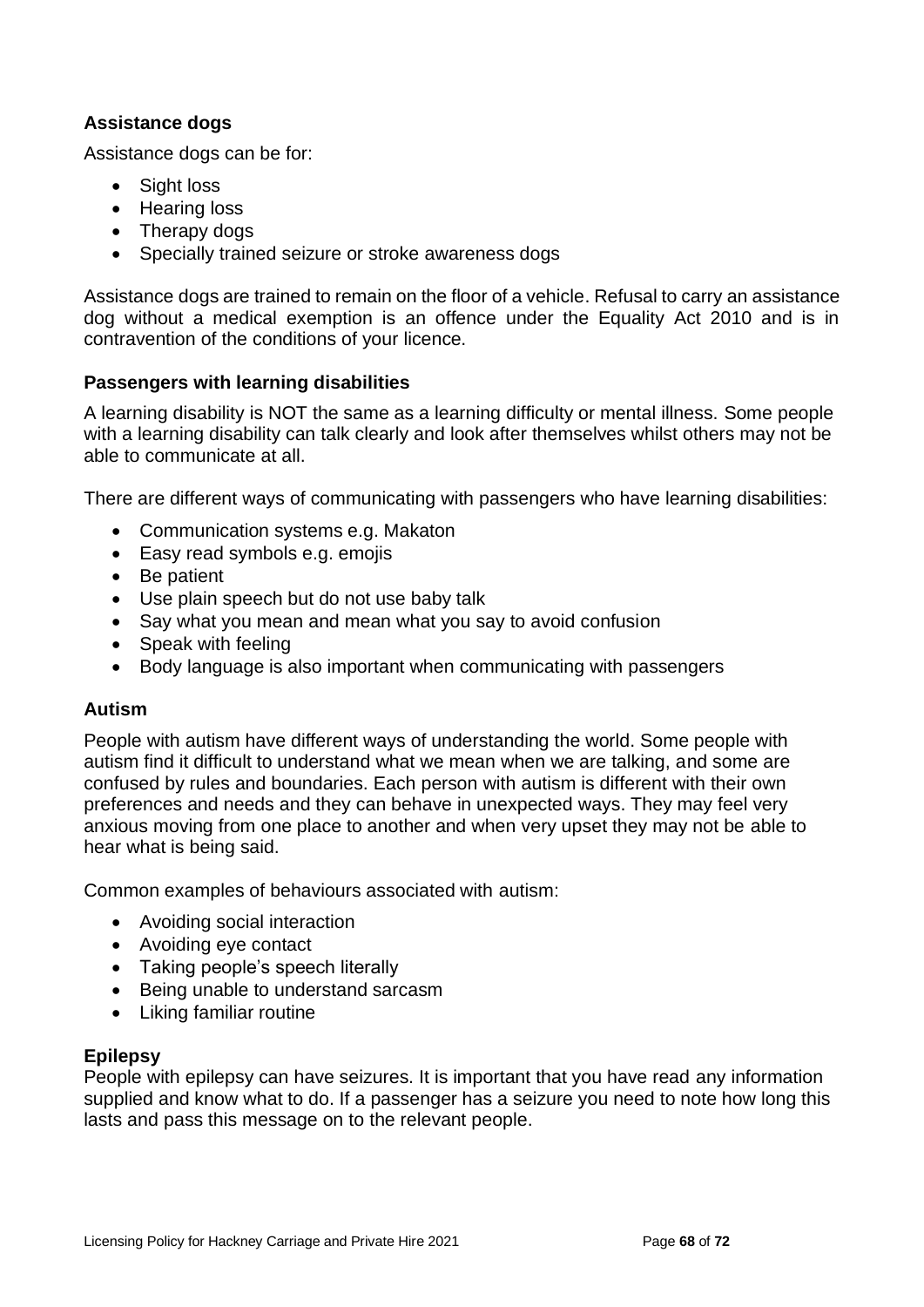### Assistance dogs

Assistance dogs can be for:

- Sight loss
- Hearing loss
- Therapy dogs
- Specially trained seizure or stroke awareness dogs

Assistance dogs are trained to remain on the floor of a vehicle. Refusal to carry an assistance dog without a medical exemption is an offence under the Equality Act 2010 and is in contravention of the conditions of your licence.

### Passengers with learning disabilities

A learning disability is NOT the same as a learning difficulty or mental illness. Some people with a learning disability can talk clearly and look after themselves whilst others may not be able to communicate at all.

There are different ways of communicating with passengers who have learning disabilities:

- Communication systems e.g. Makaton
- Easy read symbols e.g. emojis
- Be patient
- Use plain speech but do not use baby talk
- Say what you mean and mean what you say to avoid confusion
- Speak with feeling
- Body language is also important when communicating with passengers

### Autism

People with autism have different ways of understanding the world. Some people with autism find it difficult to understand what we mean when we are talking, and some are confused by rules and boundaries. Each person with autism is different with their own preferences and needs and they can behave in unexpected ways. They may feel very anxious moving from one place to another and when very upset they may not be able to hear what is being said.

Common examples of behaviours associated with autism:

- Avoiding social interaction
- Avoiding eye contact
- Taking people's speech literally
- Being unable to understand sarcasm
- Liking familiar routine

### Epilepsy

People with epilepsy can have seizures. It is important that you have read any information supplied and know what to do. If a passenger has a seizure you need to note how long this lasts and pass this message on to the relevant people.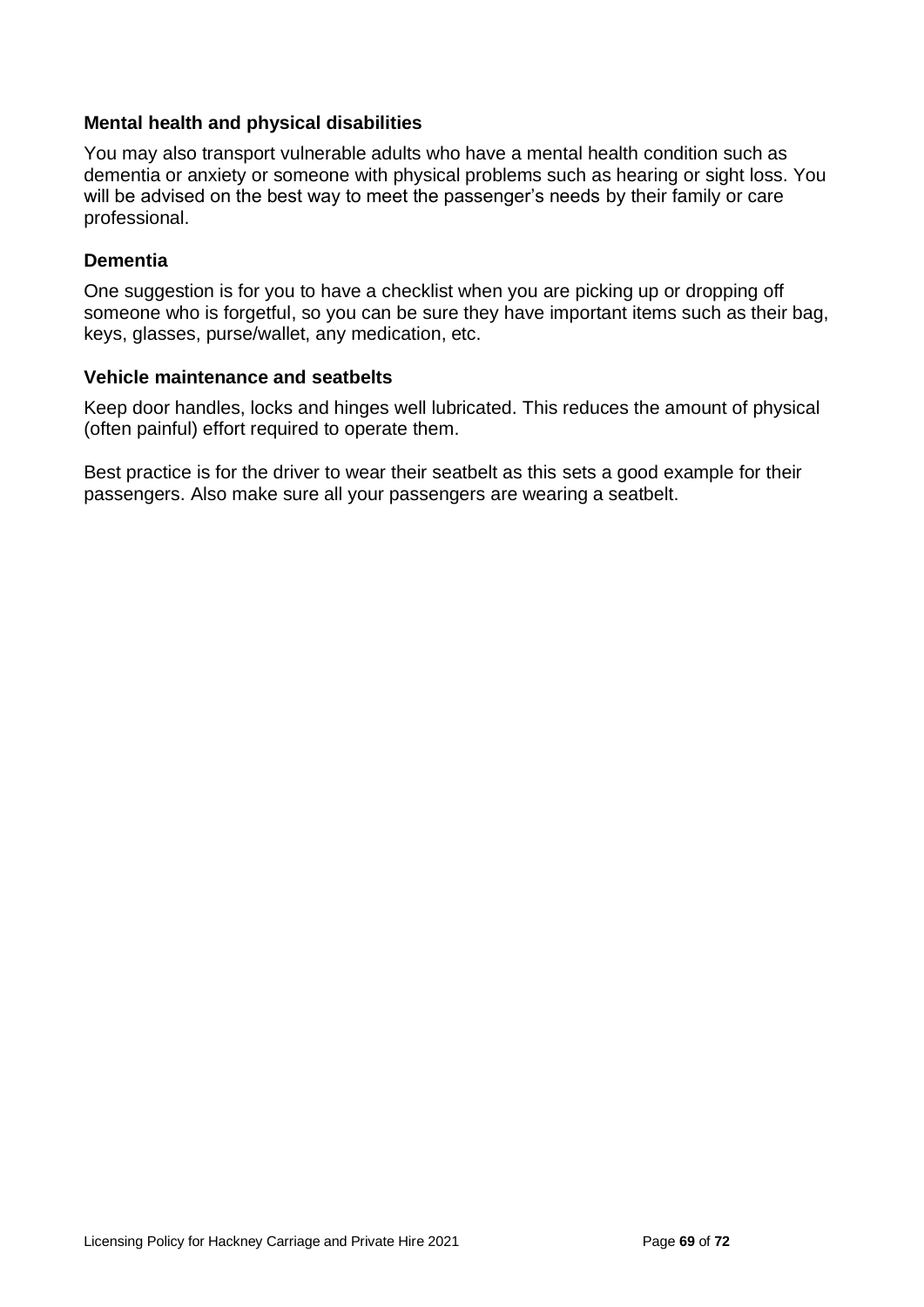### Mental health and physical disabilities

You may also transport vulnerable adults who have a mental health condition such as dementia or anxiety or someone with physical problems such as hearing or sight loss. You will be advised on the best way to meet the passenger's needs by their family or care professional.

### Dementia

One suggestion is for you to have a checklist when you are picking up or dropping off someone who is forgetful, so you can be sure they have important items such as their bag, keys, glasses, purse/wallet, any medication, etc.

### Vehicle maintenance and seatbelts

Keep door handles, locks and hinges well lubricated. This reduces the amount of physical (often painful) effort required to operate them.

Best practice is for the driver to wear their seatbelt as this sets a good example for their passengers. Also make sure all your passengers are wearing a seatbelt.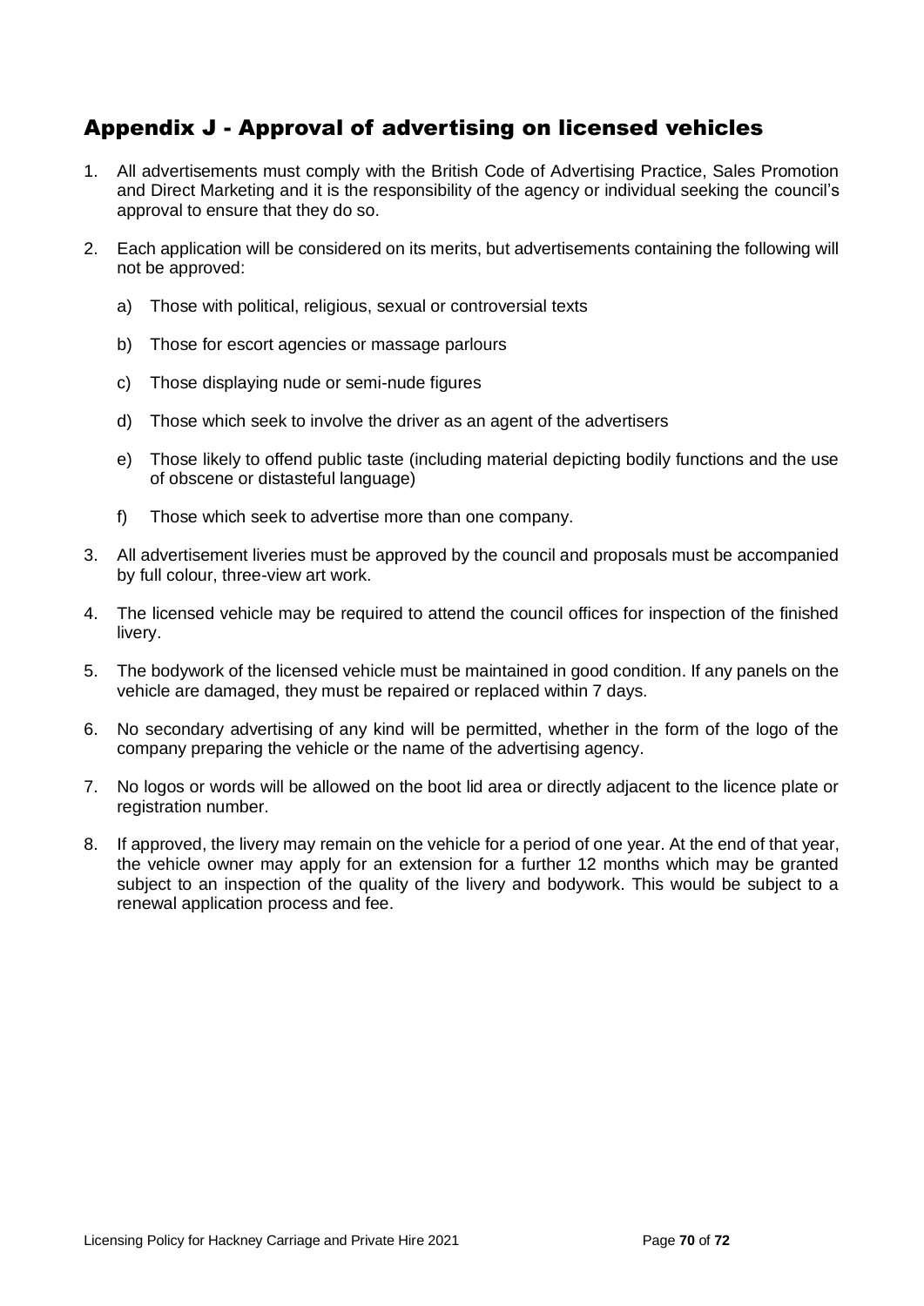## Appendix J - Approval of advertising on licensed vehicles

1. All advertisements must comply with the British Code of Advertising Practice, Sales Promotion and Direct Marketing and it is the responsibility of the agency or individual seeking the council's approval to ensure that they do so.

2. Each application will be considered on its merits, but advertisements containing the following will not be approved:

   a) Those with political, religious, sexual or controversial texts

   b) Those for escort agencies or massage parlours

   c) Those displaying nude or semi-nude figures

   d) Those which seek to involve the driver as an agent of the advertisers

   e) Those likely to offend public taste (including material depicting bodily functions and the use of obscene or distasteful language)

   f) Those which seek to advertise more than one company.

3. All advertisement liveries must be approved by the council and proposals must be accompanied by full colour, three-view art work.

4. The licensed vehicle may be required to attend the council offices for inspection of the finished livery.

5. The bodywork of the licensed vehicle must be maintained in good condition. If any panels on the vehicle are damaged, they must be repaired or replaced within 7 days.

6. No secondary advertising of any kind will be permitted, whether in the form of the logo of the company preparing the vehicle or the name of the advertising agency.

7. No logos or words will be allowed on the boot lid area or directly adjacent to the licence plate or registration number.

8. If approved, the livery may remain on the vehicle for a period of one year. At the end of that year, the vehicle owner may apply for an extension for a further 12 months which may be granted subject to an inspection of the quality of the livery and bodywork. This would be subject to a renewal application process and fee.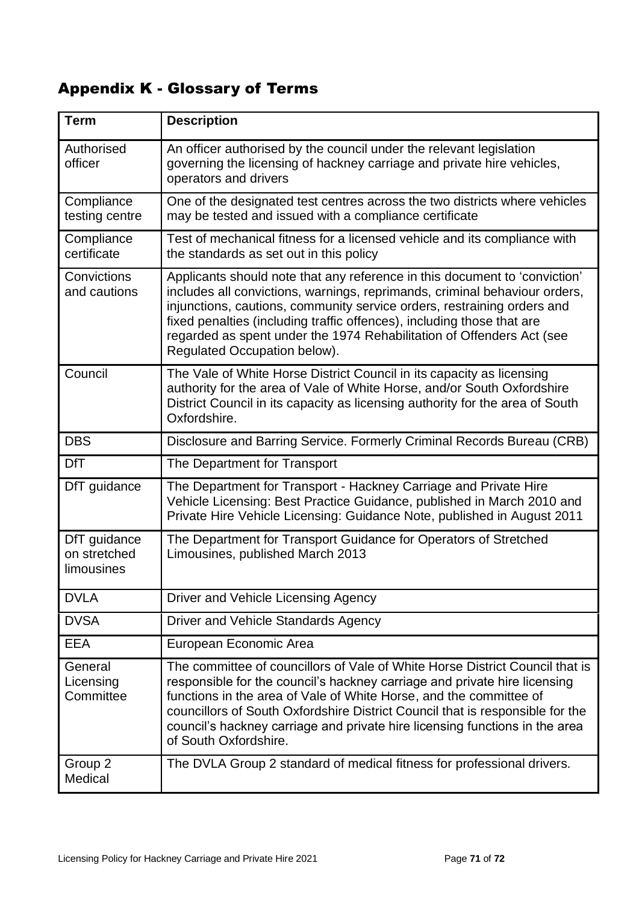## Appendix K - Glossary of Terms

| Term | Description |
|---|---|
| Authorised officer | An officer authorised by the council under the relevant legislation governing the licensing of hackney carriage and private hire vehicles, operators and drivers |
| Compliance testing centre | One of the designated test centres across the two districts where vehicles may be tested and issued with a compliance certificate |
| Compliance certificate | Test of mechanical fitness for a licensed vehicle and its compliance with the standards as set out in this policy |
| Convictions and cautions | Applicants should note that any reference in this document to 'conviction' includes all convictions, warnings, reprimands, criminal behaviour orders, injunctions, cautions, community service orders, restraining orders and fixed penalties (including traffic offences), including those that are regarded as spent under the 1974 Rehabilitation of Offenders Act (see Regulated Occupation below). |
| Council | The Vale of White Horse District Council in its capacity as licensing authority for the area of Vale of White Horse, and/or South Oxfordshire District Council in its capacity as licensing authority for the area of South Oxfordshire. |
| DBS | Disclosure and Barring Service. Formerly Criminal Records Bureau (CRB) |
| DfT | The Department for Transport |
| DfT guidance | The Department for Transport - Hackney Carriage and Private Hire Vehicle Licensing: Best Practice Guidance, published in March 2010 and Private Hire Vehicle Licensing: Guidance Note, published in August 2011 |
| DfT guidance on stretched limousines | The Department for Transport Guidance for Operators of Stretched Limousines, published March 2013 |
| DVLA | Driver and Vehicle Licensing Agency |
| DVSA | Driver and Vehicle Standards Agency |
| EEA | European Economic Area |
| General Licensing Committee | The committee of councillors of Vale of White Horse District Council that is responsible for the council's hackney carriage and private hire licensing functions in the area of Vale of White Horse, and the committee of councillors of South Oxfordshire District Council that is responsible for the council's hackney carriage and private hire licensing functions in the area of South Oxfordshire. |
| Group 2 Medical | The DVLA Group 2 standard of medical fitness for professional drivers. |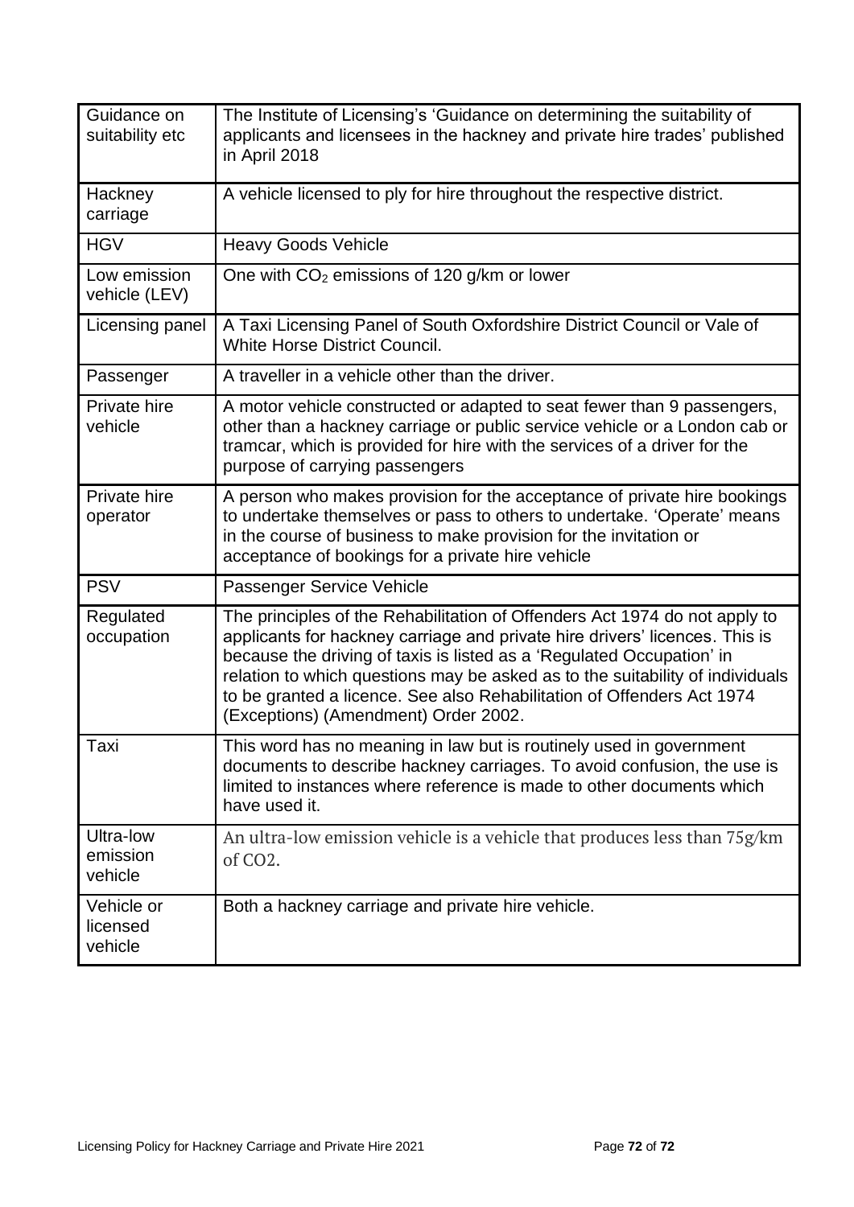| | |
|---|---|
| Guidance on suitability etc | The Institute of Licensing's 'Guidance on determining the suitability of applicants and licensees in the hackney and private hire trades' published in April 2018 |
| Hackney carriage | A vehicle licensed to ply for hire throughout the respective district. |
| HGV | Heavy Goods Vehicle |
| Low emission vehicle (LEV) | One with $CO_2$ emissions of 120 g/km or lower |
| Licensing panel | A Taxi Licensing Panel of South Oxfordshire District Council or Vale of White Horse District Council. |
| Passenger | A traveller in a vehicle other than the driver. |
| Private hire vehicle | A motor vehicle constructed or adapted to seat fewer than 9 passengers, other than a hackney carriage or public service vehicle or a London cab or tramcar, which is provided for hire with the services of a driver for the purpose of carrying passengers |
| Private hire operator | A person who makes provision for the acceptance of private hire bookings to undertake themselves or pass to others to undertake. 'Operate' means in the course of business to make provision for the invitation or acceptance of bookings for a private hire vehicle |
| PSV | Passenger Service Vehicle |
| Regulated occupation | The principles of the Rehabilitation of Offenders Act 1974 do not apply to applicants for hackney carriage and private hire drivers' licences. This is because the driving of taxis is listed as a 'Regulated Occupation' in relation to which questions may be asked as to the suitability of individuals to be granted a licence. See also Rehabilitation of Offenders Act 1974 (Exceptions) (Amendment) Order 2002. |
| Taxi | This word has no meaning in law but is routinely used in government documents to describe hackney carriages. To avoid confusion, the use is limited to instances where reference is made to other documents which have used it. |
| Ultra-low emission vehicle | An ultra-low emission vehicle is a vehicle that produces less than 75g/km of $CO_2$. |
| Vehicle or licensed vehicle | Both a hackney carriage and private hire vehicle. |